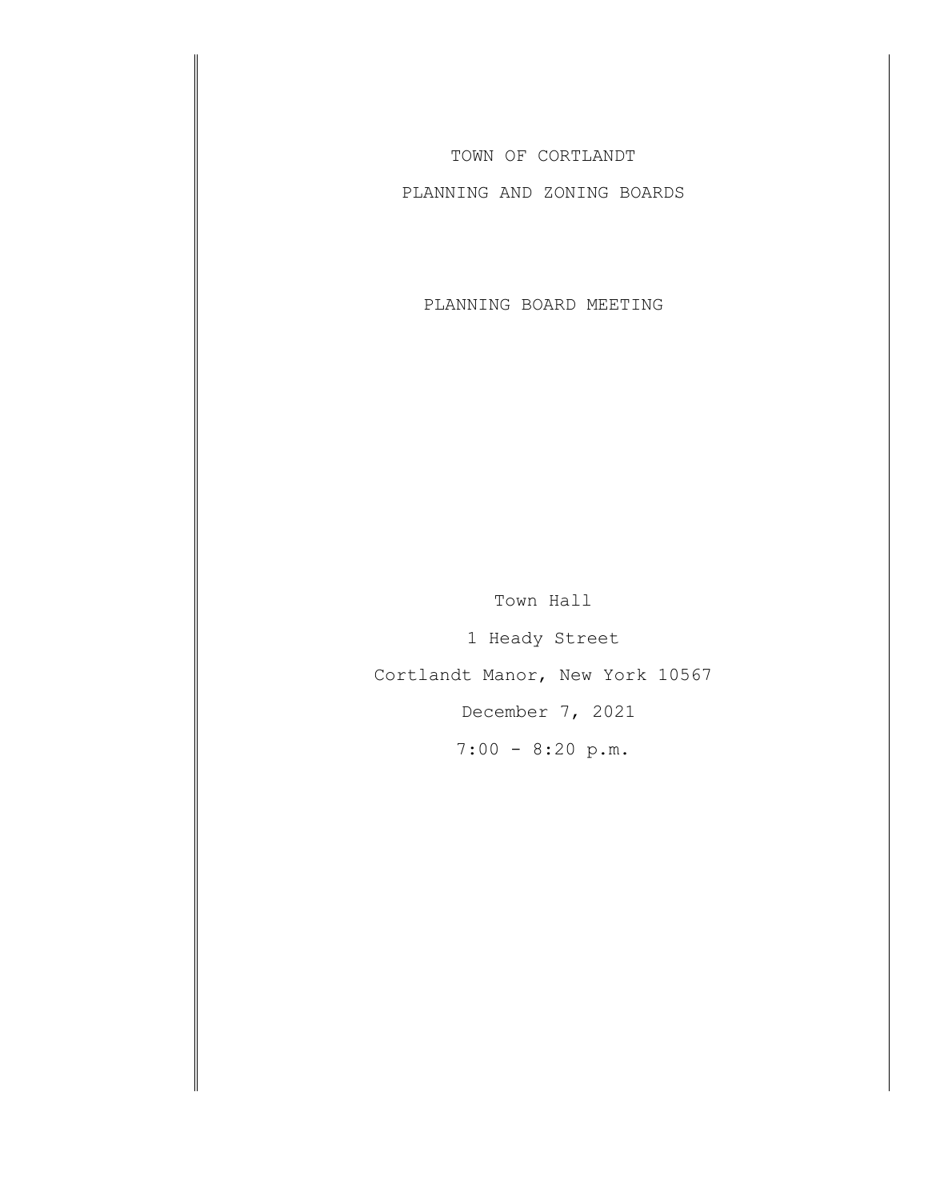TOWN OF CORTLANDT

PLANNING AND ZONING BOARDS

PLANNING BOARD MEETING

Town Hall

1 Heady Street

Cortlandt Manor, New York 10567

December 7, 2021

7:00 - 8:20 p.m.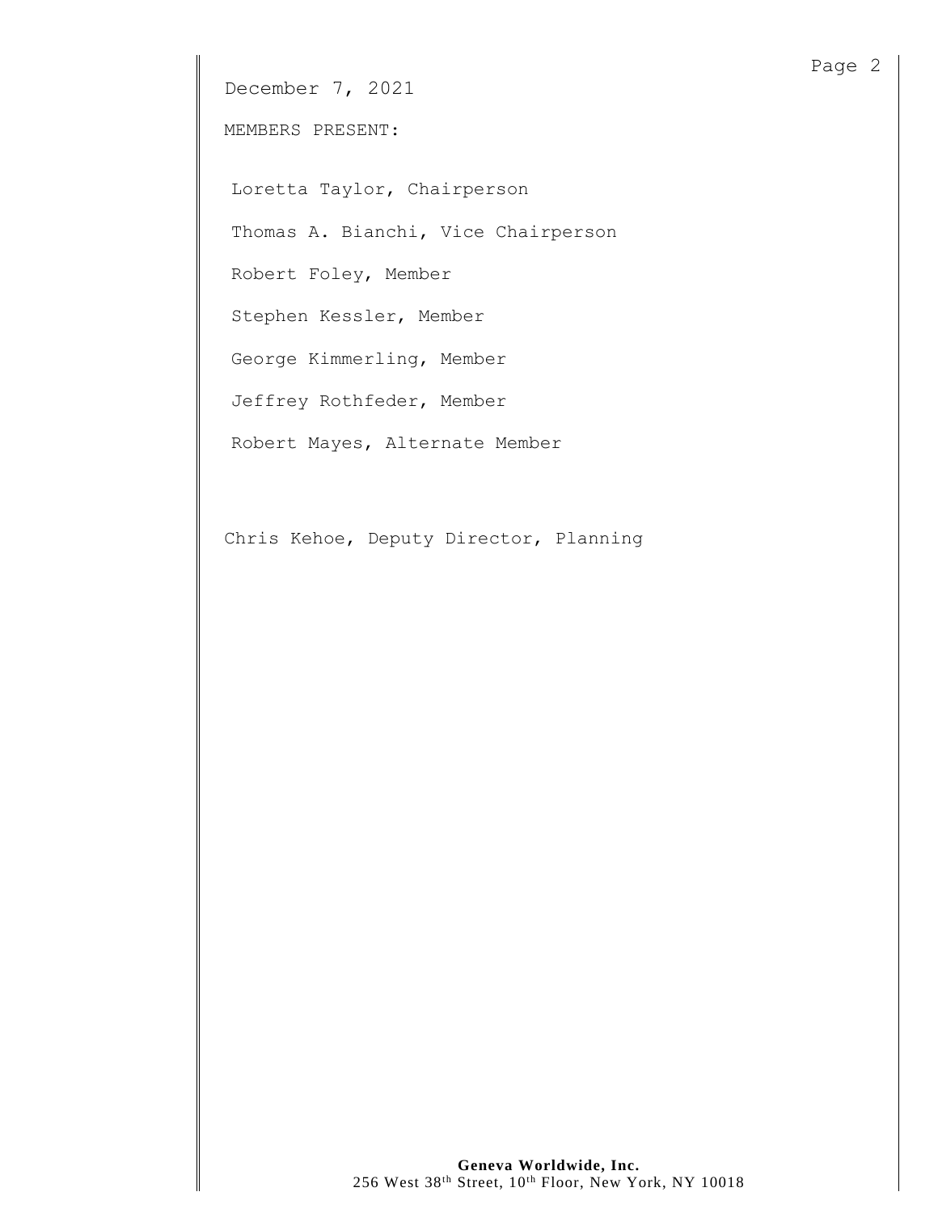December 7, 2021

MEMBERS PRESENT:

Loretta Taylor, Chairperson

Thomas A. Bianchi, Vice Chairperson

Robert Foley, Member

Stephen Kessler, Member

George Kimmerling, Member

Jeffrey Rothfeder, Member

Robert Mayes, Alternate Member

Chris Kehoe, Deputy Director, Planning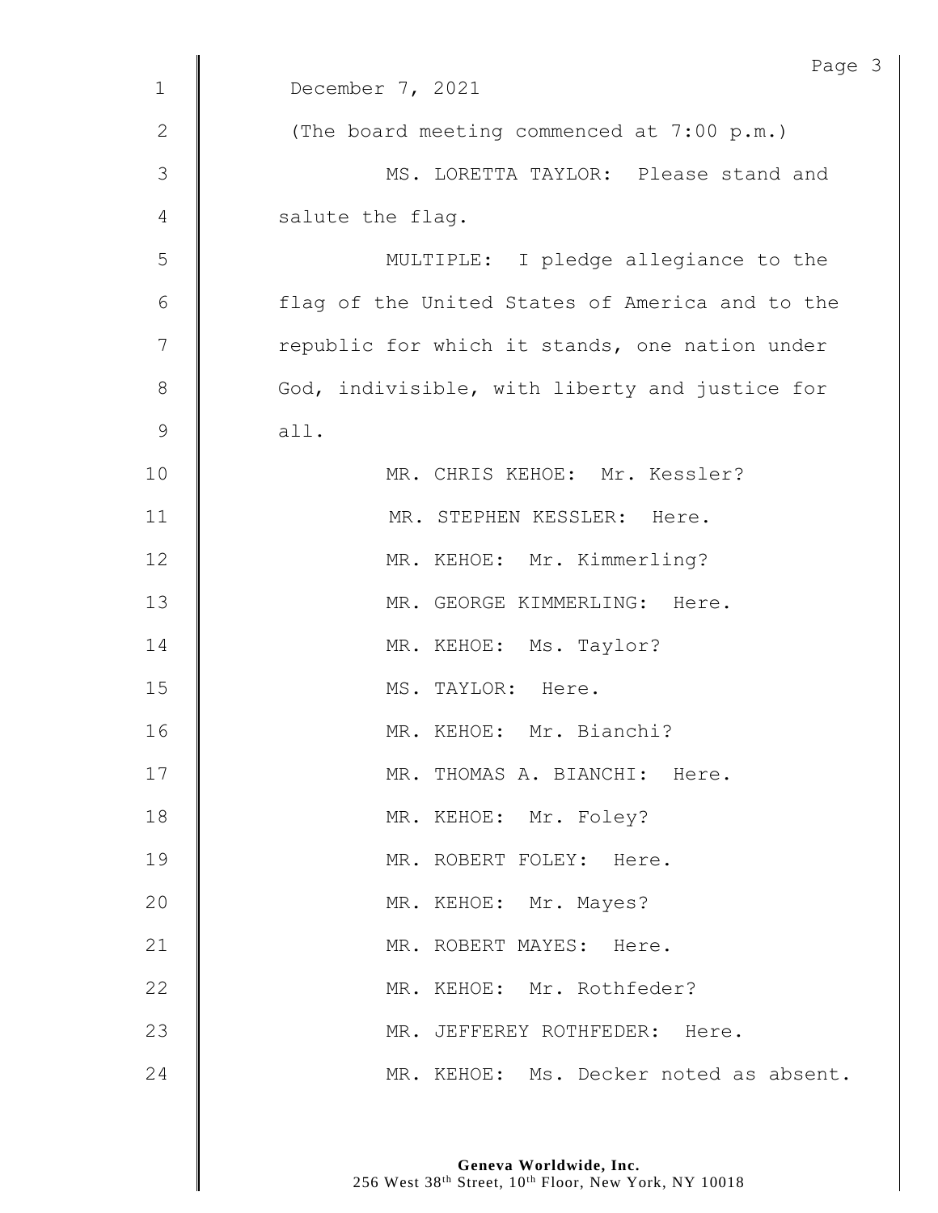December 7, 2021

(The board meeting commenced at 7:00 p.m.)

MS. LORETTA TAYLOR: Please stand and salute the flag.

MULTIPLE: I pledge allegiance to the flag of the United States of America and to the republic for which it stands, one nation under God, indivisible, with liberty and justice for all.

MR. CHRIS KEHOE: Mr. Kessler?

MR. STEPHEN KESSLER: Here.

MR. KEHOE: Mr. Kimmerling?

MR. GEORGE KIMMERLING: Here.

MR. KEHOE: Ms. Taylor?

MS. TAYLOR: Here.

MR. KEHOE: Mr. Bianchi?

MR. THOMAS A. BIANCHI: Here.

MR. KEHOE: Mr. Foley?

MR. ROBERT FOLEY: Here.

MR. KEHOE: Mr. Mayes?

MR. ROBERT MAYES: Here.

MR. KEHOE: Mr. Rothfeder?

MR. JEFFEREY ROTHFEDER: Here.

MR. KEHOE: Ms. Decker noted as absent.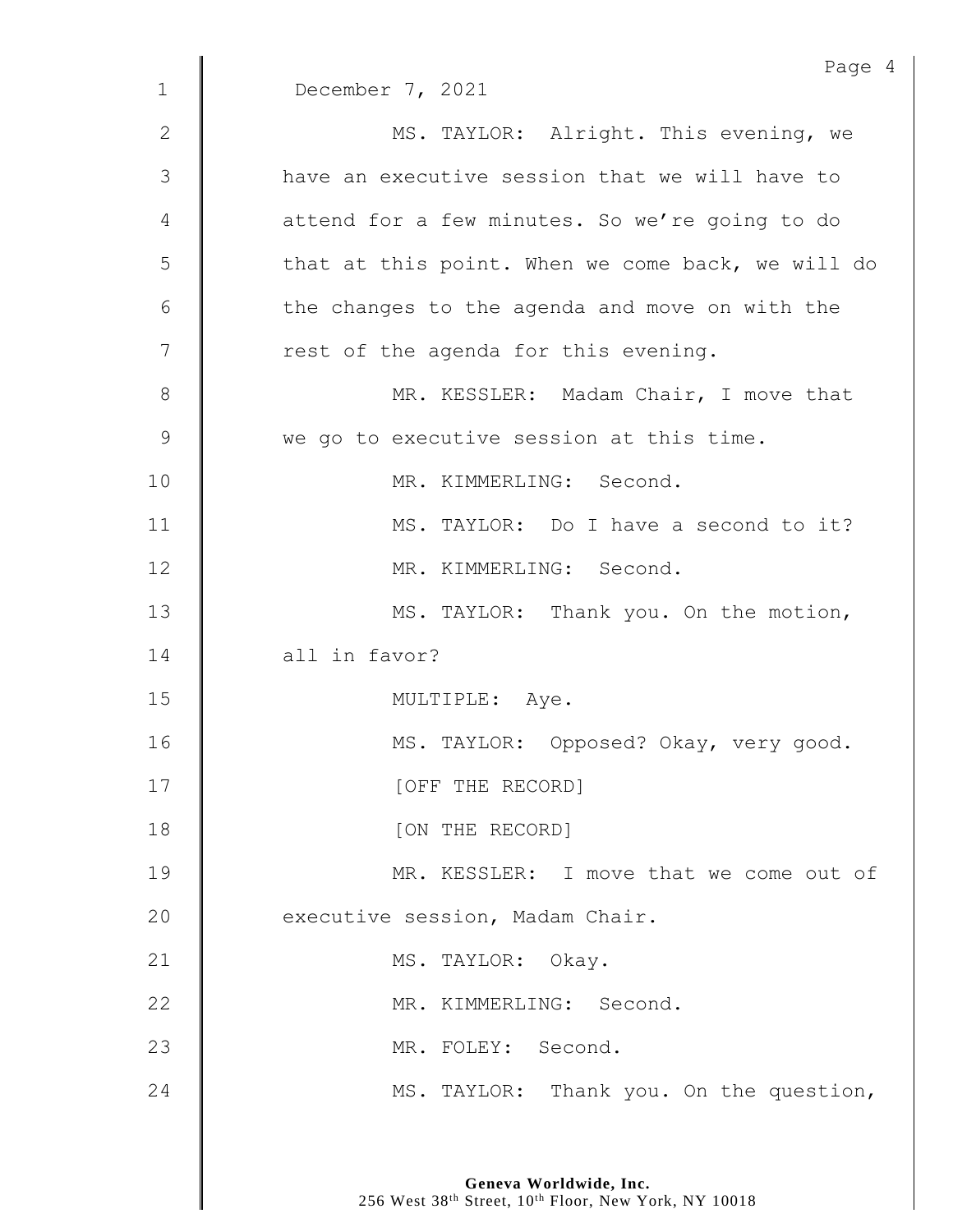December 7, 2021

MS. TAYLOR: Alright. This evening, we have an executive session that we will have to attend for a few minutes. So we're going to do that at this point. When we come back, we will do the changes to the agenda and move on with the rest of the agenda for this evening.

MR. KESSLER: Madam Chair, I move that we go to executive session at this time.

MR. KIMMERLING: Second.

MS. TAYLOR: Do I have a second to it?

MR. KIMMERLING: Second.

MS. TAYLOR: Thank you. On the motion, all in favor?

MULTIPLE: Aye.

MS. TAYLOR: Opposed? Okay, very good.

[OFF THE RECORD]

[ON THE RECORD]

MR. KESSLER: I move that we come out of executive session, Madam Chair.

MS. TAYLOR: Okay.

MR. KIMMERLING: Second.

MR. FOLEY: Second.

MS. TAYLOR: Thank you. On the question,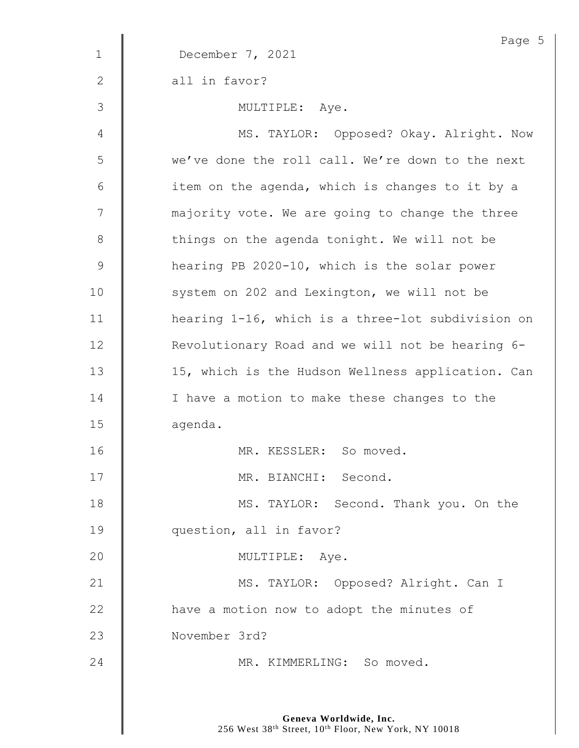December 7, 2021

all in favor?

MULTIPLE: Aye.

MS. TAYLOR: Opposed? Okay. Alright. Now we've done the roll call. We're down to the next item on the agenda, which is changes to it by a majority vote. We are going to change the three things on the agenda tonight. We will not be hearing PB 2020-10, which is the solar power system on 202 and Lexington, we will not be hearing 1-16, which is a three-lot subdivision on Revolutionary Road and we will not be hearing 6-15, which is the Hudson Wellness application. Can I have a motion to make these changes to the agenda.

MR. KESSLER: So moved.

MR. BIANCHI: Second.

MS. TAYLOR: Second. Thank you. On the question, all in favor?

MULTIPLE: Aye.

MS. TAYLOR: Opposed? Alright. Can I have a motion now to adopt the minutes of November 3rd?

MR. KIMMERLING: So moved.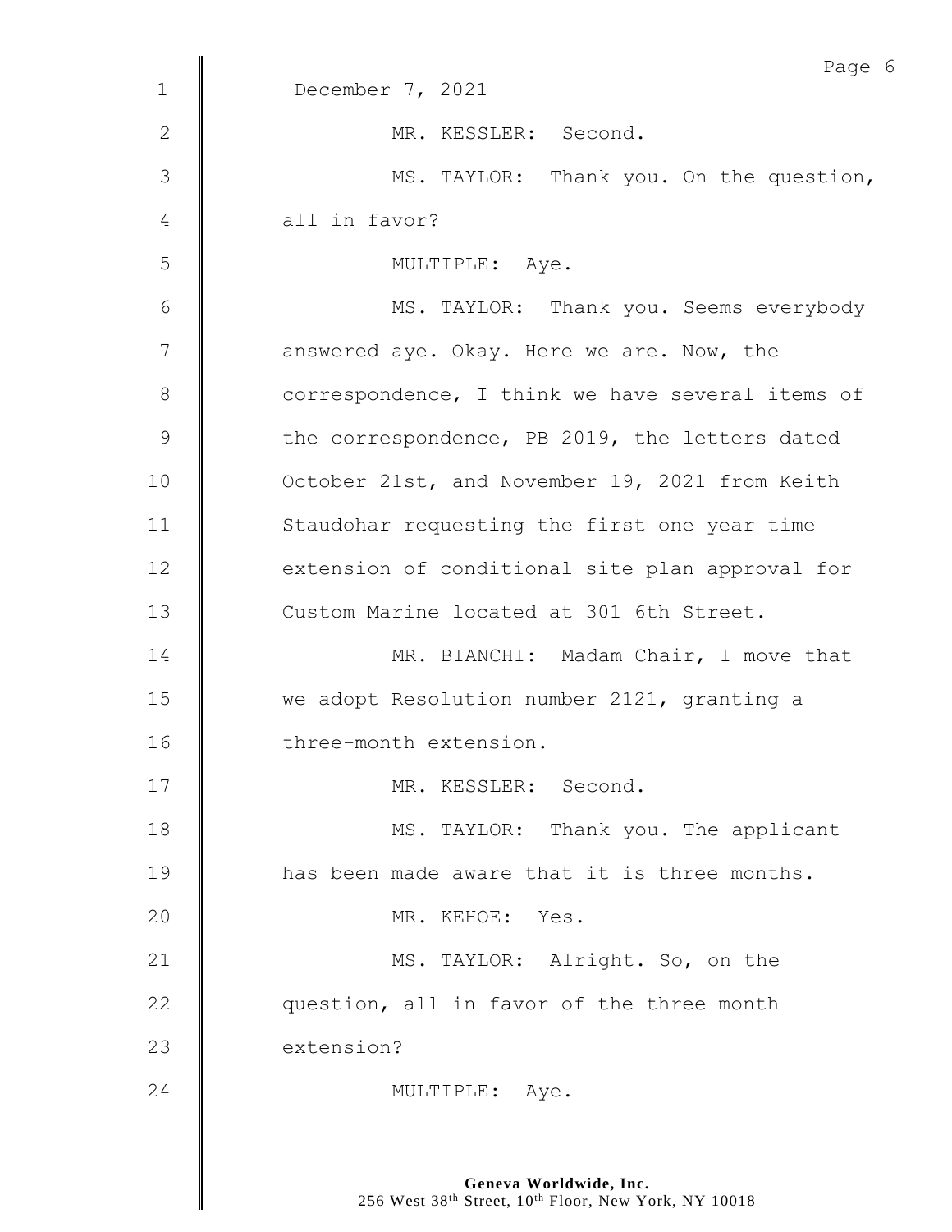December 7, 2021

MR. KESSLER: Second.

MS. TAYLOR: Thank you. On the question, all in favor?

MULTIPLE: Aye.

MS. TAYLOR: Thank you. Seems everybody answered aye. Okay. Here we are. Now, the correspondence, I think we have several items of the correspondence, PB 2019, the letters dated October 21st, and November 19, 2021 from Keith Staudohar requesting the first one year time extension of conditional site plan approval for Custom Marine located at 301 6th Street.

MR. BIANCHI: Madam Chair, I move that we adopt Resolution number 2121, granting a three-month extension.

MR. KESSLER: Second.

MS. TAYLOR: Thank you. The applicant has been made aware that it is three months.

MR. KEHOE: Yes.

MS. TAYLOR: Alright. So, on the question, all in favor of the three month extension?

MULTIPLE: Aye.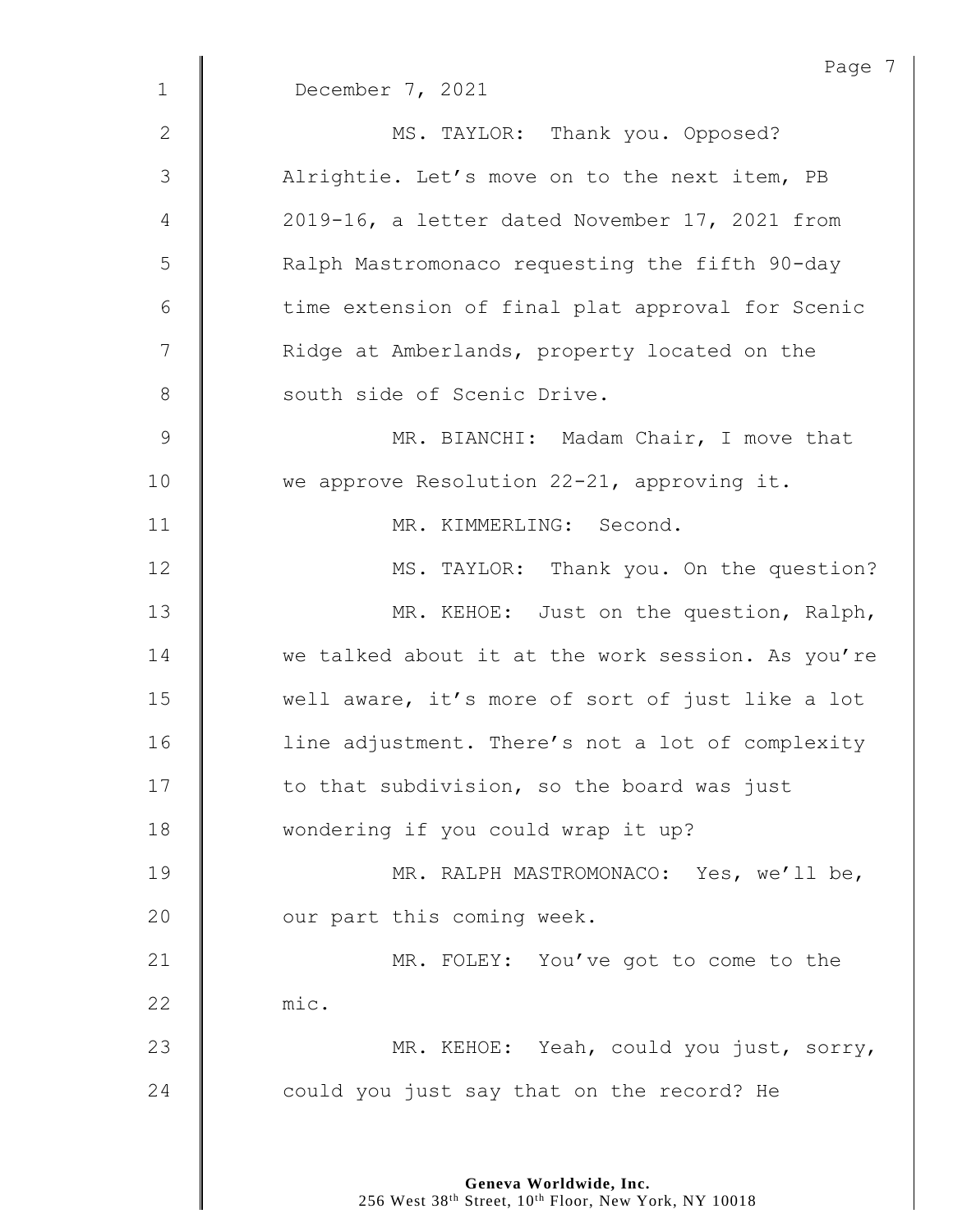December 7, 2021

MS. TAYLOR: Thank you. Opposed? Alrightie. Let's move on to the next item, PB 2019-16, a letter dated November 17, 2021 from Ralph Mastromonaco requesting the fifth 90-day time extension of final plat approval for Scenic Ridge at Amberlands, property located on the south side of Scenic Drive.

MR. BIANCHI: Madam Chair, I move that we approve Resolution 22-21, approving it.

MR. KIMMERLING: Second.

MS. TAYLOR: Thank you. On the question?

MR. KEHOE: Just on the question, Ralph, we talked about it at the work session. As you're well aware, it's more of sort of just like a lot line adjustment. There's not a lot of complexity to that subdivision, so the board was just wondering if you could wrap it up?

MR. RALPH MASTROMONACO: Yes, we'll be, our part this coming week.

MR. FOLEY: You've got to come to the mic.

MR. KEHOE: Yeah, could you just, sorry, could you just say that on the record? He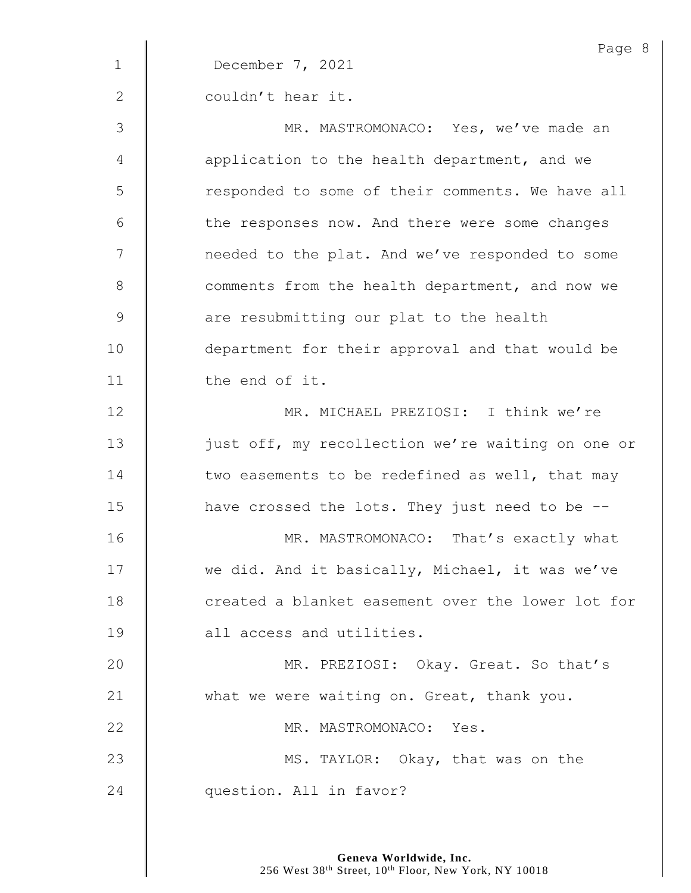December 7, 2021

couldn't hear it.

MR. MASTROMONACO: Yes, we've made an application to the health department, and we responded to some of their comments. We have all the responses now. And there were some changes needed to the plat. And we've responded to some comments from the health department, and now we are resubmitting our plat to the health department for their approval and that would be the end of it.

MR. MICHAEL PREZIOSI: I think we're just off, my recollection we're waiting on one or two easements to be redefined as well, that may have crossed the lots. They just need to be --

MR. MASTROMONACO: That's exactly what we did. And it basically, Michael, it was we've created a blanket easement over the lower lot for all access and utilities.

MR. PREZIOSI: Okay. Great. So that's what we were waiting on. Great, thank you.

MR. MASTROMONACO: Yes.

MS. TAYLOR: Okay, that was on the question. All in favor?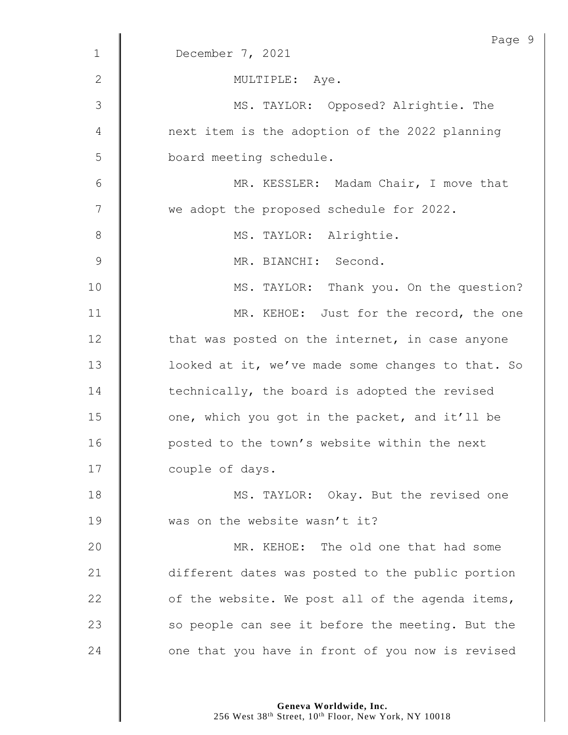December 7, 2021

MULTIPLE: Aye.

MS. TAYLOR: Opposed? Alrightie. The next item is the adoption of the 2022 planning board meeting schedule.

MR. KESSLER: Madam Chair, I move that we adopt the proposed schedule for 2022.

MS. TAYLOR: Alrightie.

MR. BIANCHI: Second.

MS. TAYLOR: Thank you. On the question?

MR. KEHOE: Just for the record, the one that was posted on the internet, in case anyone looked at it, we've made some changes to that. So technically, the board is adopted the revised one, which you got in the packet, and it'll be posted to the town's website within the next couple of days.

MS. TAYLOR: Okay. But the revised one was on the website wasn't it?

MR. KEHOE: The old one that had some different dates was posted to the public portion of the website. We post all of the agenda items, so people can see it before the meeting. But the one that you have in front of you now is revised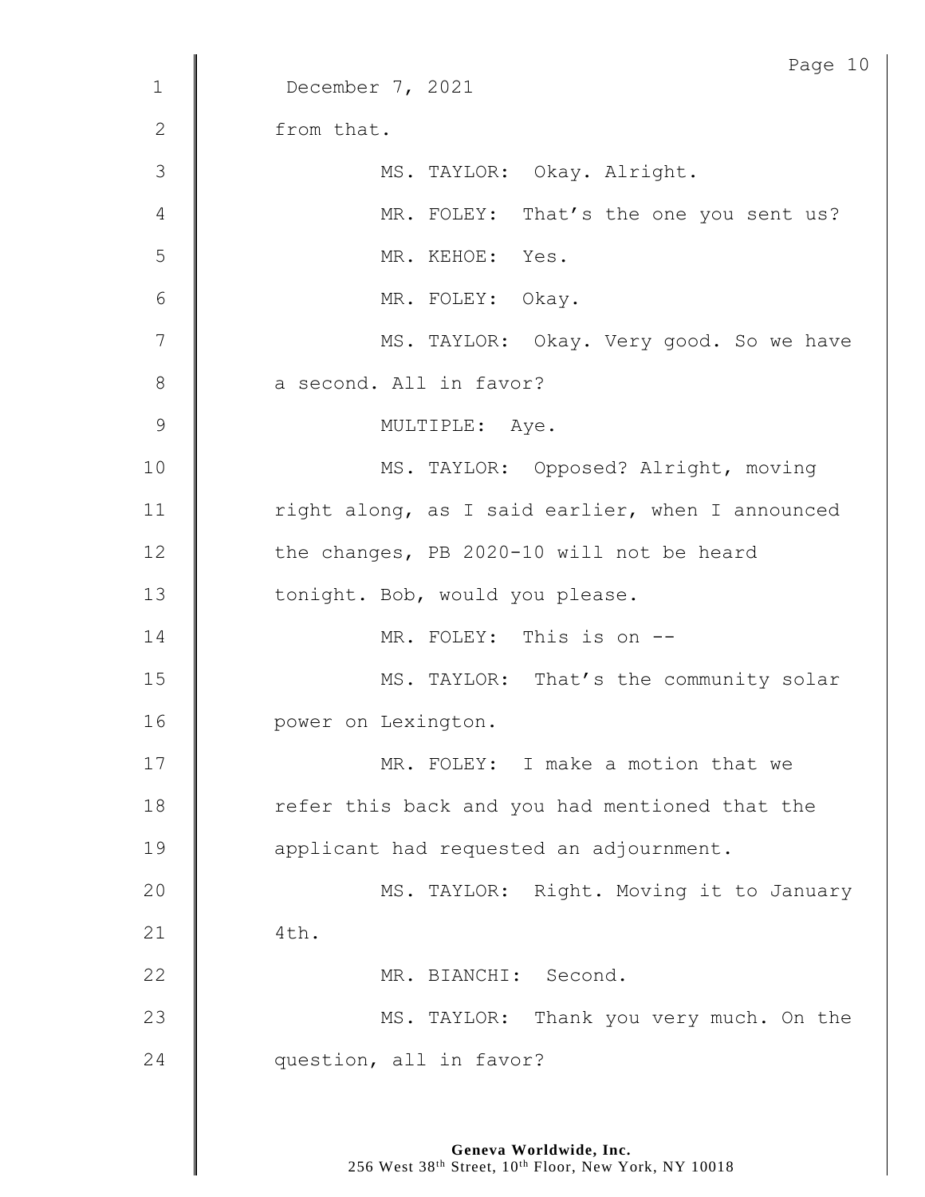December 7, 2021

from that.

MS. TAYLOR: Okay. Alright.

MR. FOLEY: That's the one you sent us?

MR. KEHOE: Yes.

MR. FOLEY: Okay.

MS. TAYLOR: Okay. Very good. So we have a second. All in favor?

MULTIPLE: Aye.

MS. TAYLOR: Opposed? Alright, moving right along, as I said earlier, when I announced the changes, PB 2020-10 will not be heard tonight. Bob, would you please.

MR. FOLEY: This is on --

MS. TAYLOR: That's the community solar power on Lexington.

MR. FOLEY: I make a motion that we refer this back and you had mentioned that the applicant had requested an adjournment.

MS. TAYLOR: Right. Moving it to January 4th.

MR. BIANCHI: Second.

MS. TAYLOR: Thank you very much. On the question, all in favor?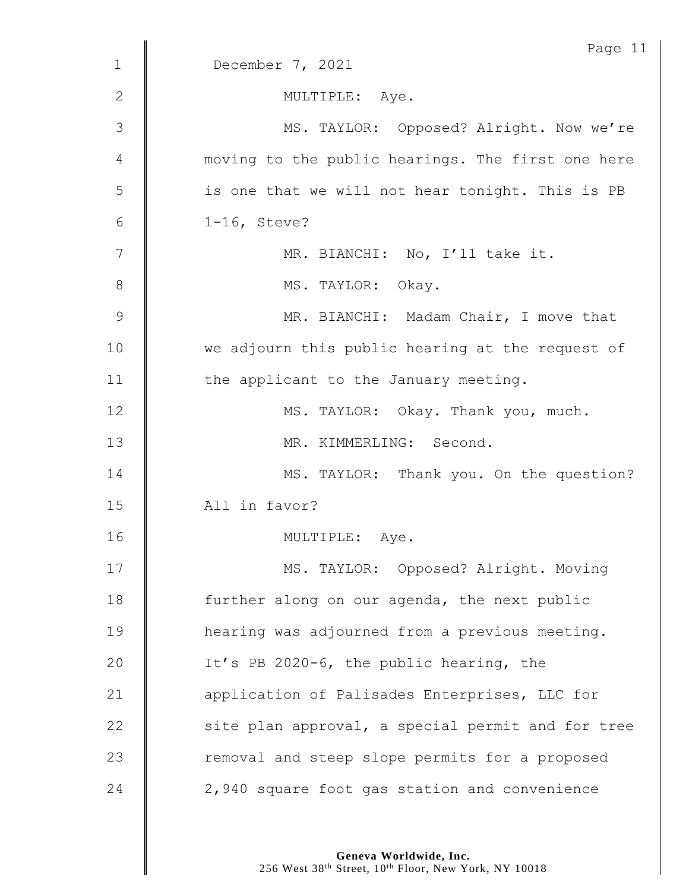December 7, 2021

MULTIPLE: Aye.

MS. TAYLOR: Opposed? Alright. Now we're moving to the public hearings. The first one here is one that we will not hear tonight. This is PB 1-16, Steve?

MR. BIANCHI: No, I'll take it.

MS. TAYLOR: Okay.

MR. BIANCHI: Madam Chair, I move that we adjourn this public hearing at the request of the applicant to the January meeting.

MS. TAYLOR: Okay. Thank you, much.

MR. KIMMERLING: Second.

MS. TAYLOR: Thank you. On the question? All in favor?

MULTIPLE: Aye.

MS. TAYLOR: Opposed? Alright. Moving further along on our agenda, the next public hearing was adjourned from a previous meeting. It's PB 2020-6, the public hearing, the application of Palisades Enterprises, LLC for site plan approval, a special permit and for tree removal and steep slope permits for a proposed 2,940 square foot gas station and convenience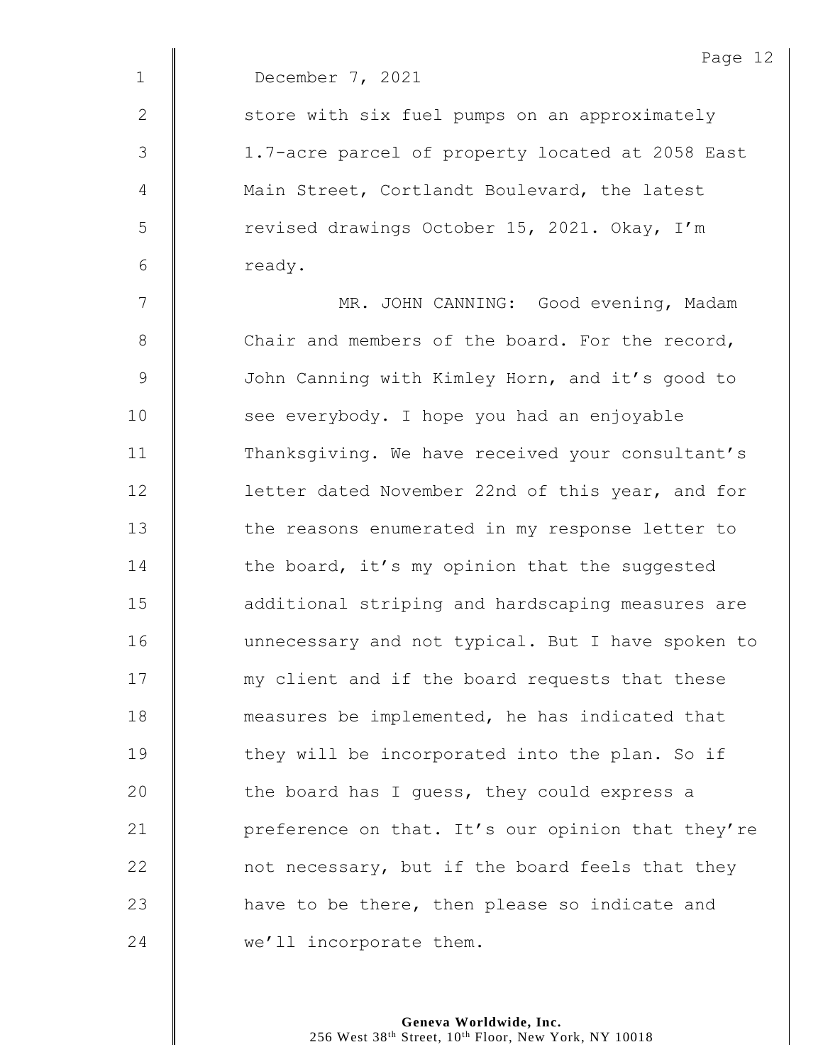December 7, 2021

store with six fuel pumps on an approximately 1.7-acre parcel of property located at 2058 East Main Street, Cortlandt Boulevard, the latest revised drawings October 15, 2021. Okay, I'm ready.

MR. JOHN CANNING: Good evening, Madam Chair and members of the board. For the record, John Canning with Kimley Horn, and it's good to see everybody. I hope you had an enjoyable Thanksgiving. We have received your consultant's letter dated November 22nd of this year, and for the reasons enumerated in my response letter to the board, it's my opinion that the suggested additional striping and hardscaping measures are unnecessary and not typical. But I have spoken to my client and if the board requests that these measures be implemented, he has indicated that they will be incorporated into the plan. So if the board has I guess, they could express a preference on that. It's our opinion that they're not necessary, but if the board feels that they have to be there, then please so indicate and we'll incorporate them.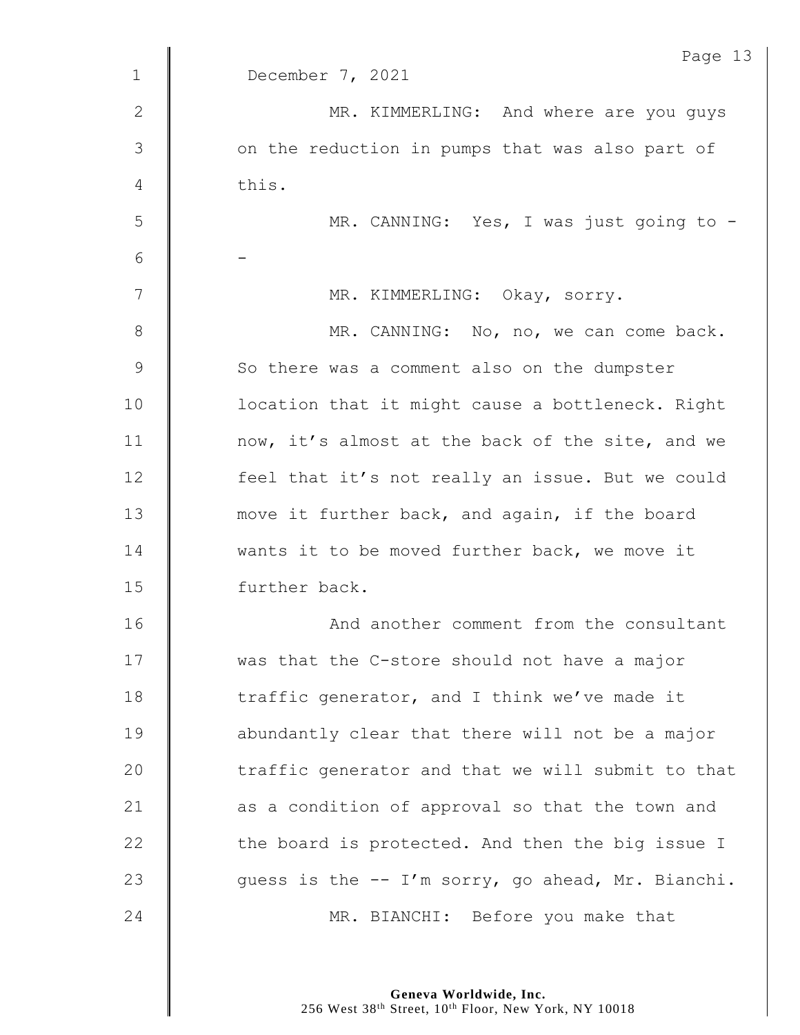December 7, 2021

MR. KIMMERLING: And where are you guys on the reduction in pumps that was also part of this.

MR. CANNING: Yes, I was just going to --

MR. KIMMERLING: Okay, sorry.

MR. CANNING: No, no, we can come back. So there was a comment also on the dumpster location that it might cause a bottleneck. Right now, it's almost at the back of the site, and we feel that it's not really an issue. But we could move it further back, and again, if the board wants it to be moved further back, we move it further back.

And another comment from the consultant was that the C-store should not have a major traffic generator, and I think we've made it abundantly clear that there will not be a major traffic generator and that we will submit to that as a condition of approval so that the town and the board is protected. And then the big issue I guess is the -- I'm sorry, go ahead, Mr. Bianchi.

MR. BIANCHI: Before you make that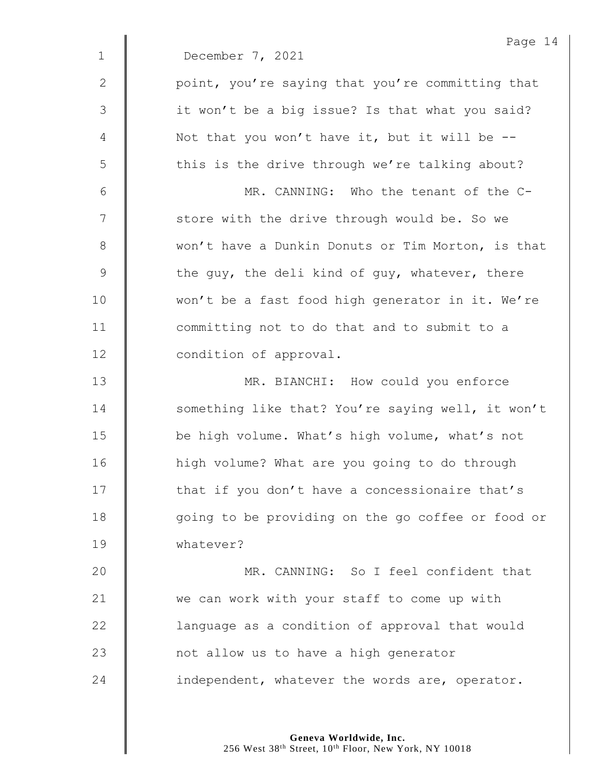December 7, 2021

point, you're saying that you're committing that it won't be a big issue? Is that what you said? Not that you won't have it, but it will be -- this is the drive through we're talking about?

MR. CANNING: Who the tenant of the C-store with the drive through would be. So we won't have a Dunkin Donuts or Tim Morton, is that the guy, the deli kind of guy, whatever, there won't be a fast food high generator in it. We're committing not to do that and to submit to a condition of approval.

MR. BIANCHI: How could you enforce something like that? You're saying well, it won't be high volume. What's high volume, what's not high volume? What are you going to do through that if you don't have a concessionaire that's going to be providing on the go coffee or food or whatever?

MR. CANNING: So I feel confident that we can work with your staff to come up with language as a condition of approval that would not allow us to have a high generator independent, whatever the words are, operator.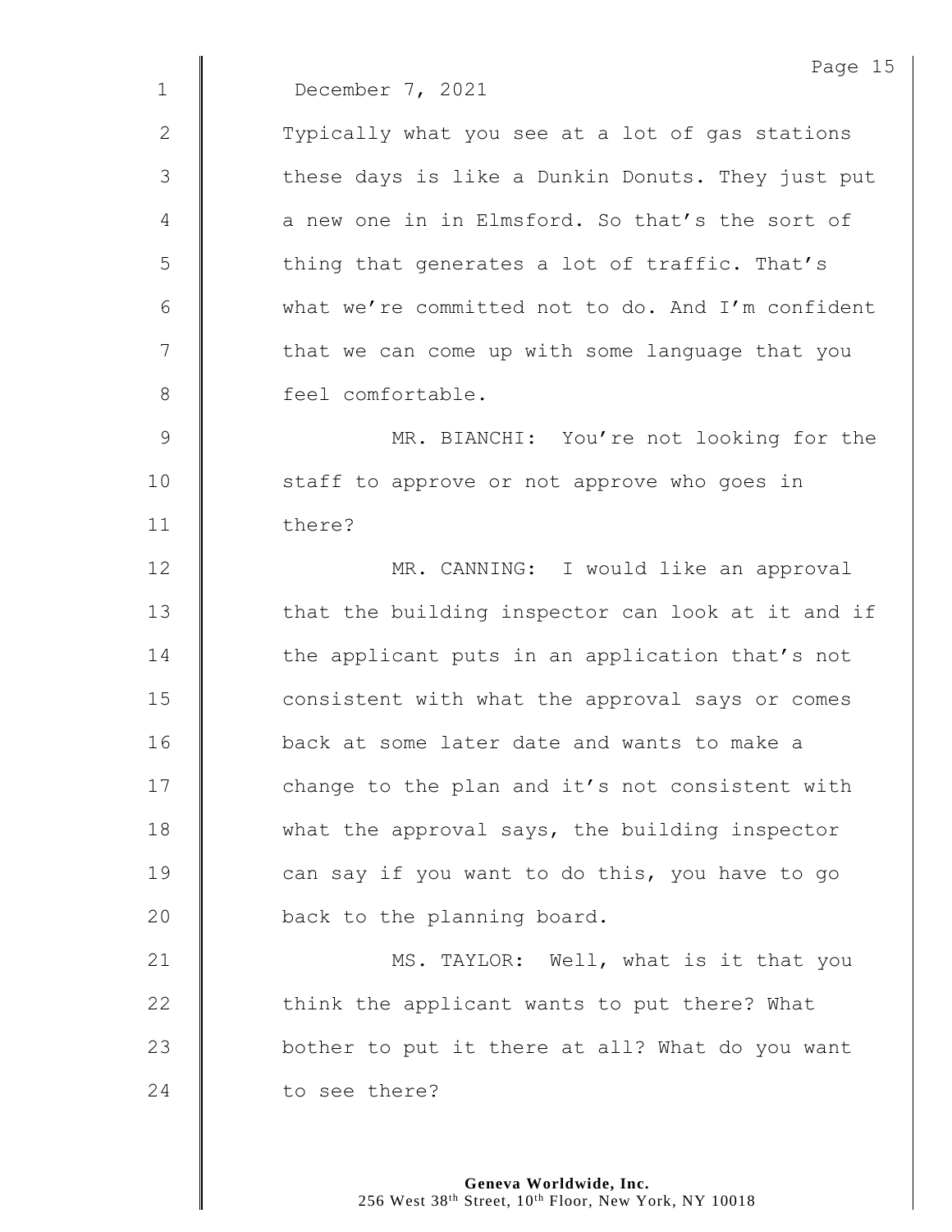December 7, 2021

Typically what you see at a lot of gas stations these days is like a Dunkin Donuts. They just put a new one in in Elmsford. So that's the sort of thing that generates a lot of traffic. That's what we're committed not to do. And I'm confident that we can come up with some language that you feel comfortable.

MR. BIANCHI: You're not looking for the staff to approve or not approve who goes in there?

MR. CANNING: I would like an approval that the building inspector can look at it and if the applicant puts in an application that's not consistent with what the approval says or comes back at some later date and wants to make a change to the plan and it's not consistent with what the approval says, the building inspector can say if you want to do this, you have to go back to the planning board.

MS. TAYLOR: Well, what is it that you think the applicant wants to put there? What bother to put it there at all? What do you want to see there?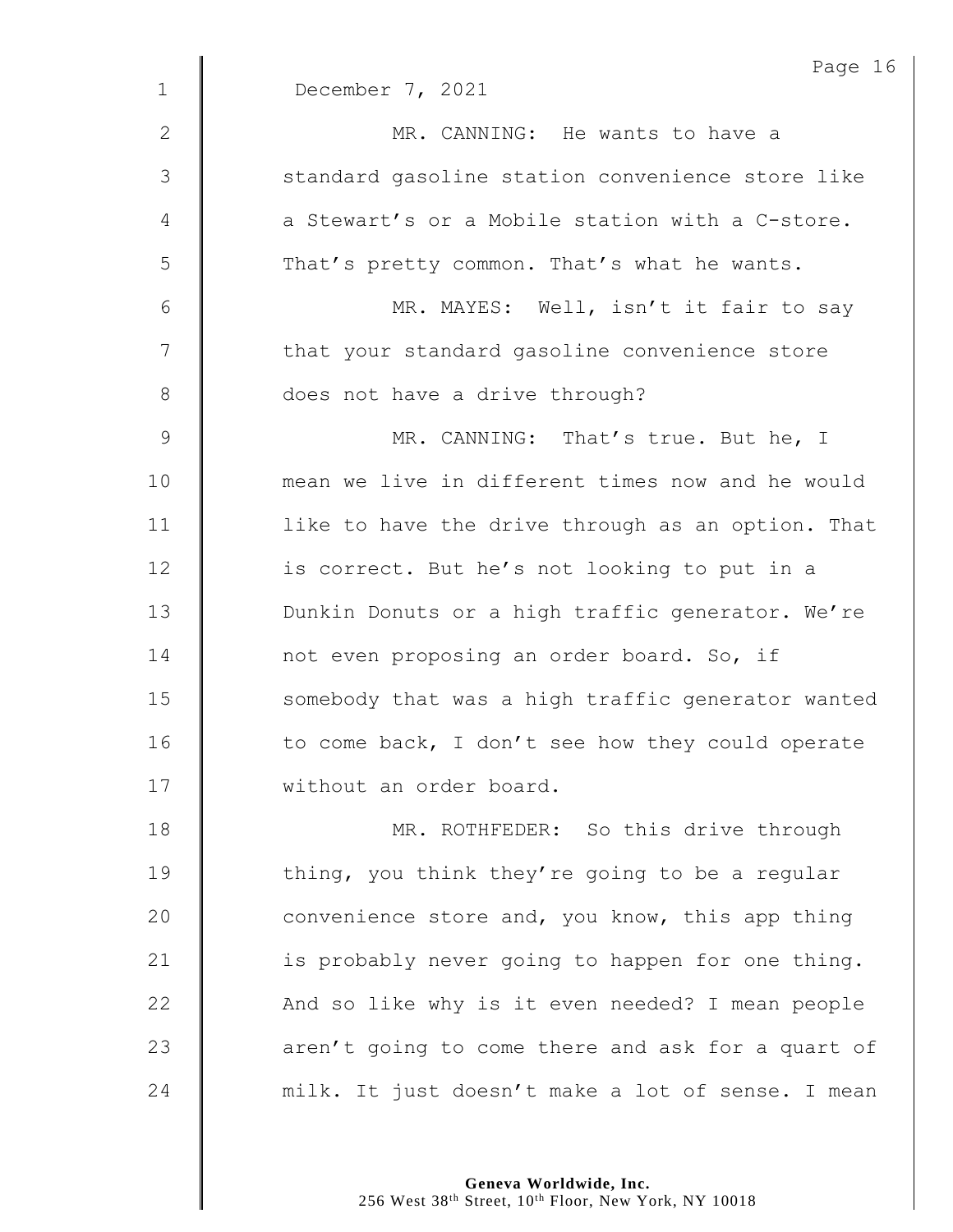December 7, 2021

MR. CANNING: He wants to have a standard gasoline station convenience store like a Stewart's or a Mobile station with a C-store. That's pretty common. That's what he wants.

MR. MAYES: Well, isn't it fair to say that your standard gasoline convenience store does not have a drive through?

MR. CANNING: That's true. But he, I mean we live in different times now and he would like to have the drive through as an option. That is correct. But he's not looking to put in a Dunkin Donuts or a high traffic generator. We're not even proposing an order board. So, if somebody that was a high traffic generator wanted to come back, I don't see how they could operate without an order board.

MR. ROTHFEDER: So this drive through thing, you think they're going to be a regular convenience store and, you know, this app thing is probably never going to happen for one thing. And so like why is it even needed? I mean people aren't going to come there and ask for a quart of milk. It just doesn't make a lot of sense. I mean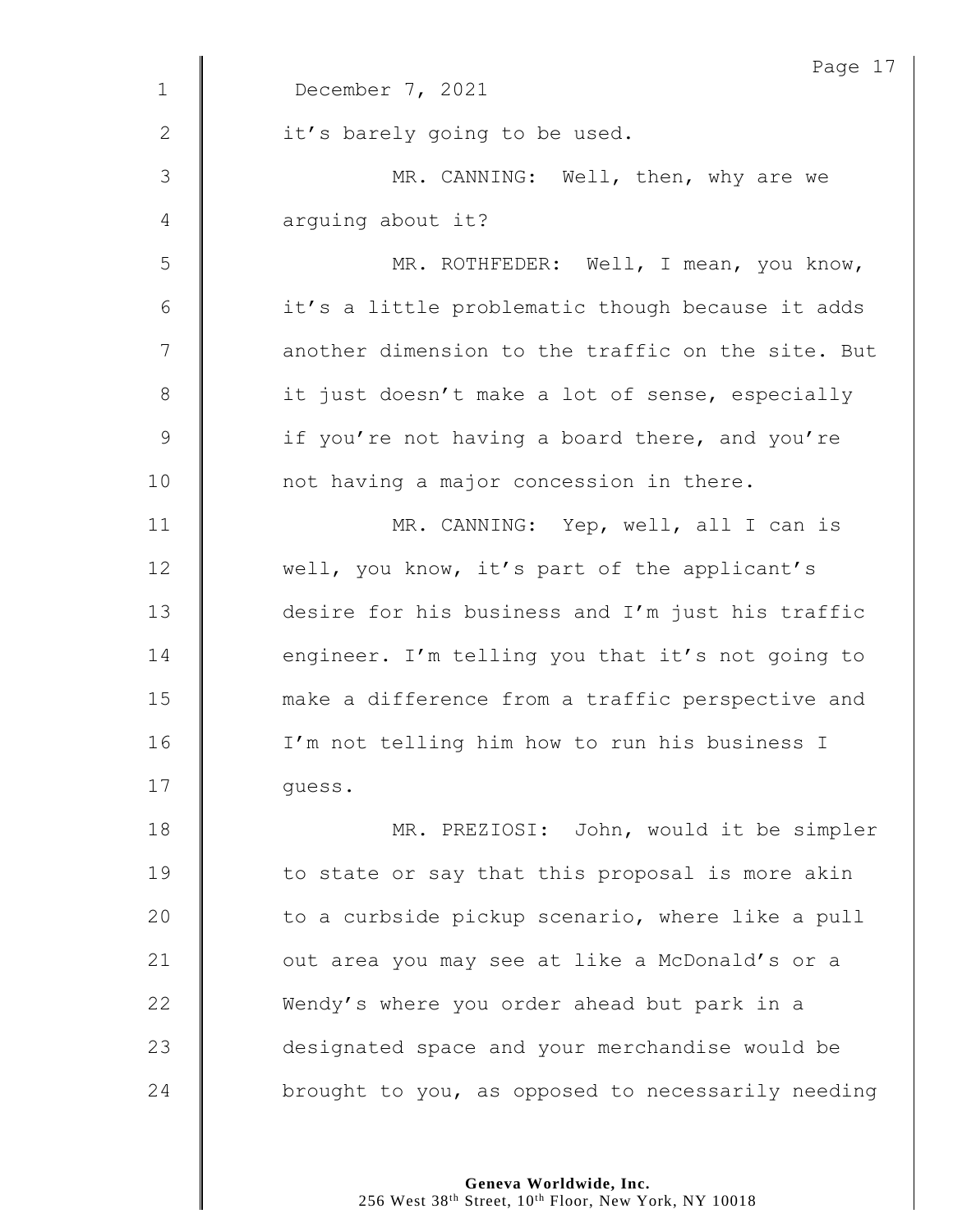December 7, 2021

it's barely going to be used.

MR. CANNING: Well, then, why are we arguing about it?

MR. ROTHFEDER: Well, I mean, you know, it's a little problematic though because it adds another dimension to the traffic on the site. But it just doesn't make a lot of sense, especially if you're not having a board there, and you're not having a major concession in there.

MR. CANNING: Yep, well, all I can is well, you know, it's part of the applicant's desire for his business and I'm just his traffic engineer. I'm telling you that it's not going to make a difference from a traffic perspective and I'm not telling him how to run his business I guess.

MR. PREZIOSI: John, would it be simpler to state or say that this proposal is more akin to a curbside pickup scenario, where like a pull out area you may see at like a McDonald's or a Wendy's where you order ahead but park in a designated space and your merchandise would be brought to you, as opposed to necessarily needing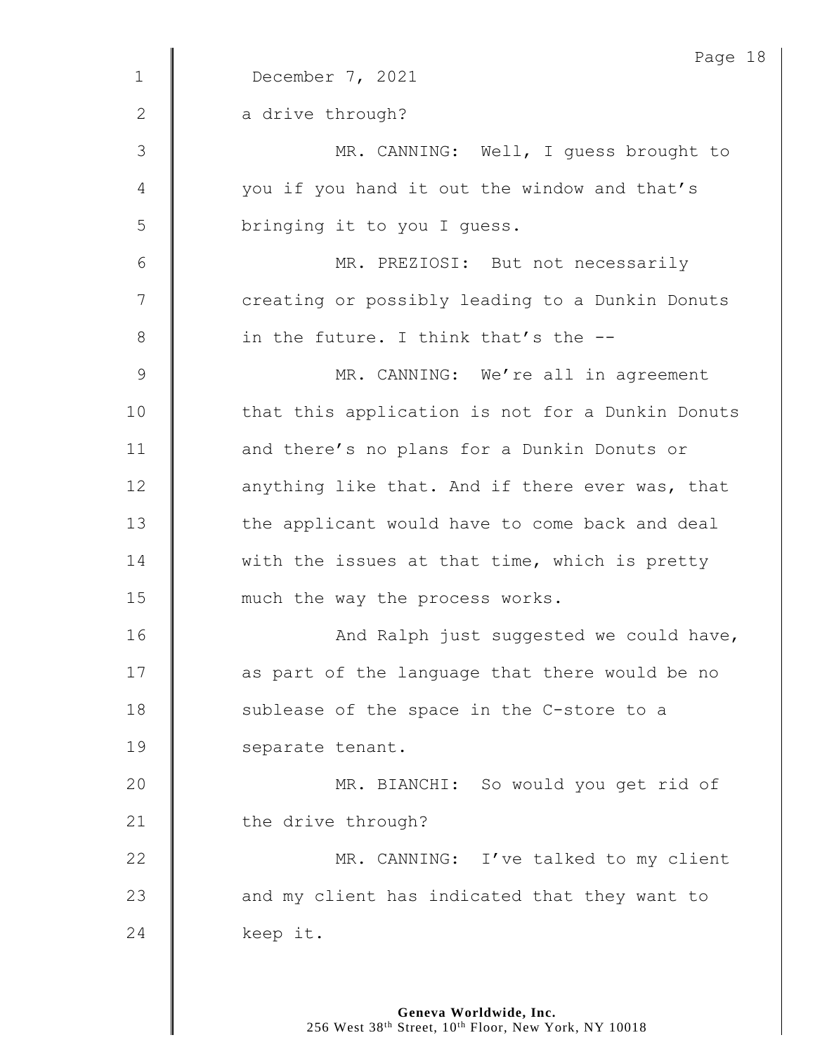December 7, 2021

a drive through?

MR. CANNING: Well, I guess brought to you if you hand it out the window and that's bringing it to you I guess.

MR. PREZIOSI: But not necessarily creating or possibly leading to a Dunkin Donuts in the future. I think that's the --

MR. CANNING: We're all in agreement that this application is not for a Dunkin Donuts and there's no plans for a Dunkin Donuts or anything like that. And if there ever was, that the applicant would have to come back and deal with the issues at that time, which is pretty much the way the process works.

And Ralph just suggested we could have, as part of the language that there would be no sublease of the space in the C-store to a separate tenant.

MR. BIANCHI: So would you get rid of the drive through?

MR. CANNING: I've talked to my client and my client has indicated that they want to keep it.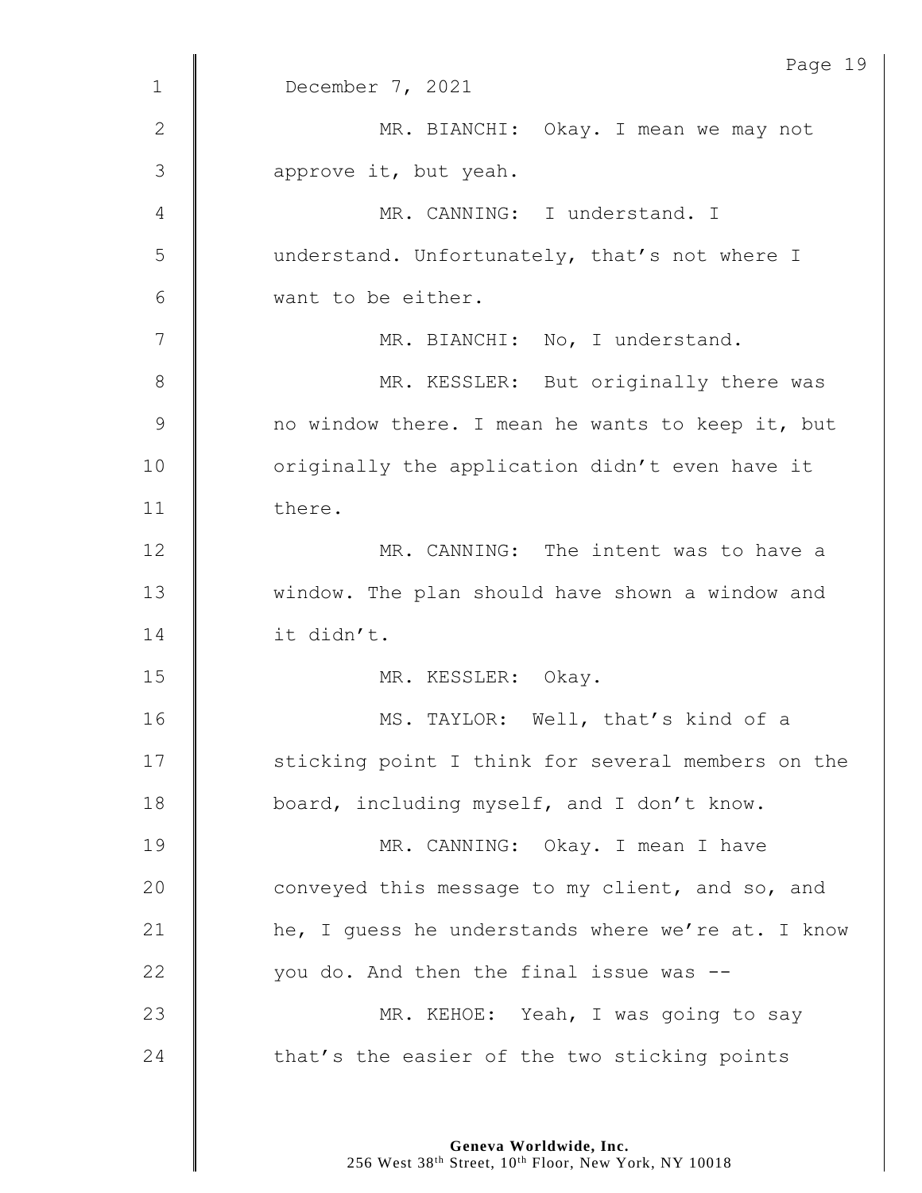December 7, 2021

MR. BIANCHI: Okay. I mean we may not approve it, but yeah.

MR. CANNING: I understand. I understand. Unfortunately, that's not where I want to be either.

MR. BIANCHI: No, I understand.

MR. KESSLER: But originally there was no window there. I mean he wants to keep it, but originally the application didn't even have it there.

MR. CANNING: The intent was to have a window. The plan should have shown a window and it didn't.

MR. KESSLER: Okay.

MS. TAYLOR: Well, that's kind of a sticking point I think for several members on the board, including myself, and I don't know.

MR. CANNING: Okay. I mean I have conveyed this message to my client, and so, and he, I guess he understands where we're at. I know you do. And then the final issue was --

MR. KEHOE: Yeah, I was going to say that's the easier of the two sticking points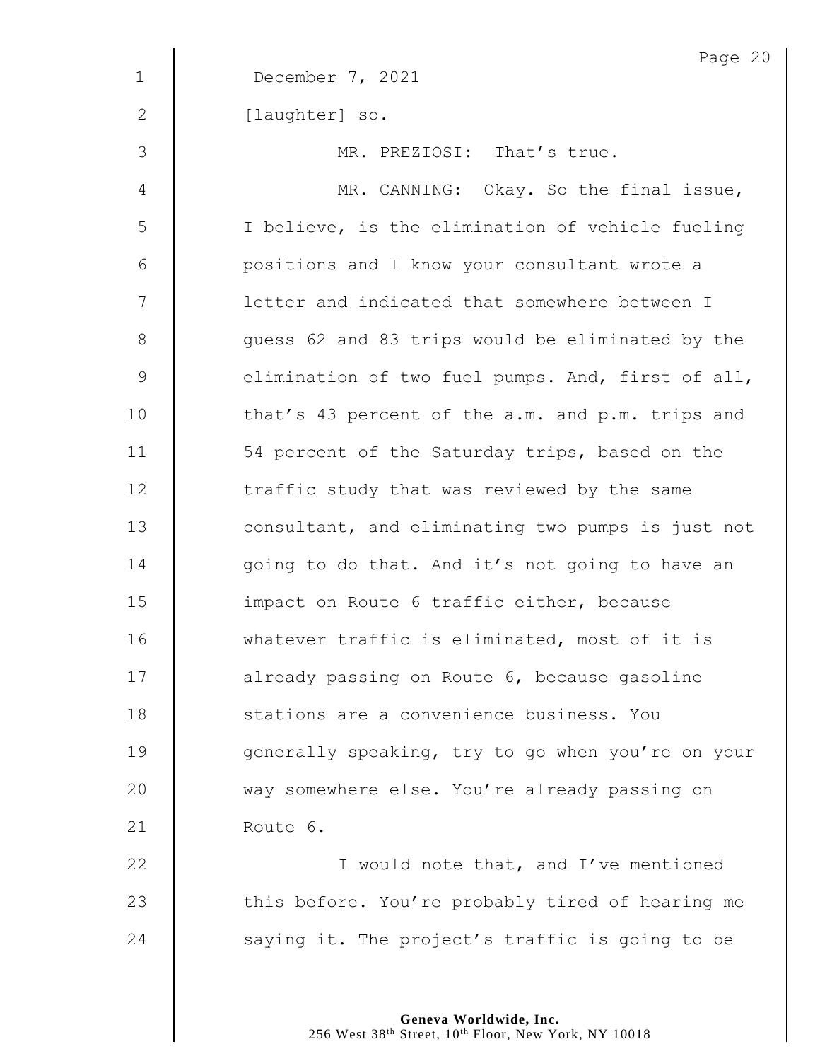December 7, 2021

[laughter] so.

MR. PREZIOSI: That's true.

MR. CANNING: Okay. So the final issue, I believe, is the elimination of vehicle fueling positions and I know your consultant wrote a letter and indicated that somewhere between I guess 62 and 83 trips would be eliminated by the elimination of two fuel pumps. And, first of all, that's 43 percent of the a.m. and p.m. trips and 54 percent of the Saturday trips, based on the traffic study that was reviewed by the same consultant, and eliminating two pumps is just not going to do that. And it's not going to have an impact on Route 6 traffic either, because whatever traffic is eliminated, most of it is already passing on Route 6, because gasoline stations are a convenience business. You generally speaking, try to go when you're on your way somewhere else. You're already passing on Route 6.

I would note that, and I've mentioned this before. You're probably tired of hearing me saying it. The project's traffic is going to be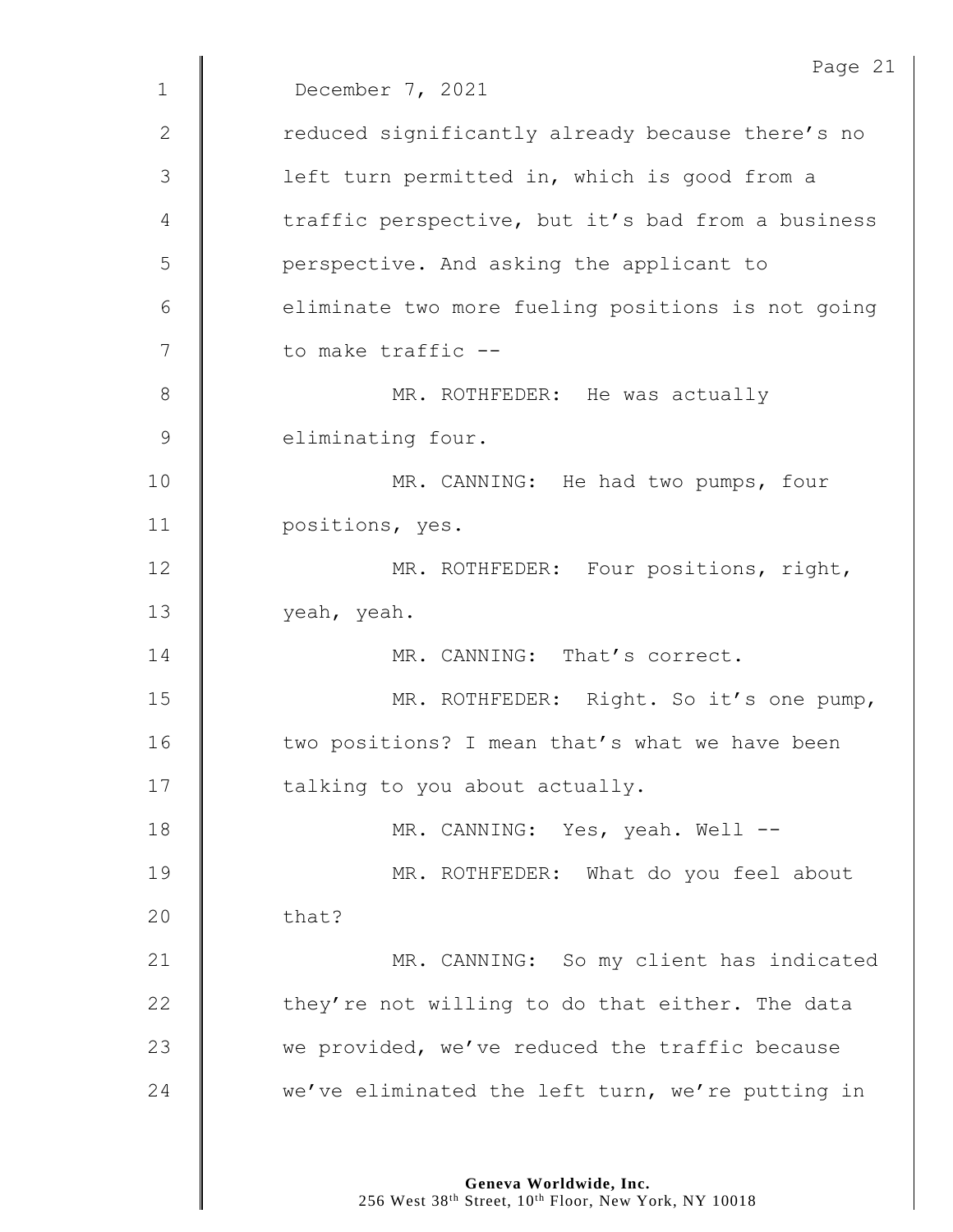December 7, 2021

reduced significantly already because there's no left turn permitted in, which is good from a traffic perspective, but it's bad from a business perspective. And asking the applicant to eliminate two more fueling positions is not going to make traffic --

MR. ROTHFEDER: He was actually eliminating four.

MR. CANNING: He had two pumps, four positions, yes.

MR. ROTHFEDER: Four positions, right, yeah, yeah.

MR. CANNING: That's correct.

MR. ROTHFEDER: Right. So it's one pump, two positions? I mean that's what we have been talking to you about actually.

MR. CANNING: Yes, yeah. Well --

MR. ROTHFEDER: What do you feel about that?

MR. CANNING: So my client has indicated they're not willing to do that either. The data we provided, we've reduced the traffic because we've eliminated the left turn, we're putting in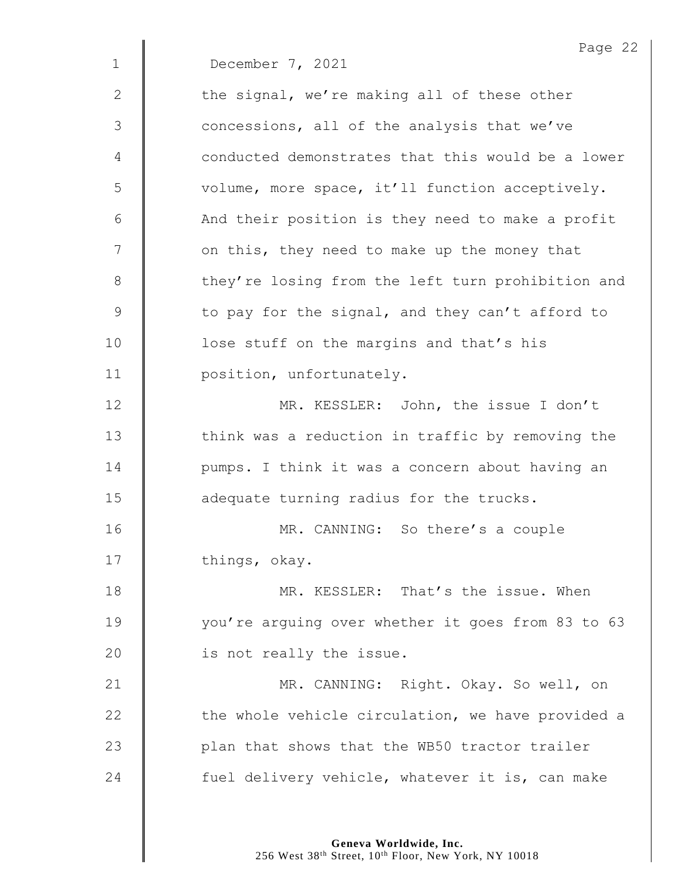December 7, 2021

the signal, we're making all of these other concessions, all of the analysis that we've conducted demonstrates that this would be a lower volume, more space, it'll function acceptively. And their position is they need to make a profit on this, they need to make up the money that they're losing from the left turn prohibition and to pay for the signal, and they can't afford to lose stuff on the margins and that's his position, unfortunately.

MR. KESSLER: John, the issue I don't think was a reduction in traffic by removing the pumps. I think it was a concern about having an adequate turning radius for the trucks.

MR. CANNING: So there's a couple things, okay.

MR. KESSLER: That's the issue. When you're arguing over whether it goes from 83 to 63 is not really the issue.

MR. CANNING: Right. Okay. So well, on the whole vehicle circulation, we have provided a plan that shows that the WB50 tractor trailer fuel delivery vehicle, whatever it is, can make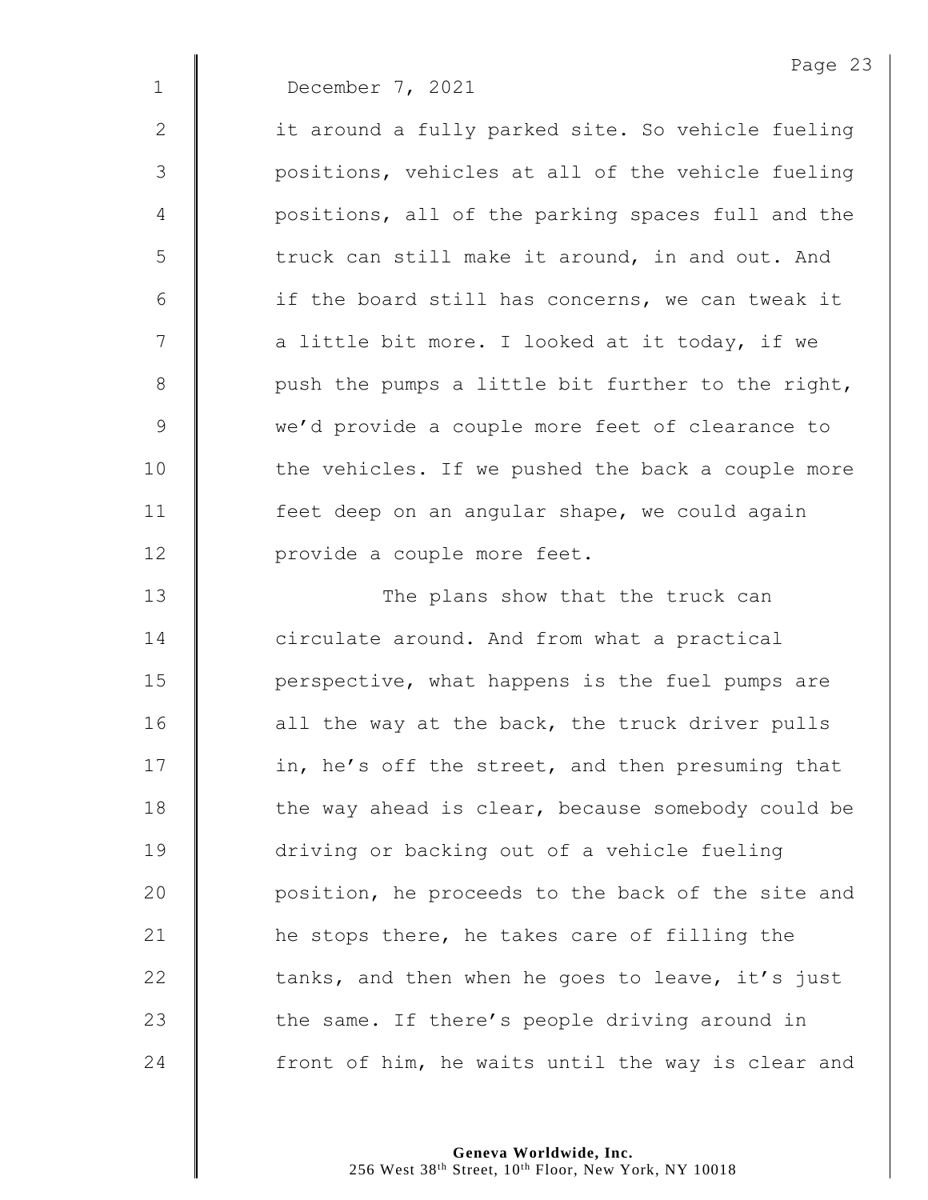December 7, 2021

it around a fully parked site. So vehicle fueling positions, vehicles at all of the vehicle fueling positions, all of the parking spaces full and the truck can still make it around, in and out. And if the board still has concerns, we can tweak it a little bit more. I looked at it today, if we push the pumps a little bit further to the right, we'd provide a couple more feet of clearance to the vehicles. If we pushed the back a couple more feet deep on an angular shape, we could again provide a couple more feet.

The plans show that the truck can circulate around. And from what a practical perspective, what happens is the fuel pumps are all the way at the back, the truck driver pulls in, he's off the street, and then presuming that the way ahead is clear, because somebody could be driving or backing out of a vehicle fueling position, he proceeds to the back of the site and he stops there, he takes care of filling the tanks, and then when he goes to leave, it's just the same. If there's people driving around in front of him, he waits until the way is clear and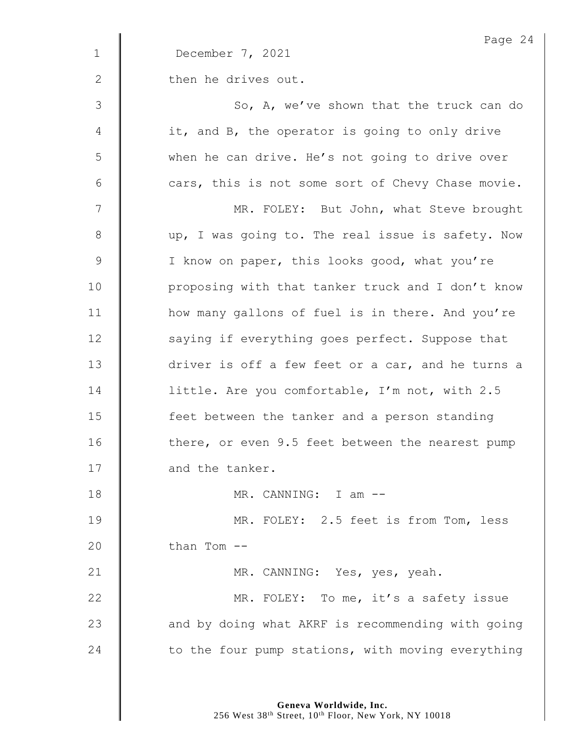December 7, 2021

then he drives out.

So, A, we've shown that the truck can do it, and B, the operator is going to only drive when he can drive. He's not going to drive over cars, this is not some sort of Chevy Chase movie.

MR. FOLEY: But John, what Steve brought up, I was going to. The real issue is safety. Now I know on paper, this looks good, what you're proposing with that tanker truck and I don't know how many gallons of fuel is in there. And you're saying if everything goes perfect. Suppose that driver is off a few feet or a car, and he turns a little. Are you comfortable, I'm not, with 2.5 feet between the tanker and a person standing there, or even 9.5 feet between the nearest pump and the tanker.

MR. CANNING: I am --

MR. FOLEY: 2.5 feet is from Tom, less than Tom --

MR. CANNING: Yes, yes, yeah.

MR. FOLEY: To me, it's a safety issue and by doing what AKRF is recommending with going to the four pump stations, with moving everything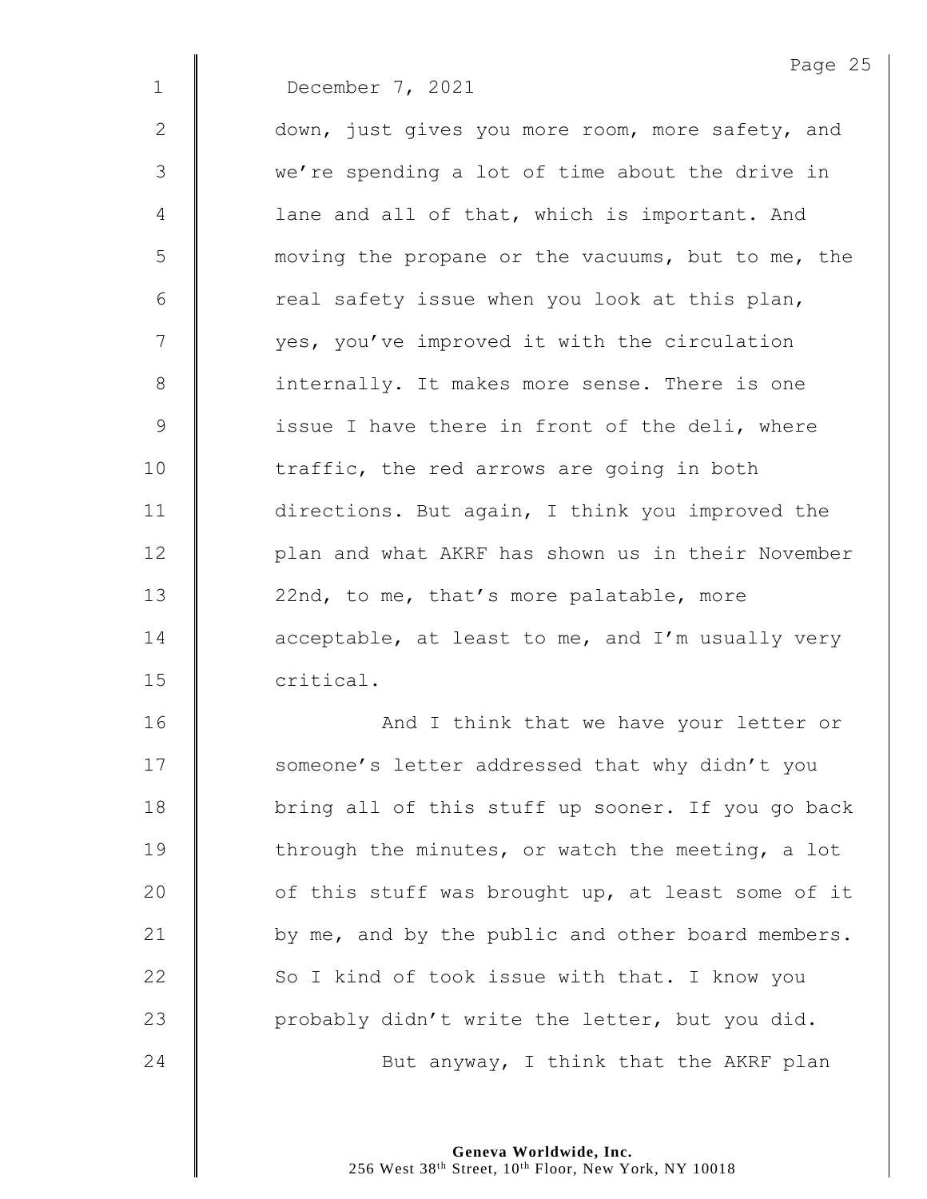December 7, 2021

down, just gives you more room, more safety, and we're spending a lot of time about the drive in lane and all of that, which is important. And moving the propane or the vacuums, but to me, the real safety issue when you look at this plan, yes, you've improved it with the circulation internally. It makes more sense. There is one issue I have there in front of the deli, where traffic, the red arrows are going in both directions. But again, I think you improved the plan and what AKRF has shown us in their November 22nd, to me, that's more palatable, more acceptable, at least to me, and I'm usually very critical.

And I think that we have your letter or someone's letter addressed that why didn't you bring all of this stuff up sooner. If you go back through the minutes, or watch the meeting, a lot of this stuff was brought up, at least some of it by me, and by the public and other board members. So I kind of took issue with that. I know you probably didn't write the letter, but you did.

But anyway, I think that the AKRF plan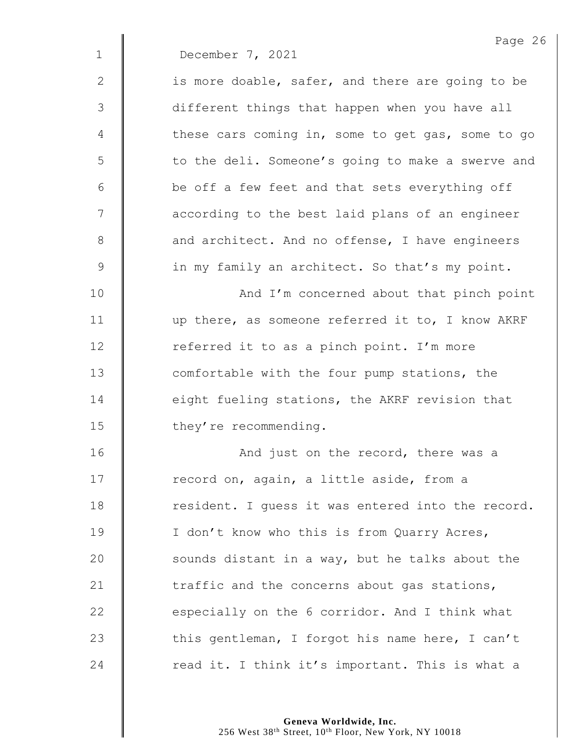December 7, 2021

is more doable, safer, and there are going to be different things that happen when you have all these cars coming in, some to get gas, some to go to the deli. Someone's going to make a swerve and be off a few feet and that sets everything off according to the best laid plans of an engineer and architect. And no offense, I have engineers in my family an architect. So that's my point.

And I'm concerned about that pinch point up there, as someone referred it to, I know AKRF referred it to as a pinch point. I'm more comfortable with the four pump stations, the eight fueling stations, the AKRF revision that they're recommending.

And just on the record, there was a record on, again, a little aside, from a resident. I guess it was entered into the record. I don't know who this is from Quarry Acres, sounds distant in a way, but he talks about the traffic and the concerns about gas stations, especially on the 6 corridor. And I think what this gentleman, I forgot his name here, I can't read it. I think it's important. This is what a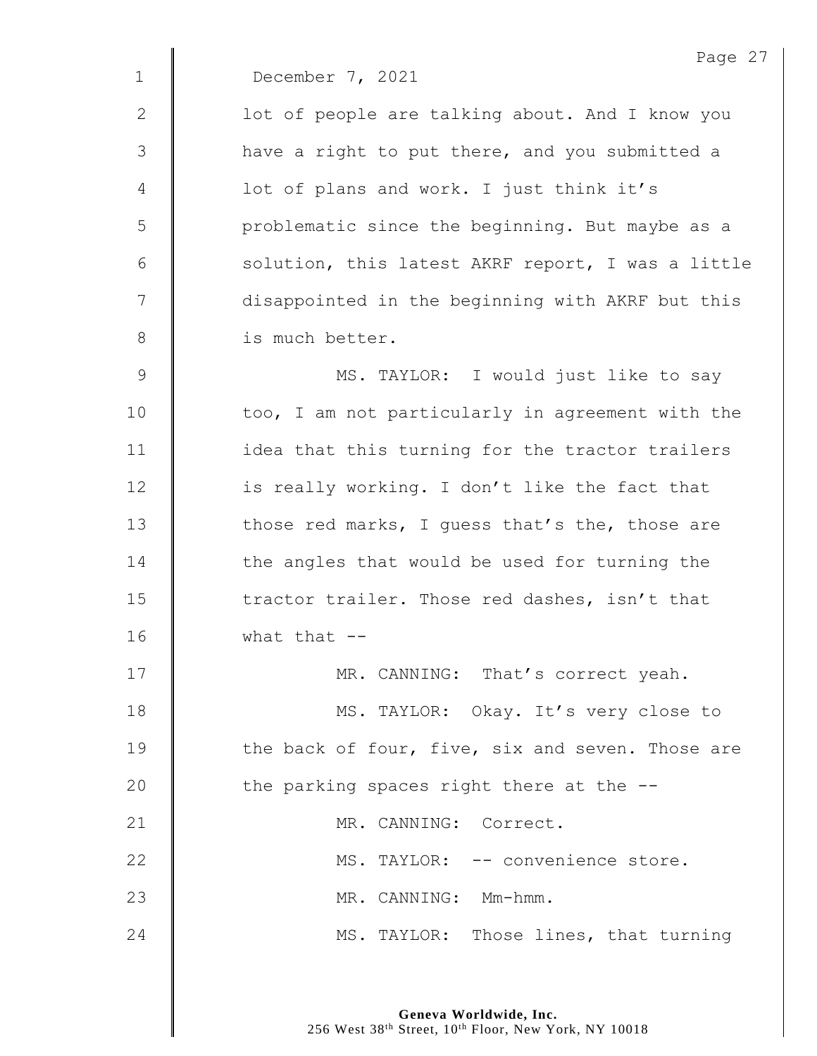December 7, 2021

lot of people are talking about. And I know you have a right to put there, and you submitted a lot of plans and work. I just think it's problematic since the beginning. But maybe as a solution, this latest AKRF report, I was a little disappointed in the beginning with AKRF but this is much better.

MS. TAYLOR: I would just like to say too, I am not particularly in agreement with the idea that this turning for the tractor trailers is really working. I don't like the fact that those red marks, I guess that's the, those are the angles that would be used for turning the tractor trailer. Those red dashes, isn't that what that --

MR. CANNING: That's correct yeah.

MS. TAYLOR: Okay. It's very close to the back of four, five, six and seven. Those are the parking spaces right there at the --

MR. CANNING: Correct.

MS. TAYLOR: -- convenience store.

MR. CANNING: Mm-hmm.

MS. TAYLOR: Those lines, that turning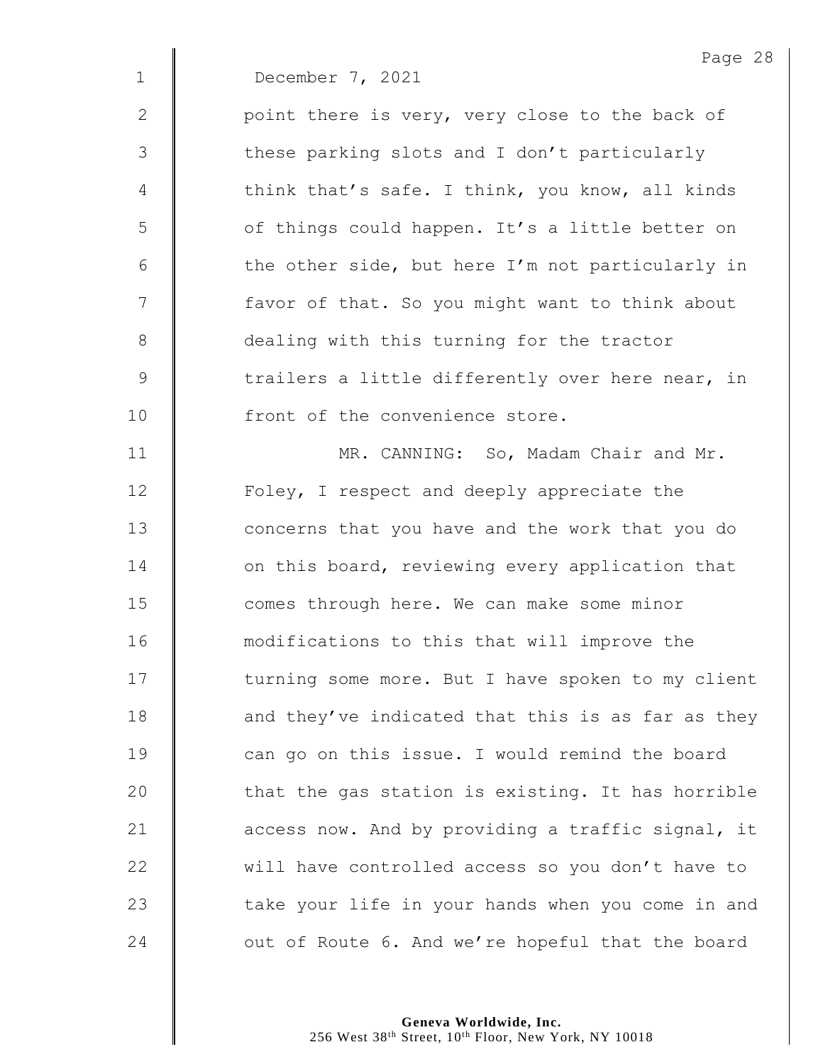December 7, 2021

point there is very, very close to the back of these parking slots and I don't particularly think that's safe. I think, you know, all kinds of things could happen. It's a little better on the other side, but here I'm not particularly in favor of that. So you might want to think about dealing with this turning for the tractor trailers a little differently over here near, in front of the convenience store.

MR. CANNING: So, Madam Chair and Mr. Foley, I respect and deeply appreciate the concerns that you have and the work that you do on this board, reviewing every application that comes through here. We can make some minor modifications to this that will improve the turning some more. But I have spoken to my client and they've indicated that this is as far as they can go on this issue. I would remind the board that the gas station is existing. It has horrible access now. And by providing a traffic signal, it will have controlled access so you don't have to take your life in your hands when you come in and out of Route 6. And we're hopeful that the board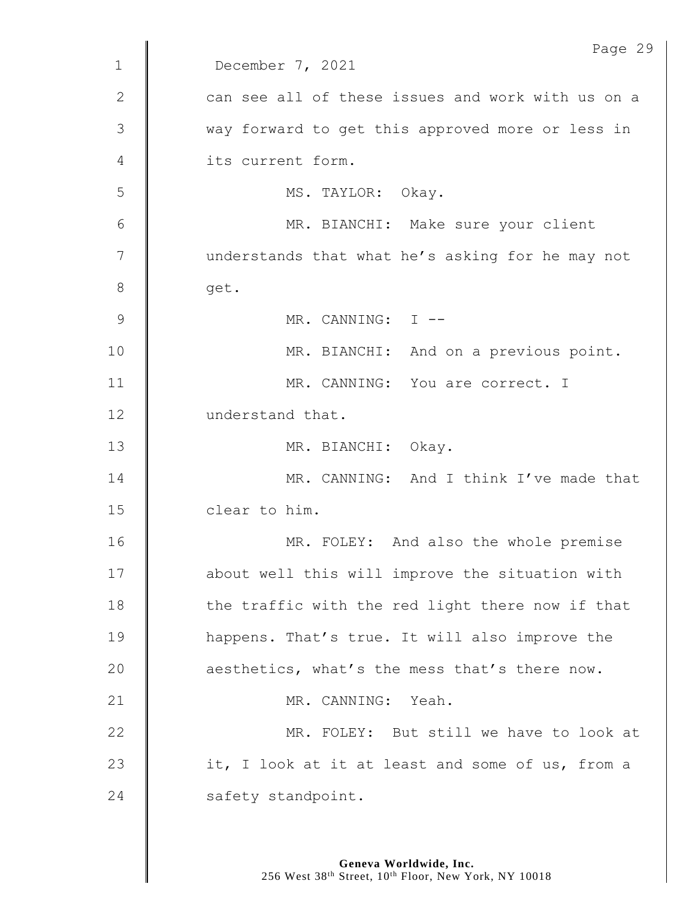December 7, 2021

can see all of these issues and work with us on a way forward to get this approved more or less in its current form.

MS. TAYLOR: Okay.

MR. BIANCHI: Make sure your client understands that what he's asking for he may not get.

MR. CANNING: I --

MR. BIANCHI: And on a previous point.

MR. CANNING: You are correct. I understand that.

MR. BIANCHI: Okay.

MR. CANNING: And I think I've made that clear to him.

MR. FOLEY: And also the whole premise about well this will improve the situation with the traffic with the red light there now if that happens. That's true. It will also improve the aesthetics, what's the mess that's there now.

MR. CANNING: Yeah.

MR. FOLEY: But still we have to look at it, I look at it at least and some of us, from a safety standpoint.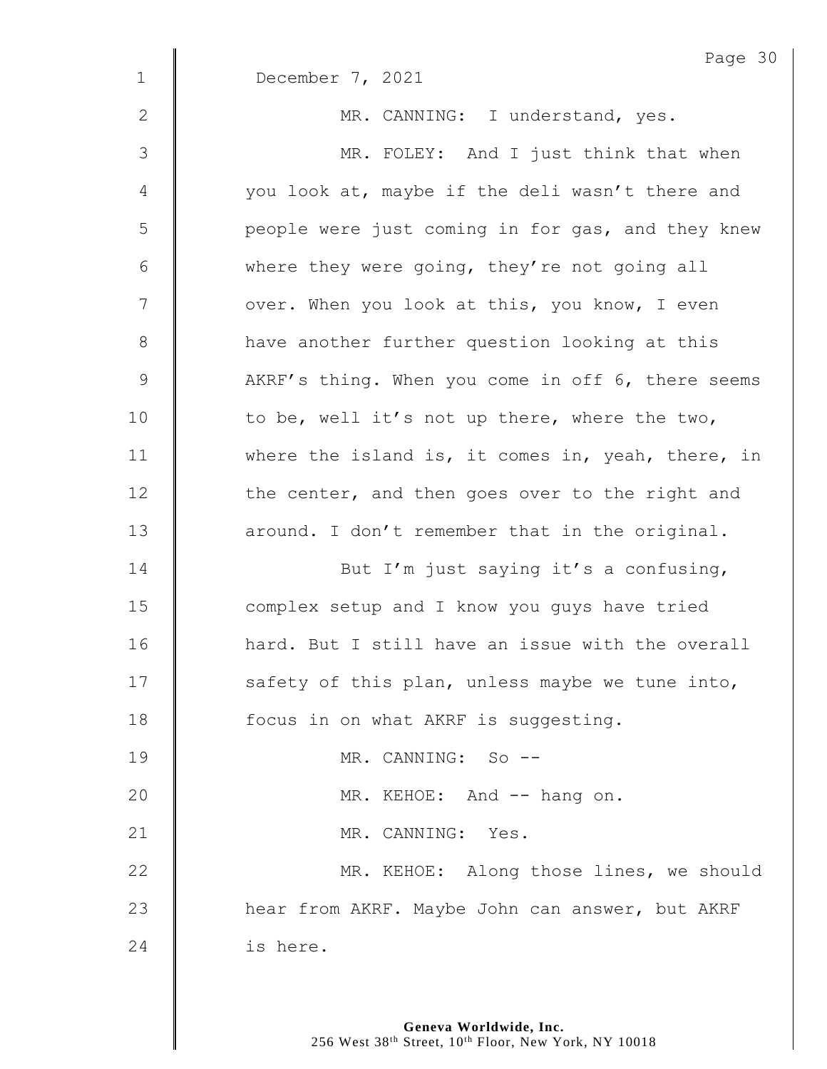December 7, 2021

MR. CANNING: I understand, yes.

MR. FOLEY: And I just think that when you look at, maybe if the deli wasn't there and people were just coming in for gas, and they knew where they were going, they're not going all over. When you look at this, you know, I even have another further question looking at this AKRF's thing. When you come in off 6, there seems to be, well it's not up there, where the two, where the island is, it comes in, yeah, there, in the center, and then goes over to the right and around. I don't remember that in the original.

But I'm just saying it's a confusing, complex setup and I know you guys have tried hard. But I still have an issue with the overall safety of this plan, unless maybe we tune into, focus in on what AKRF is suggesting.

MR. CANNING: So --

MR. KEHOE: And -- hang on.

MR. CANNING: Yes.

MR. KEHOE: Along those lines, we should hear from AKRF. Maybe John can answer, but AKRF is here.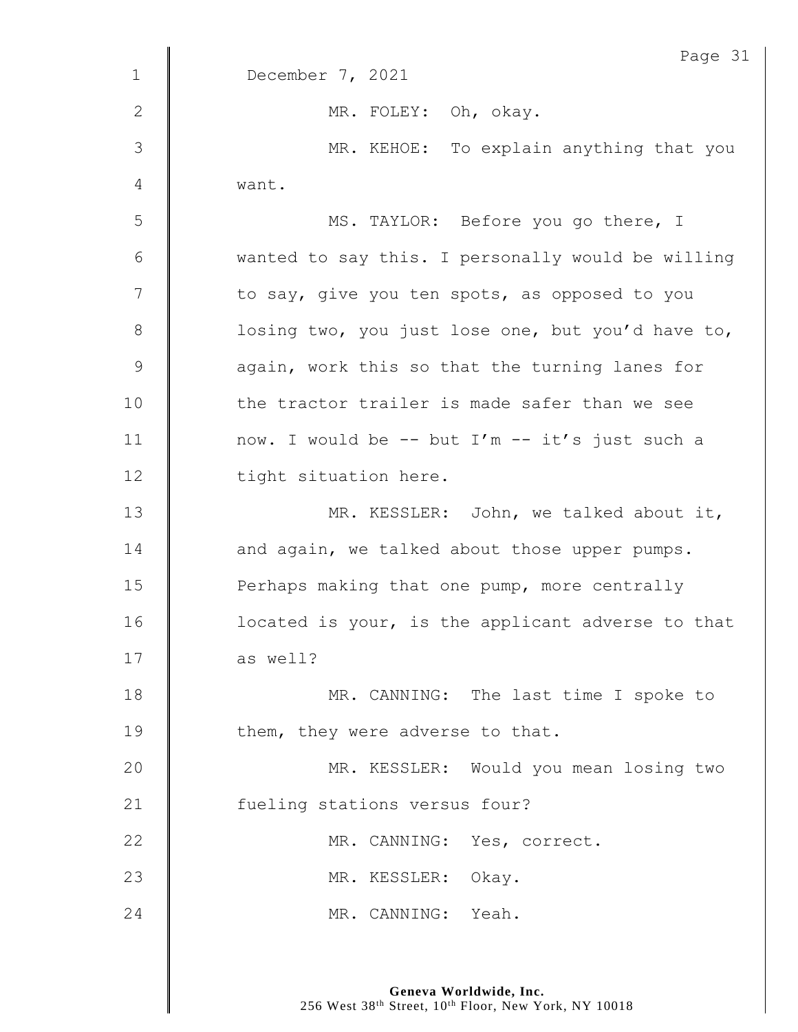December 7, 2021

MR. FOLEY: Oh, okay.

MR. KEHOE: To explain anything that you want.

MS. TAYLOR: Before you go there, I wanted to say this. I personally would be willing to say, give you ten spots, as opposed to you losing two, you just lose one, but you'd have to, again, work this so that the turning lanes for the tractor trailer is made safer than we see now. I would be -- but I'm -- it's just such a tight situation here.

MR. KESSLER: John, we talked about it, and again, we talked about those upper pumps. Perhaps making that one pump, more centrally located is your, is the applicant adverse to that as well?

MR. CANNING: The last time I spoke to them, they were adverse to that.

MR. KESSLER: Would you mean losing two fueling stations versus four?

MR. CANNING: Yes, correct.

MR. KESSLER: Okay.

MR. CANNING: Yeah.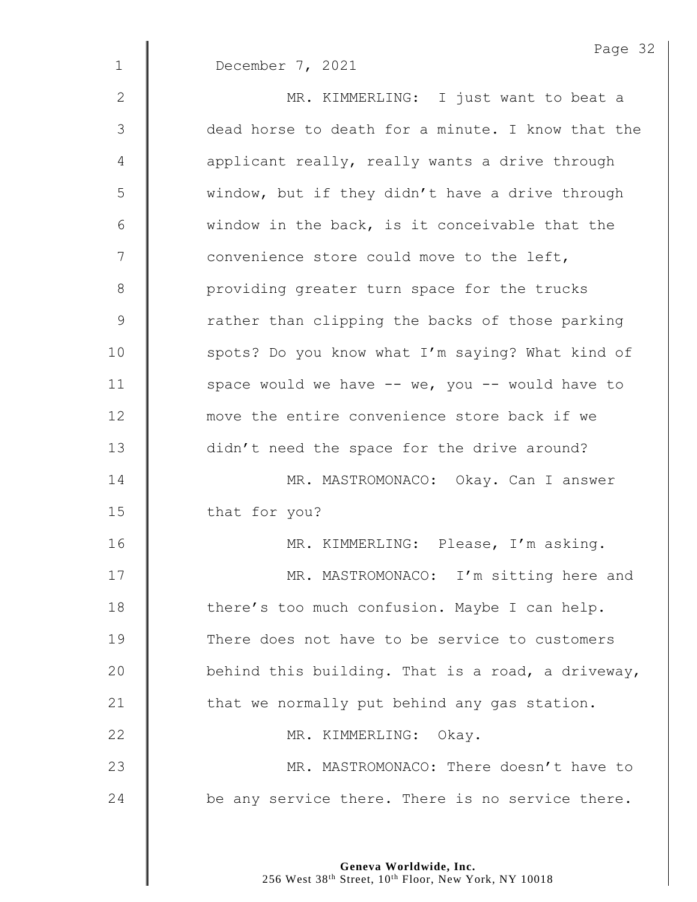December 7, 2021

MR. KIMMERLING: I just want to beat a dead horse to death for a minute. I know that the applicant really, really wants a drive through window, but if they didn't have a drive through window in the back, is it conceivable that the convenience store could move to the left, providing greater turn space for the trucks rather than clipping the backs of those parking spots? Do you know what I'm saying? What kind of space would we have -- we, you -- would have to move the entire convenience store back if we didn't need the space for the drive around?

MR. MASTROMONACO: Okay. Can I answer that for you?

MR. KIMMERLING: Please, I'm asking.

MR. MASTROMONACO: I'm sitting here and there's too much confusion. Maybe I can help. There does not have to be service to customers behind this building. That is a road, a driveway, that we normally put behind any gas station.

MR. KIMMERLING: Okay.

MR. MASTROMONACO: There doesn't have to be any service there. There is no service there.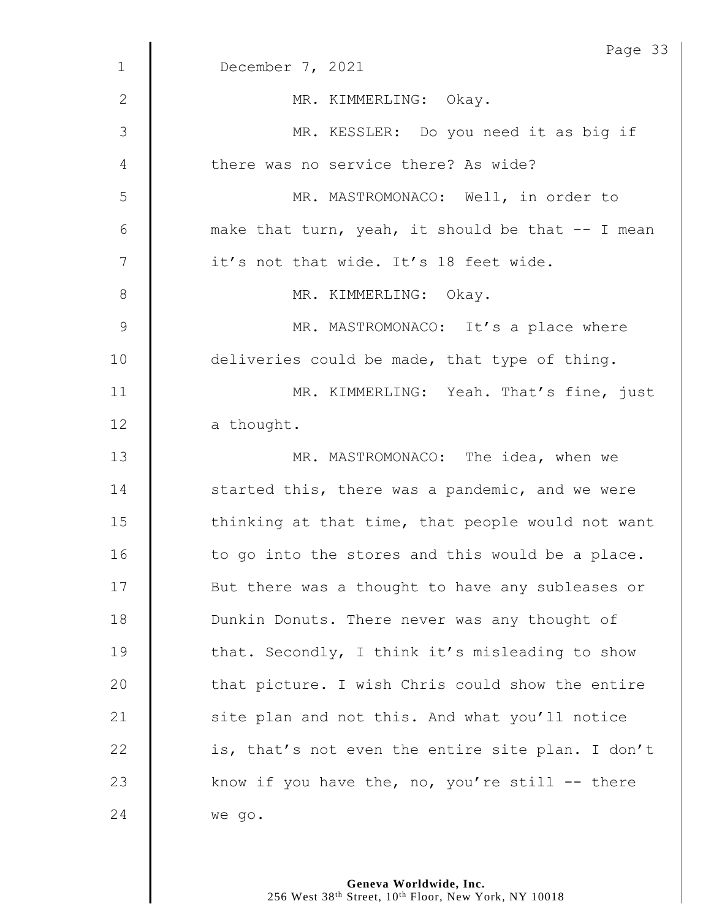December 7, 2021

MR. KIMMERLING: Okay.

MR. KESSLER: Do you need it as big if there was no service there? As wide?

MR. MASTROMONACO: Well, in order to make that turn, yeah, it should be that -- I mean it's not that wide. It's 18 feet wide.

MR. KIMMERLING: Okay.

MR. MASTROMONACO: It's a place where deliveries could be made, that type of thing.

MR. KIMMERLING: Yeah. That's fine, just a thought.

MR. MASTROMONACO: The idea, when we started this, there was a pandemic, and we were thinking at that time, that people would not want to go into the stores and this would be a place. But there was a thought to have any subleases or Dunkin Donuts. There never was any thought of that. Secondly, I think it's misleading to show that picture. I wish Chris could show the entire site plan and not this. And what you'll notice is, that's not even the entire site plan. I don't know if you have the, no, you're still -- there we go.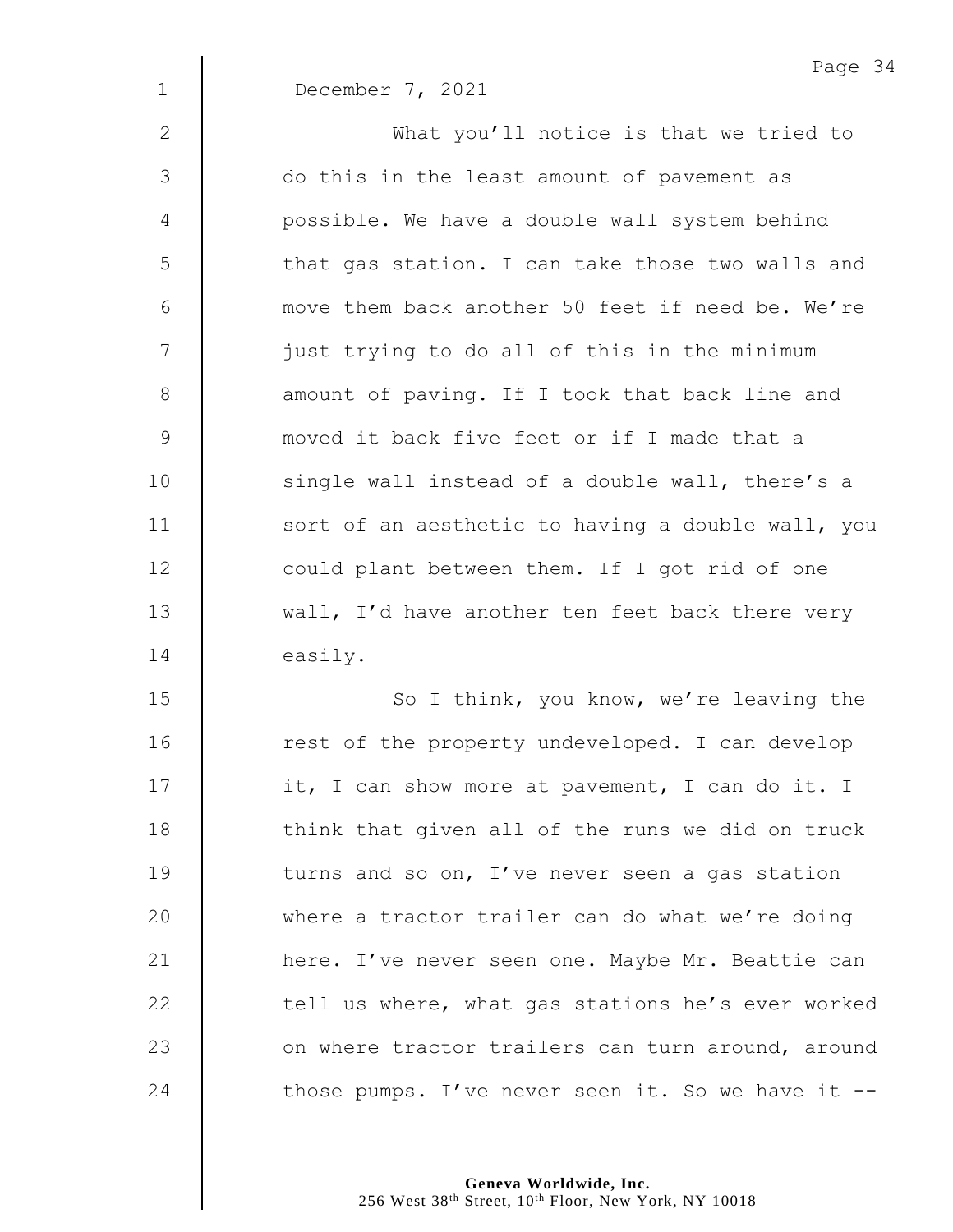December 7, 2021

What you'll notice is that we tried to do this in the least amount of pavement as possible. We have a double wall system behind that gas station. I can take those two walls and move them back another 50 feet if need be. We're just trying to do all of this in the minimum amount of paving. If I took that back line and moved it back five feet or if I made that a single wall instead of a double wall, there's a sort of an aesthetic to having a double wall, you could plant between them. If I got rid of one wall, I'd have another ten feet back there very easily.

So I think, you know, we're leaving the rest of the property undeveloped. I can develop it, I can show more at pavement, I can do it. I think that given all of the runs we did on truck turns and so on, I've never seen a gas station where a tractor trailer can do what we're doing here. I've never seen one. Maybe Mr. Beattie can tell us where, what gas stations he's ever worked on where tractor trailers can turn around, around those pumps. I've never seen it. So we have it --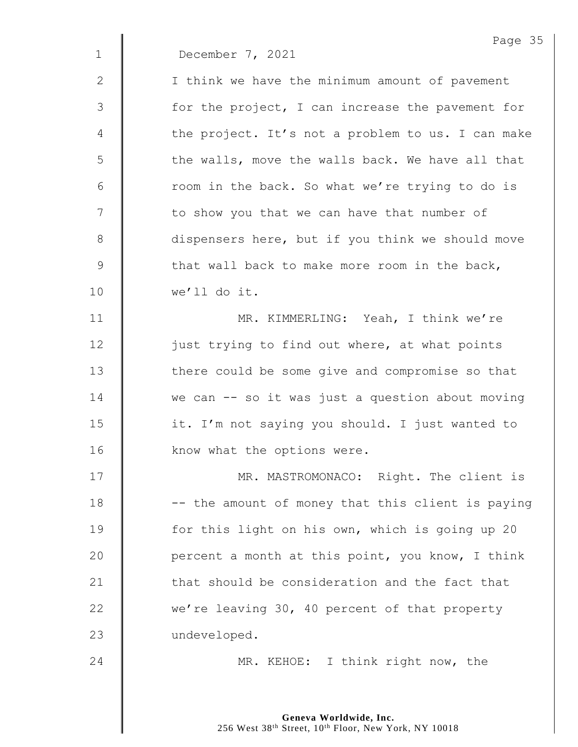December 7, 2021

I think we have the minimum amount of pavement for the project, I can increase the pavement for the project. It's not a problem to us. I can make the walls, move the walls back. We have all that room in the back. So what we're trying to do is to show you that we can have that number of dispensers here, but if you think we should move that wall back to make more room in the back, we'll do it.

MR. KIMMERLING: Yeah, I think we're just trying to find out where, at what points there could be some give and compromise so that we can -- so it was just a question about moving it. I'm not saying you should. I just wanted to know what the options were.

MR. MASTROMONACO: Right. The client is -- the amount of money that this client is paying for this light on his own, which is going up 20 percent a month at this point, you know, I think that should be consideration and the fact that we're leaving 30, 40 percent of that property undeveloped.

MR. KEHOE: I think right now, the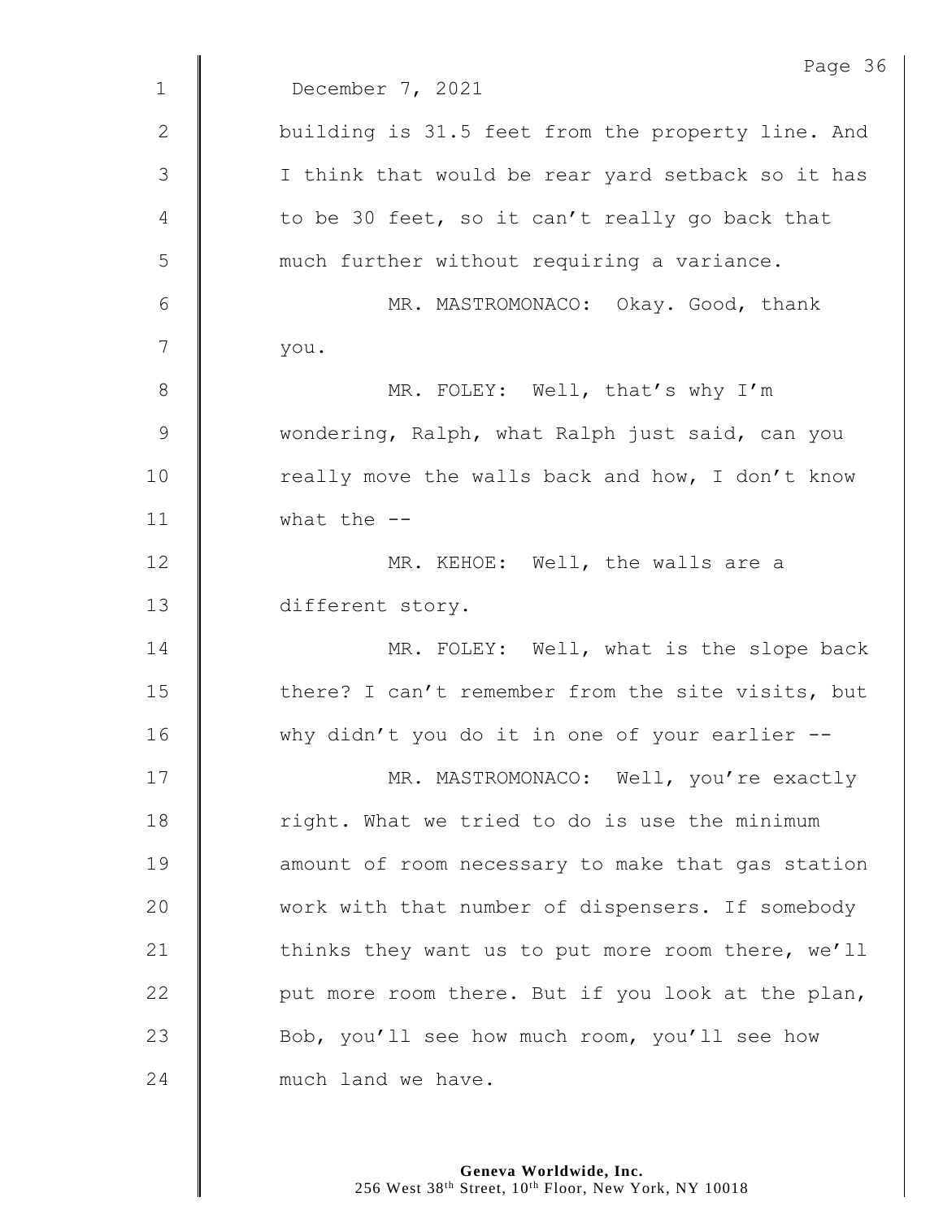December 7, 2021

building is 31.5 feet from the property line. And I think that would be rear yard setback so it has to be 30 feet, so it can't really go back that much further without requiring a variance.

MR. MASTROMONACO: Okay. Good, thank you.

MR. FOLEY: Well, that's why I'm wondering, Ralph, what Ralph just said, can you really move the walls back and how, I don't know what the --

MR. KEHOE: Well, the walls are a different story.

MR. FOLEY: Well, what is the slope back there? I can't remember from the site visits, but why didn't you do it in one of your earlier --

MR. MASTROMONACO: Well, you're exactly right. What we tried to do is use the minimum amount of room necessary to make that gas station work with that number of dispensers. If somebody thinks they want us to put more room there, we'll put more room there. But if you look at the plan, Bob, you'll see how much room, you'll see how much land we have.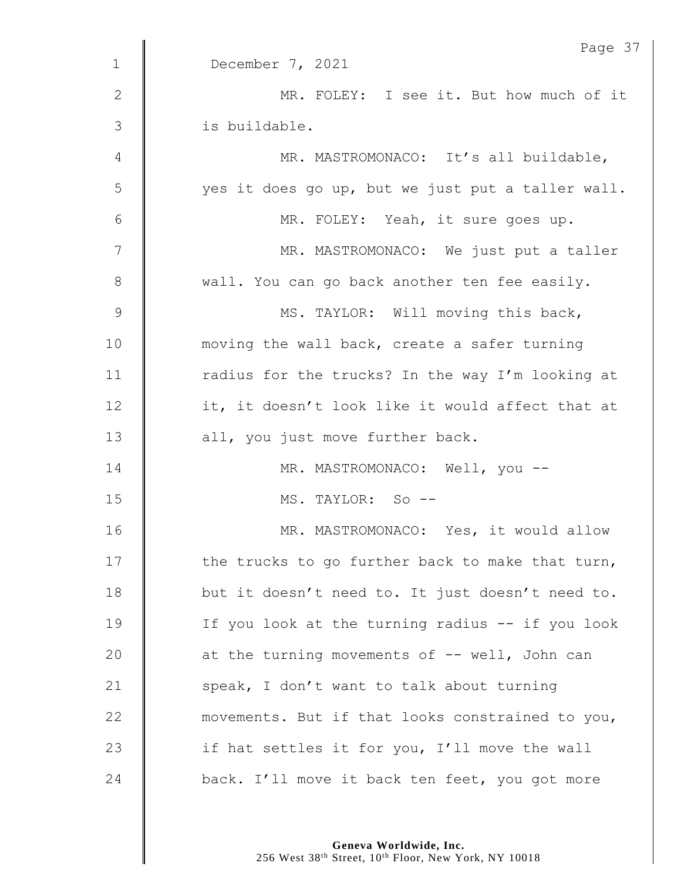December 7, 2021

MR. FOLEY: I see it. But how much of it is buildable.

MR. MASTROMONACO: It's all buildable, yes it does go up, but we just put a taller wall.

MR. FOLEY: Yeah, it sure goes up.

MR. MASTROMONACO: We just put a taller wall. You can go back another ten fee easily.

MS. TAYLOR: Will moving this back, moving the wall back, create a safer turning radius for the trucks? In the way I'm looking at it, it doesn't look like it would affect that at all, you just move further back.

MR. MASTROMONACO: Well, you --

MS. TAYLOR: So --

MR. MASTROMONACO: Yes, it would allow the trucks to go further back to make that turn, but it doesn't need to. It just doesn't need to. If you look at the turning radius -- if you look at the turning movements of -- well, John can speak, I don't want to talk about turning movements. But if that looks constrained to you, if hat settles it for you, I'll move the wall back. I'll move it back ten feet, you got more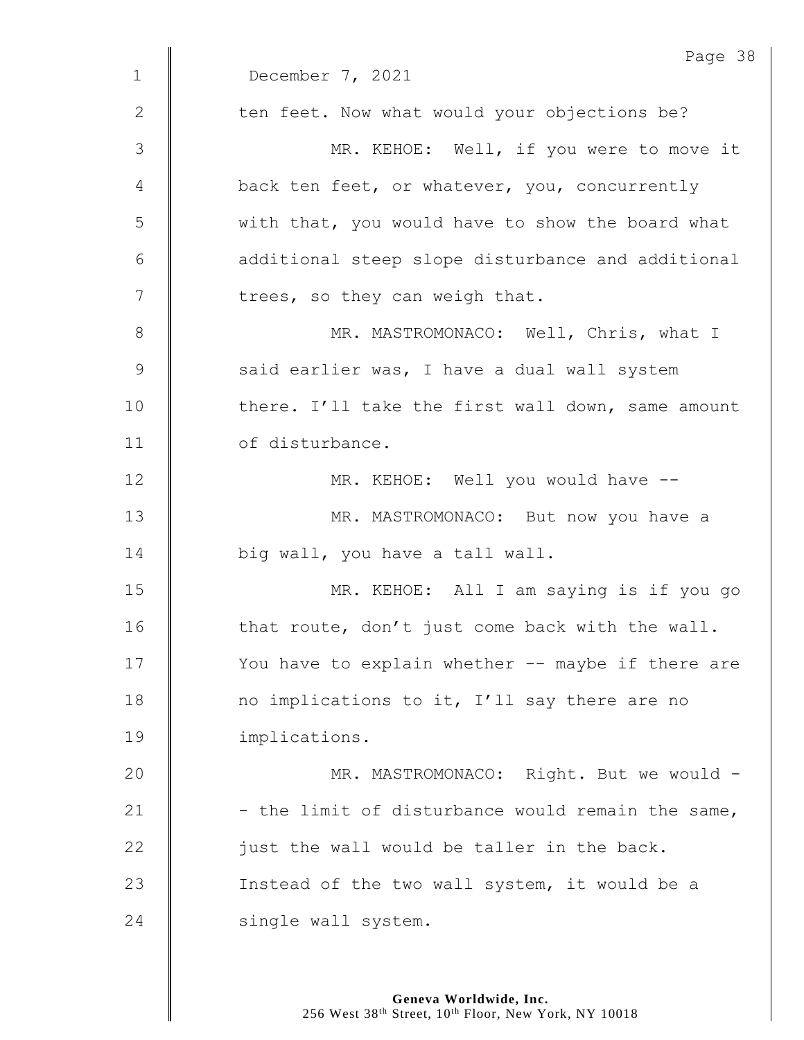December 7, 2021

ten feet. Now what would your objections be?

MR. KEHOE: Well, if you were to move it back ten feet, or whatever, you, concurrently with that, you would have to show the board what additional steep slope disturbance and additional trees, so they can weigh that.

MR. MASTROMONACO: Well, Chris, what I said earlier was, I have a dual wall system there. I'll take the first wall down, same amount of disturbance.

MR. KEHOE: Well you would have --

MR. MASTROMONACO: But now you have a big wall, you have a tall wall.

MR. KEHOE: All I am saying is if you go that route, don't just come back with the wall. You have to explain whether -- maybe if there are no implications to it, I'll say there are no implications.

MR. MASTROMONACO: Right. But we would -- the limit of disturbance would remain the same, just the wall would be taller in the back. Instead of the two wall system, it would be a single wall system.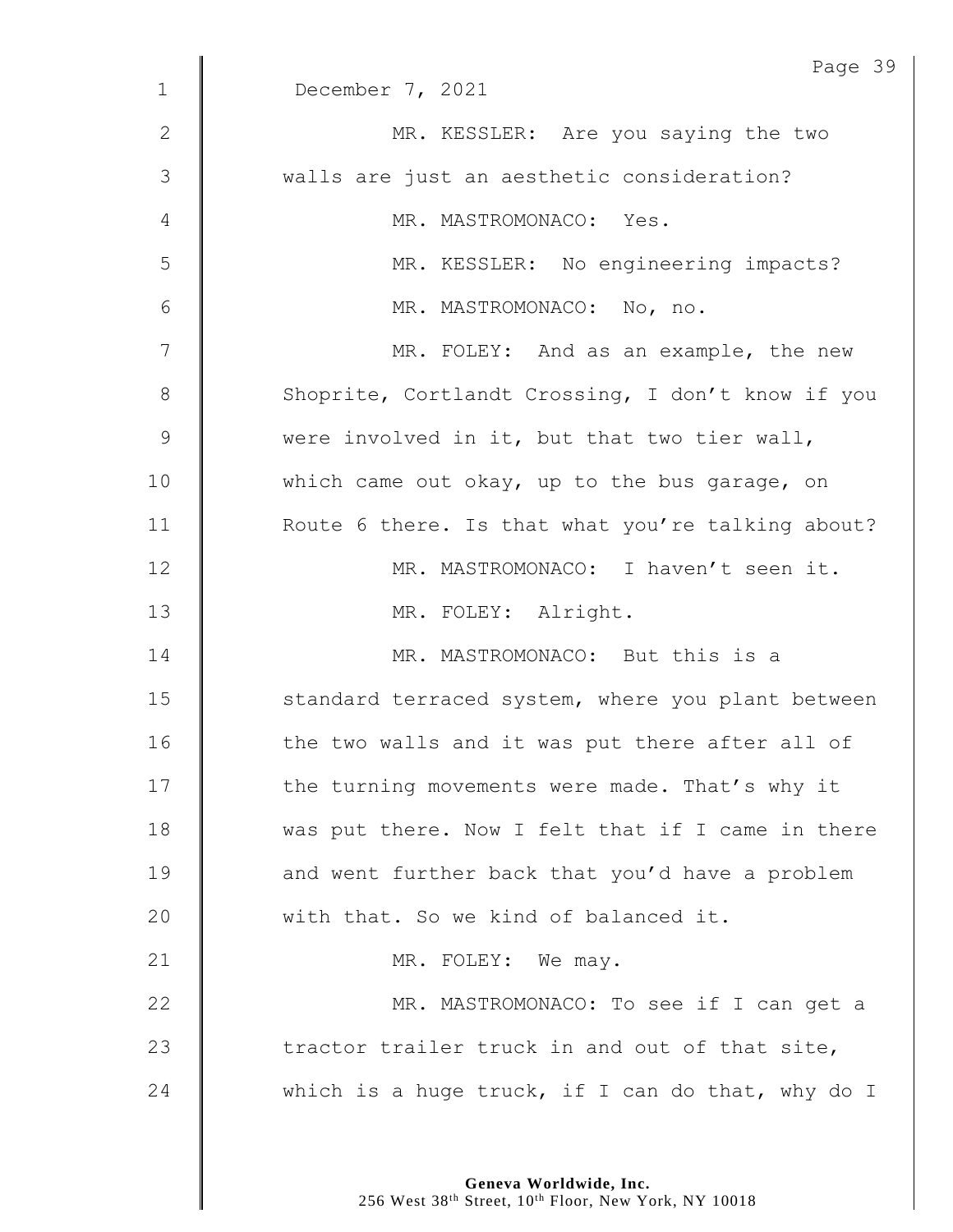December 7, 2021

MR. KESSLER: Are you saying the two walls are just an aesthetic consideration?

MR. MASTROMONACO: Yes.

MR. KESSLER: No engineering impacts?

MR. MASTROMONACO: No, no.

MR. FOLEY: And as an example, the new Shoprite, Cortlandt Crossing, I don't know if you were involved in it, but that two tier wall, which came out okay, up to the bus garage, on Route 6 there. Is that what you're talking about?

MR. MASTROMONACO: I haven't seen it.

MR. FOLEY: Alright.

MR. MASTROMONACO: But this is a standard terraced system, where you plant between the two walls and it was put there after all of the turning movements were made. That's why it was put there. Now I felt that if I came in there and went further back that you'd have a problem with that. So we kind of balanced it.

MR. FOLEY: We may.

MR. MASTROMONACO: To see if I can get a tractor trailer truck in and out of that site, which is a huge truck, if I can do that, why do I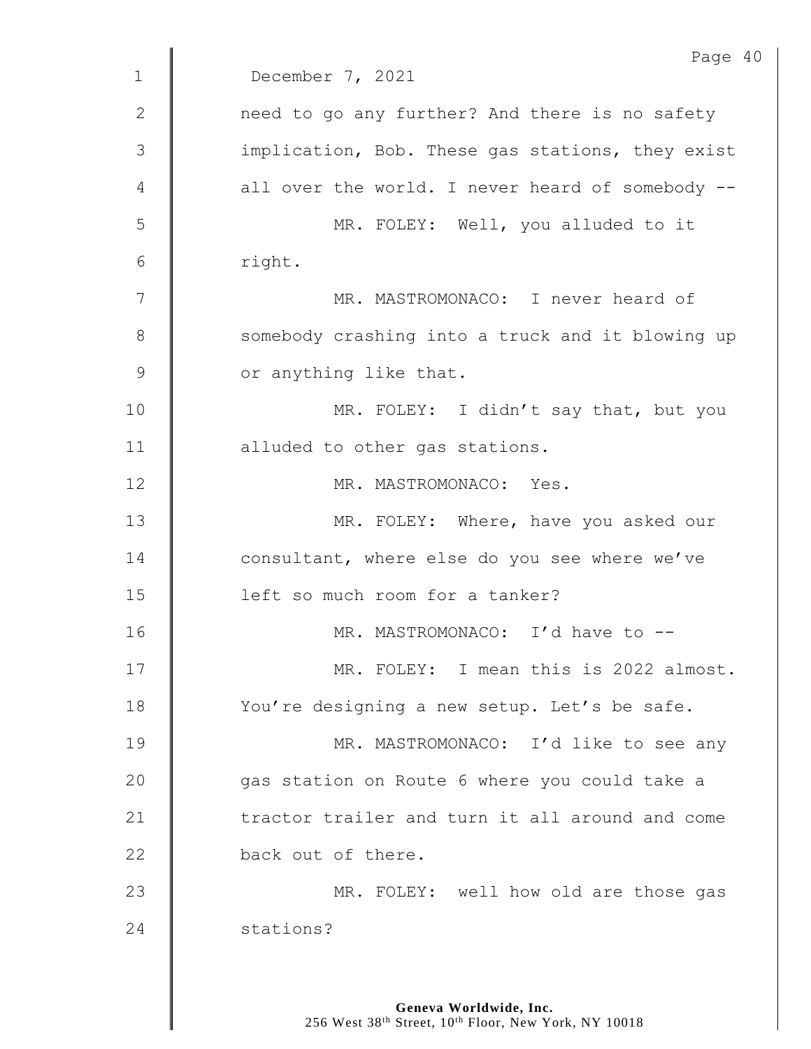December 7, 2021

need to go any further? And there is no safety implication, Bob. These gas stations, they exist all over the world. I never heard of somebody --

MR. FOLEY: Well, you alluded to it right.

MR. MASTROMONACO: I never heard of somebody crashing into a truck and it blowing up or anything like that.

MR. FOLEY: I didn't say that, but you alluded to other gas stations.

MR. MASTROMONACO: Yes.

MR. FOLEY: Where, have you asked our consultant, where else do you see where we've left so much room for a tanker?

MR. MASTROMONACO: I'd have to --

MR. FOLEY: I mean this is 2022 almost. You're designing a new setup. Let's be safe.

MR. MASTROMONACO: I'd like to see any gas station on Route 6 where you could take a tractor trailer and turn it all around and come back out of there.

MR. FOLEY: well how old are those gas stations?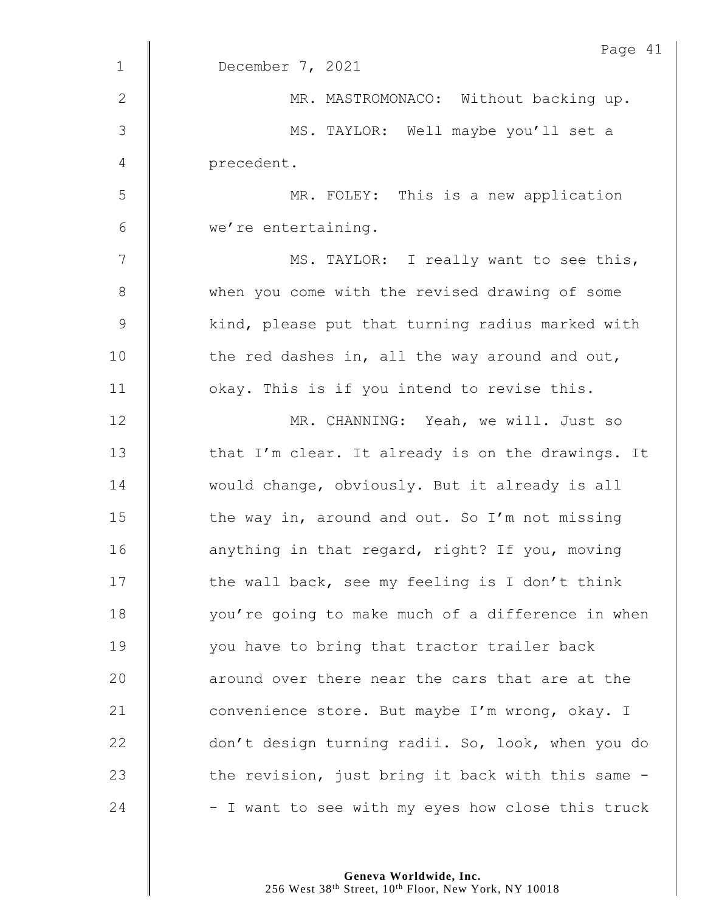December 7, 2021

MR. MASTROMONACO: Without backing up.

MS. TAYLOR: Well maybe you'll set a precedent.

MR. FOLEY: This is a new application we're entertaining.

MS. TAYLOR: I really want to see this, when you come with the revised drawing of some kind, please put that turning radius marked with the red dashes in, all the way around and out, okay. This is if you intend to revise this.

MR. CHANNING: Yeah, we will. Just so that I'm clear. It already is on the drawings. It would change, obviously. But it already is all the way in, around and out. So I'm not missing anything in that regard, right? If you, moving the wall back, see my feeling is I don't think you're going to make much of a difference in when you have to bring that tractor trailer back around over there near the cars that are at the convenience store. But maybe I'm wrong, okay. I don't design turning radii. So, look, when you do the revision, just bring it back with this same -- I want to see with my eyes how close this truck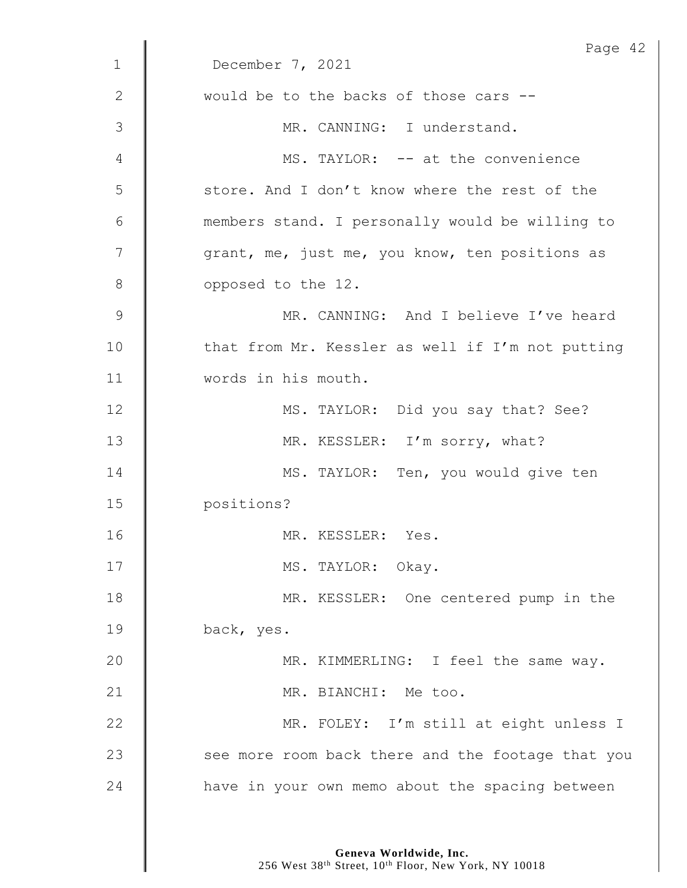December 7, 2021

would be to the backs of those cars --

MR. CANNING: I understand.

MS. TAYLOR: -- at the convenience store. And I don't know where the rest of the members stand. I personally would be willing to grant, me, just me, you know, ten positions as opposed to the 12.

MR. CANNING: And I believe I've heard that from Mr. Kessler as well if I'm not putting words in his mouth.

MS. TAYLOR: Did you say that? See?

MR. KESSLER: I'm sorry, what?

MS. TAYLOR: Ten, you would give ten positions?

MR. KESSLER: Yes.

MS. TAYLOR: Okay.

MR. KESSLER: One centered pump in the back, yes.

MR. KIMMERLING: I feel the same way.

MR. BIANCHI: Me too.

MR. FOLEY: I'm still at eight unless I see more room back there and the footage that you have in your own memo about the spacing between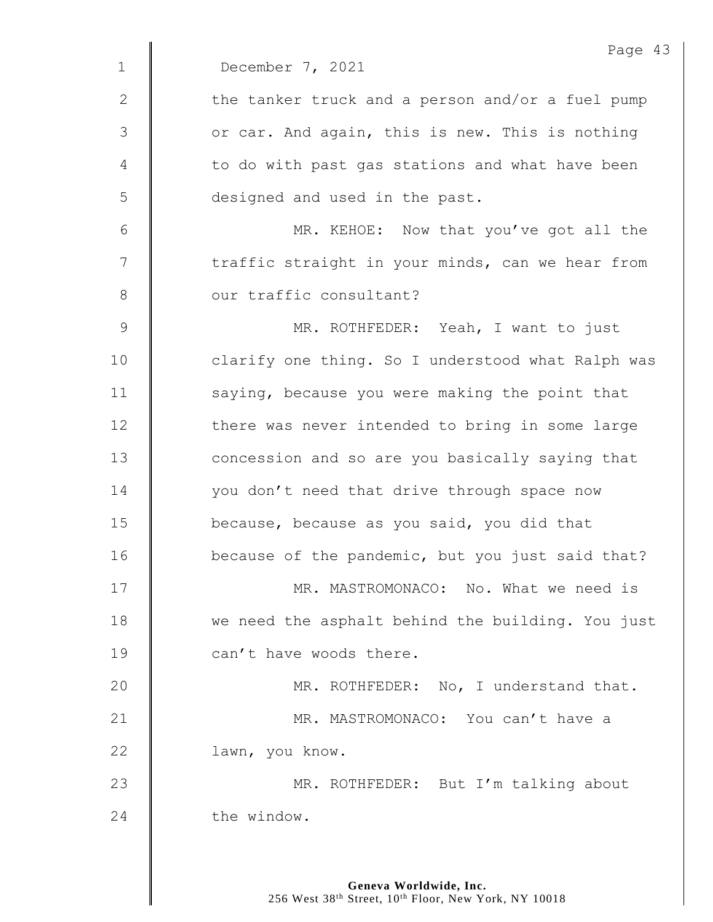December 7, 2021

the tanker truck and a person and/or a fuel pump or car. And again, this is new. This is nothing to do with past gas stations and what have been designed and used in the past.

MR. KEHOE: Now that you've got all the traffic straight in your minds, can we hear from our traffic consultant?

MR. ROTHFEDER: Yeah, I want to just clarify one thing. So I understood what Ralph was saying, because you were making the point that there was never intended to bring in some large concession and so are you basically saying that you don't need that drive through space now because, because as you said, you did that because of the pandemic, but you just said that?

MR. MASTROMONACO: No. What we need is we need the asphalt behind the building. You just can't have woods there.

MR. ROTHFEDER: No, I understand that.

MR. MASTROMONACO: You can't have a lawn, you know.

MR. ROTHFEDER: But I'm talking about the window.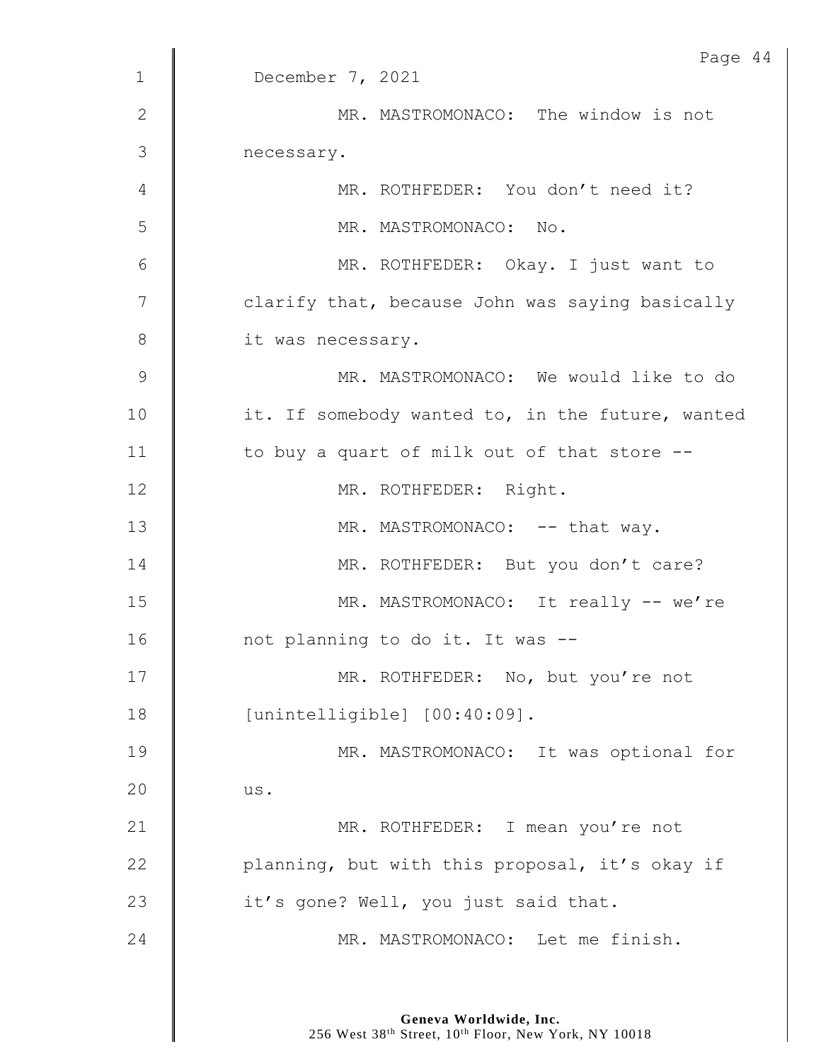December 7, 2021

MR. MASTROMONACO: The window is not necessary.

MR. ROTHFEDER: You don't need it?

MR. MASTROMONACO: No.

MR. ROTHFEDER: Okay. I just want to clarify that, because John was saying basically it was necessary.

MR. MASTROMONACO: We would like to do it. If somebody wanted to, in the future, wanted to buy a quart of milk out of that store --

MR. ROTHFEDER: Right.

MR. MASTROMONACO: -- that way.

MR. ROTHFEDER: But you don't care?

MR. MASTROMONACO: It really -- we're not planning to do it. It was --

MR. ROTHFEDER: No, but you're not [unintelligible] [00:40:09].

MR. MASTROMONACO: It was optional for us.

MR. ROTHFEDER: I mean you're not planning, but with this proposal, it's okay if it's gone? Well, you just said that.

MR. MASTROMONACO: Let me finish.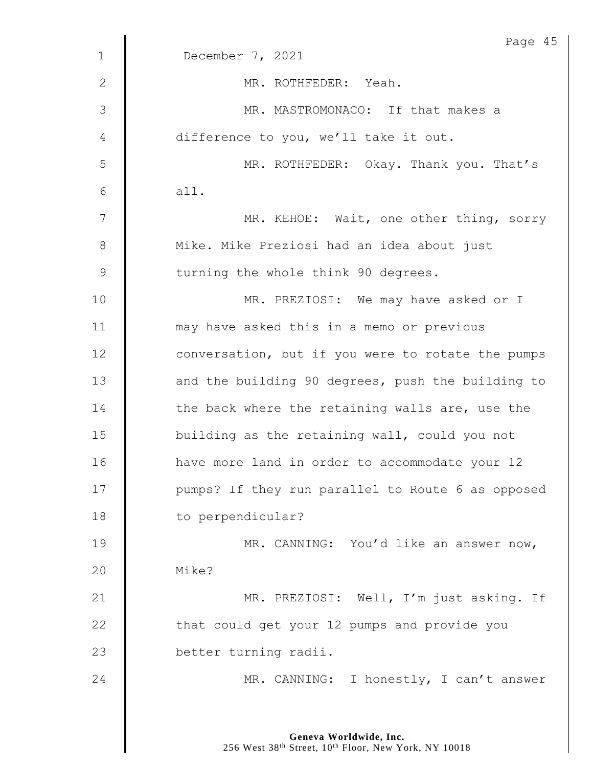December 7, 2021

MR. ROTHFEDER: Yeah.

MR. MASTROMONACO: If that makes a difference to you, we'll take it out.

MR. ROTHFEDER: Okay. Thank you. That's all.

MR. KEHOE: Wait, one other thing, sorry Mike. Mike Preziosi had an idea about just turning the whole think 90 degrees.

MR. PREZIOSI: We may have asked or I may have asked this in a memo or previous conversation, but if you were to rotate the pumps and the building 90 degrees, push the building to the back where the retaining walls are, use the building as the retaining wall, could you not have more land in order to accommodate your 12 pumps? If they run parallel to Route 6 as opposed to perpendicular?

MR. CANNING: You'd like an answer now, Mike?

MR. PREZIOSI: Well, I'm just asking. If that could get your 12 pumps and provide you better turning radii.

MR. CANNING: I honestly, I can't answer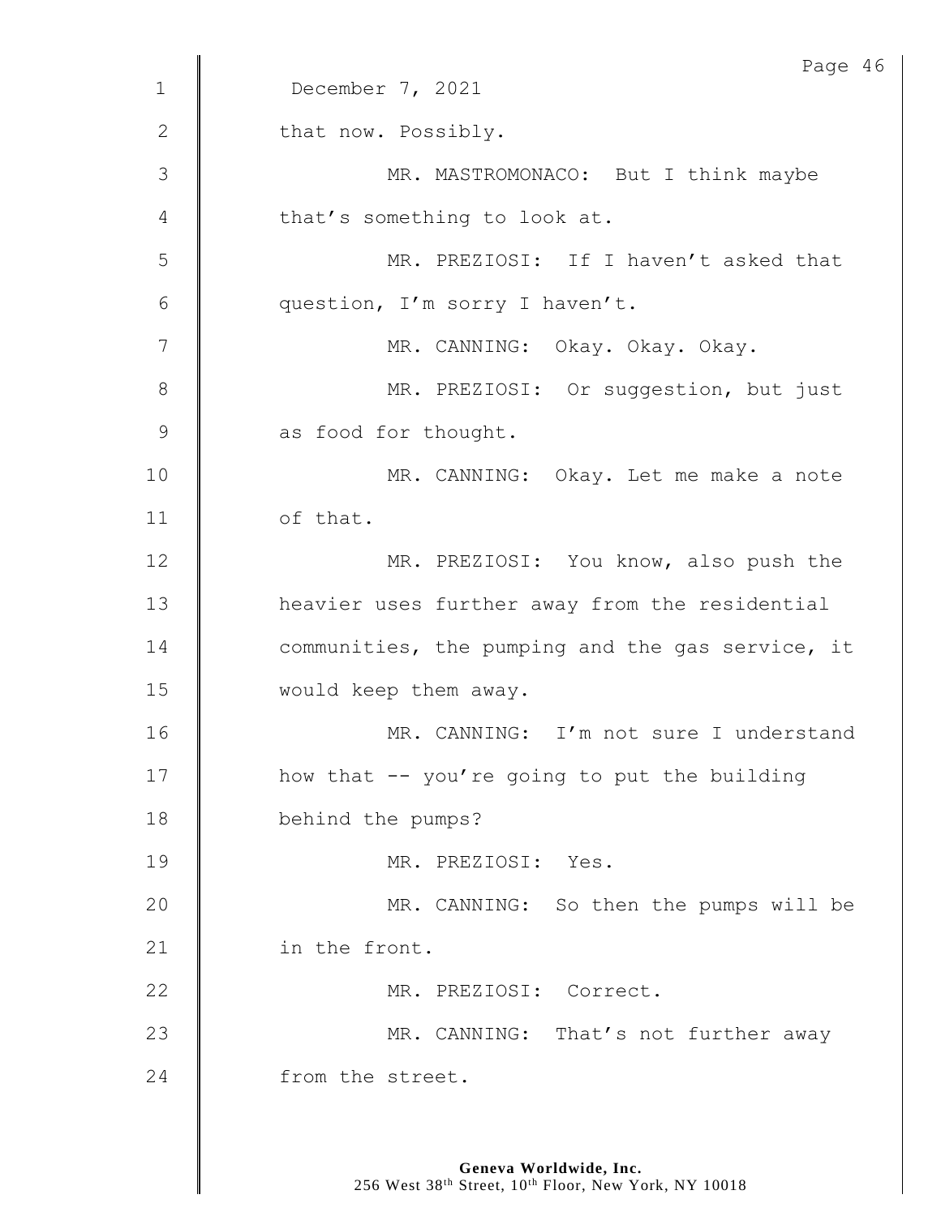December 7, 2021

that now. Possibly.

MR. MASTROMONACO: But I think maybe that's something to look at.

MR. PREZIOSI: If I haven't asked that question, I'm sorry I haven't.

MR. CANNING: Okay. Okay. Okay.

MR. PREZIOSI: Or suggestion, but just as food for thought.

MR. CANNING: Okay. Let me make a note of that.

MR. PREZIOSI: You know, also push the heavier uses further away from the residential communities, the pumping and the gas service, it would keep them away.

MR. CANNING: I'm not sure I understand how that -- you're going to put the building behind the pumps?

MR. PREZIOSI: Yes.

MR. CANNING: So then the pumps will be in the front.

MR. PREZIOSI: Correct.

MR. CANNING: That's not further away from the street.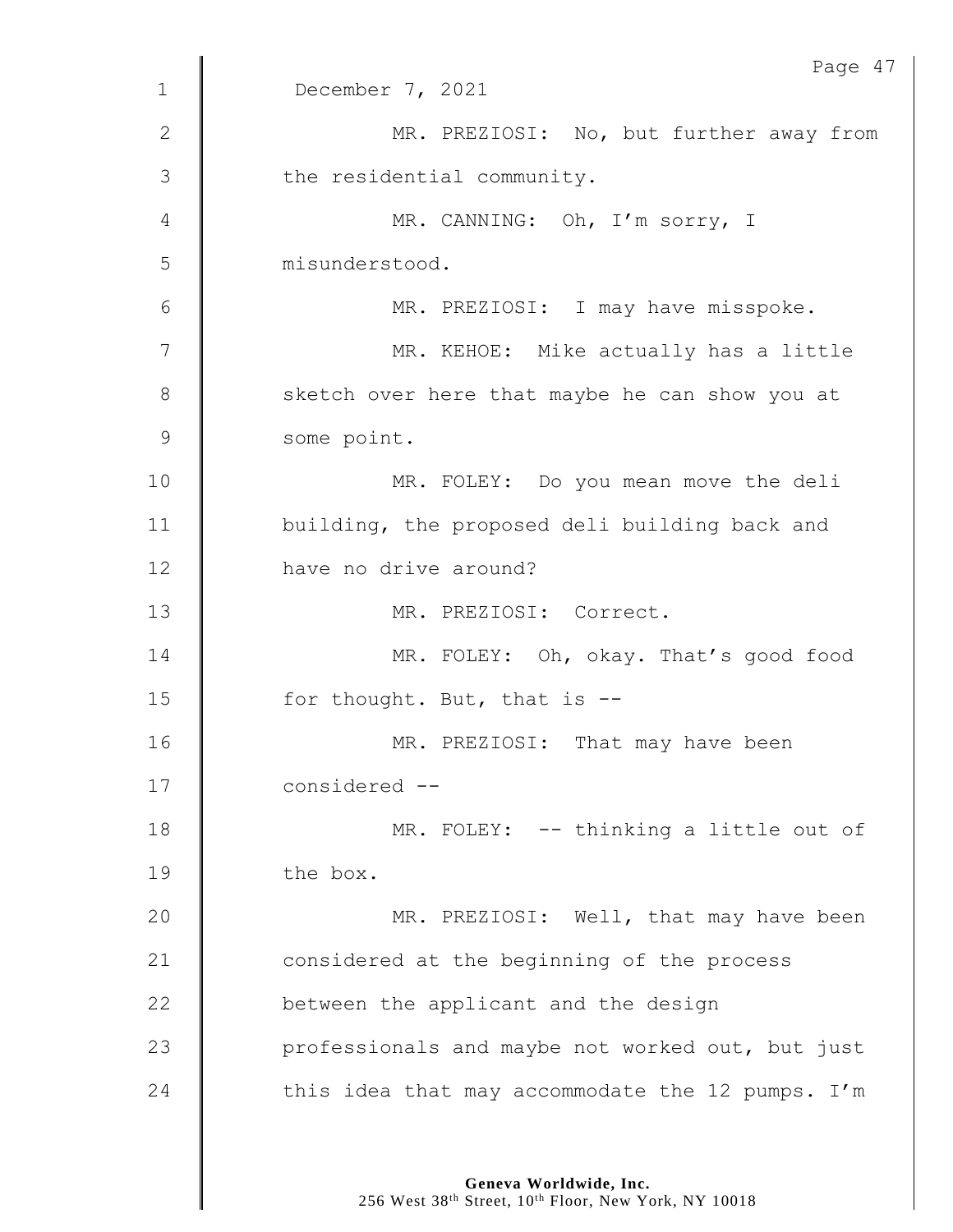December 7, 2021

MR. PREZIOSI: No, but further away from the residential community.

MR. CANNING: Oh, I'm sorry, I misunderstood.

MR. PREZIOSI: I may have misspoke.

MR. KEHOE: Mike actually has a little sketch over here that maybe he can show you at some point.

MR. FOLEY: Do you mean move the deli building, the proposed deli building back and have no drive around?

MR. PREZIOSI: Correct.

MR. FOLEY: Oh, okay. That's good food for thought. But, that is --

MR. PREZIOSI: That may have been considered --

MR. FOLEY: -- thinking a little out of the box.

MR. PREZIOSI: Well, that may have been considered at the beginning of the process between the applicant and the design professionals and maybe not worked out, but just this idea that may accommodate the 12 pumps. I'm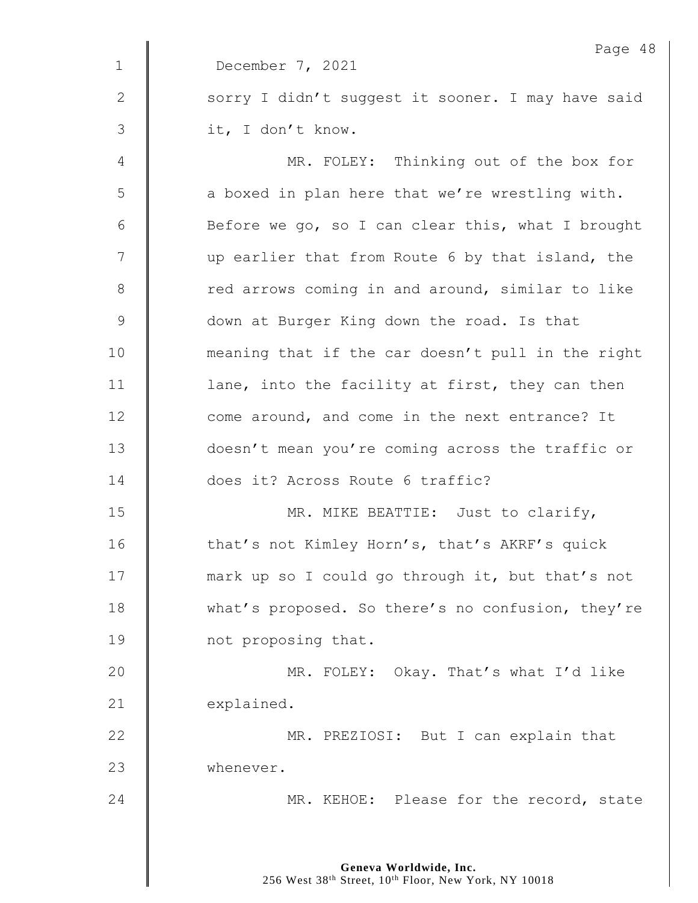December 7, 2021

sorry I didn't suggest it sooner. I may have said it, I don't know.

MR. FOLEY: Thinking out of the box for a boxed in plan here that we're wrestling with. Before we go, so I can clear this, what I brought up earlier that from Route 6 by that island, the red arrows coming in and around, similar to like down at Burger King down the road. Is that meaning that if the car doesn't pull in the right lane, into the facility at first, they can then come around, and come in the next entrance? It doesn't mean you're coming across the traffic or does it? Across Route 6 traffic?

MR. MIKE BEATTIE: Just to clarify, that's not Kimley Horn's, that's AKRF's quick mark up so I could go through it, but that's not what's proposed. So there's no confusion, they're not proposing that.

MR. FOLEY: Okay. That's what I'd like explained.

MR. PREZIOSI: But I can explain that whenever.

MR. KEHOE: Please for the record, state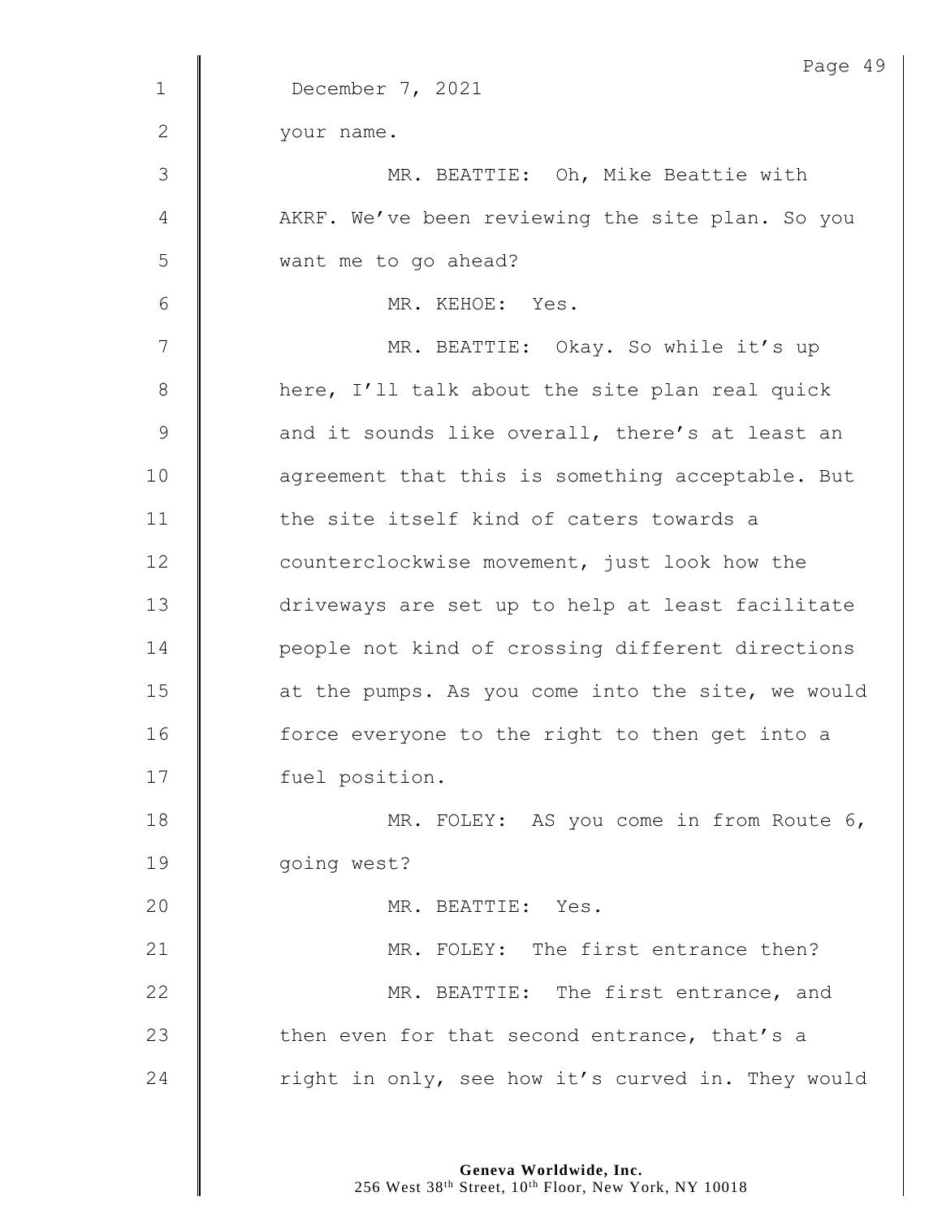December 7, 2021

your name.

MR. BEATTIE: Oh, Mike Beattie with AKRF. We've been reviewing the site plan. So you want me to go ahead?

MR. KEHOE: Yes.

MR. BEATTIE: Okay. So while it's up here, I'll talk about the site plan real quick and it sounds like overall, there's at least an agreement that this is something acceptable. But the site itself kind of caters towards a counterclockwise movement, just look how the driveways are set up to help at least facilitate people not kind of crossing different directions at the pumps. As you come into the site, we would force everyone to the right to then get into a fuel position.

MR. FOLEY: AS you come in from Route 6, going west?

MR. BEATTIE: Yes.

MR. FOLEY: The first entrance then?

MR. BEATTIE: The first entrance, and then even for that second entrance, that's a right in only, see how it's curved in. They would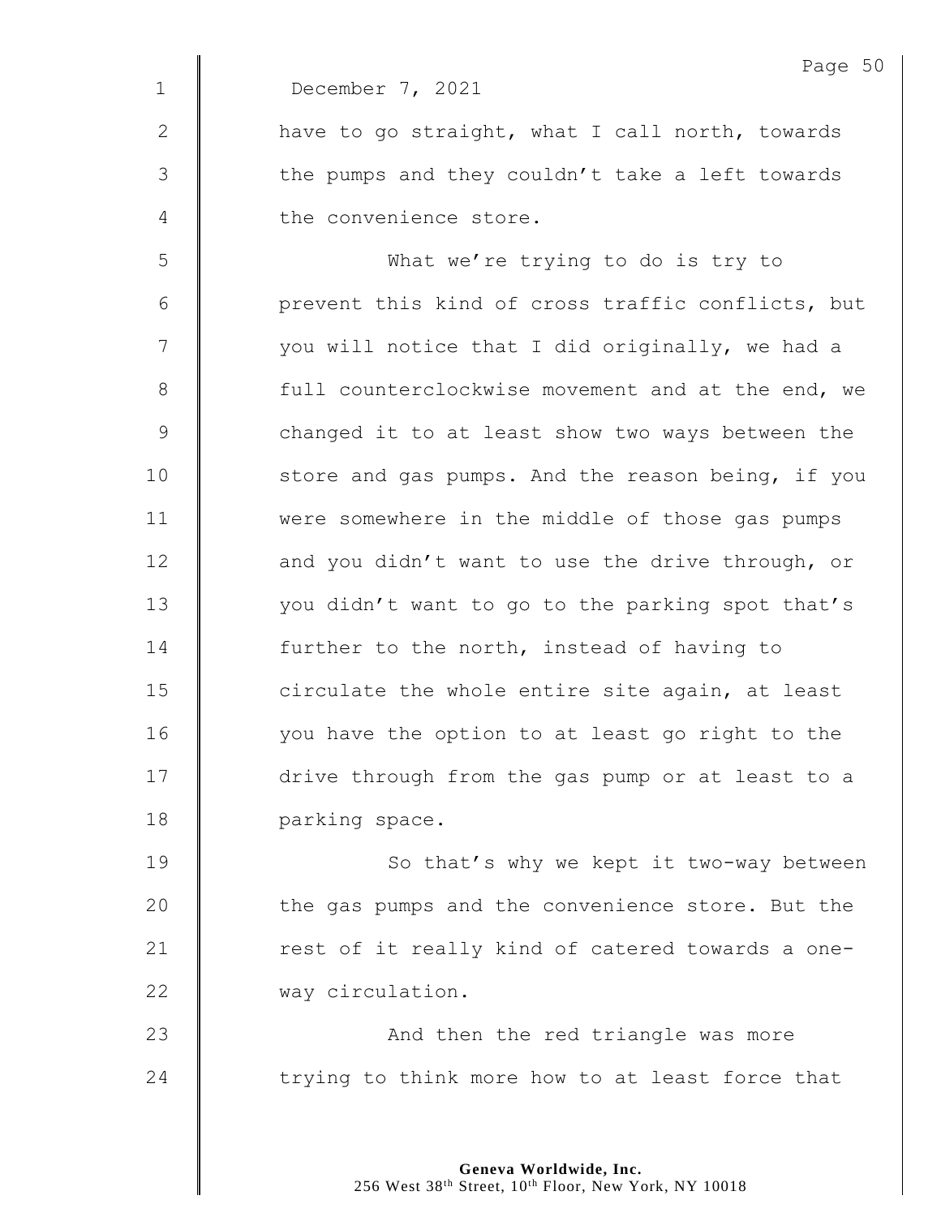December 7, 2021

have to go straight, what I call north, towards the pumps and they couldn't take a left towards the convenience store.

What we're trying to do is try to prevent this kind of cross traffic conflicts, but you will notice that I did originally, we had a full counterclockwise movement and at the end, we changed it to at least show two ways between the store and gas pumps. And the reason being, if you were somewhere in the middle of those gas pumps and you didn't want to use the drive through, or you didn't want to go to the parking spot that's further to the north, instead of having to circulate the whole entire site again, at least you have the option to at least go right to the drive through from the gas pump or at least to a parking space.

So that's why we kept it two-way between the gas pumps and the convenience store. But the rest of it really kind of catered towards a one-way circulation.

And then the red triangle was more trying to think more how to at least force that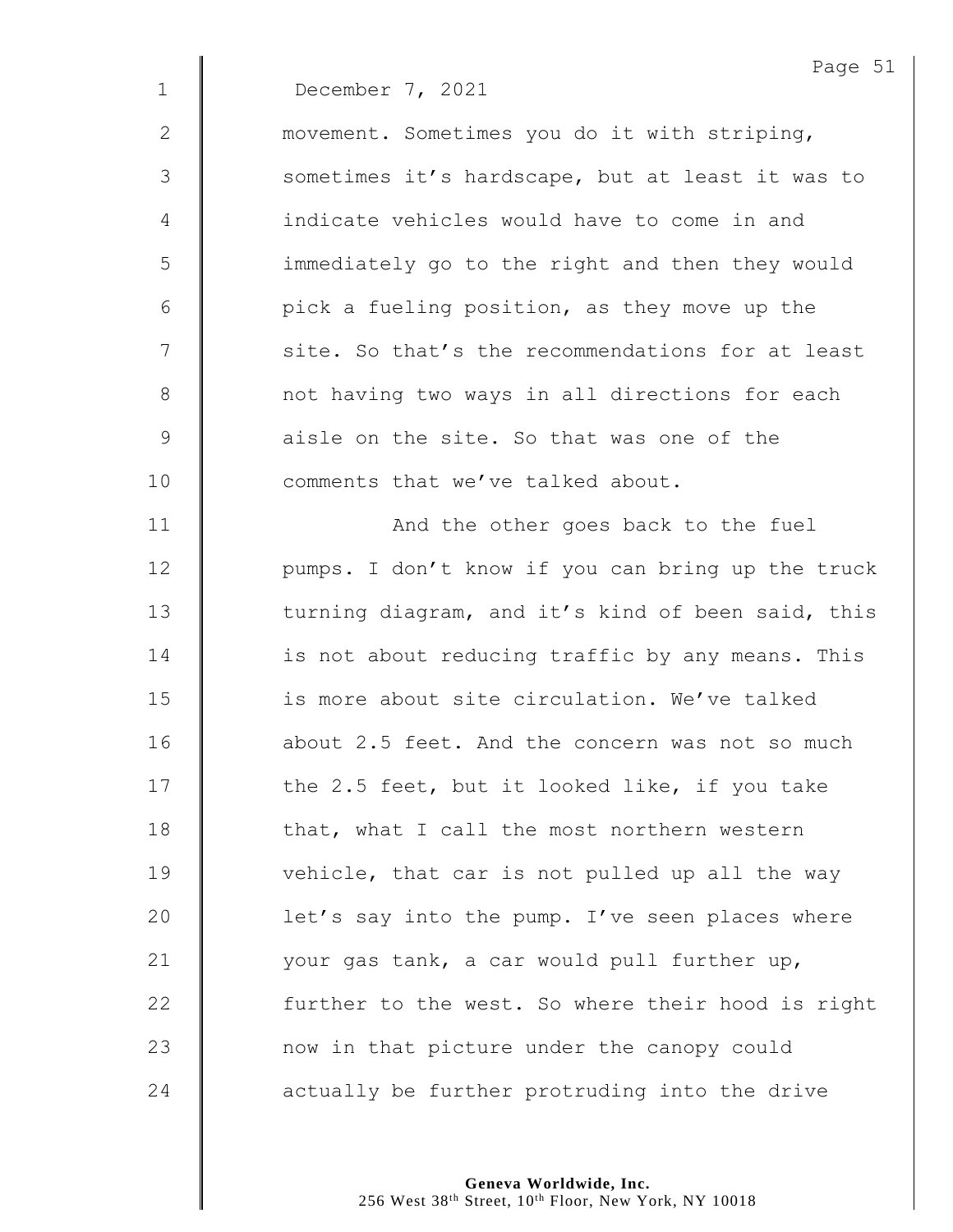December 7, 2021

movement. Sometimes you do it with striping, sometimes it's hardscape, but at least it was to indicate vehicles would have to come in and immediately go to the right and then they would pick a fueling position, as they move up the site. So that's the recommendations for at least not having two ways in all directions for each aisle on the site. So that was one of the comments that we've talked about.

And the other goes back to the fuel pumps. I don't know if you can bring up the truck turning diagram, and it's kind of been said, this is not about reducing traffic by any means. This is more about site circulation. We've talked about 2.5 feet. And the concern was not so much the 2.5 feet, but it looked like, if you take that, what I call the most northern western vehicle, that car is not pulled up all the way let's say into the pump. I've seen places where your gas tank, a car would pull further up, further to the west. So where their hood is right now in that picture under the canopy could actually be further protruding into the drive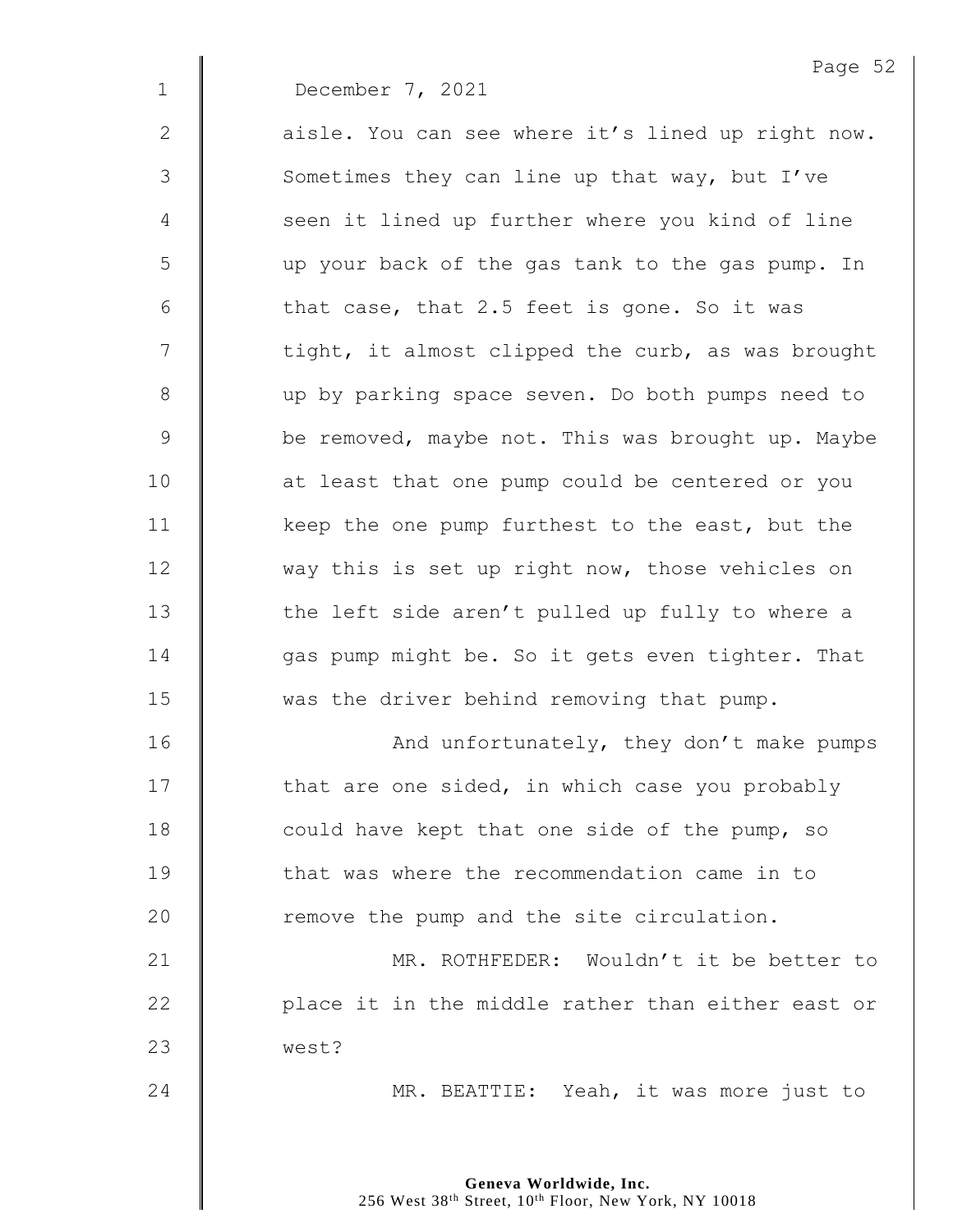December 7, 2021

aisle. You can see where it's lined up right now. Sometimes they can line up that way, but I've seen it lined up further where you kind of line up your back of the gas tank to the gas pump. In that case, that 2.5 feet is gone. So it was tight, it almost clipped the curb, as was brought up by parking space seven. Do both pumps need to be removed, maybe not. This was brought up. Maybe at least that one pump could be centered or you keep the one pump furthest to the east, but the way this is set up right now, those vehicles on the left side aren't pulled up fully to where a gas pump might be. So it gets even tighter. That was the driver behind removing that pump.

And unfortunately, they don't make pumps that are one sided, in which case you probably could have kept that one side of the pump, so that was where the recommendation came in to remove the pump and the site circulation.

MR. ROTHFEDER: Wouldn't it be better to place it in the middle rather than either east or west?

MR. BEATTIE: Yeah, it was more just to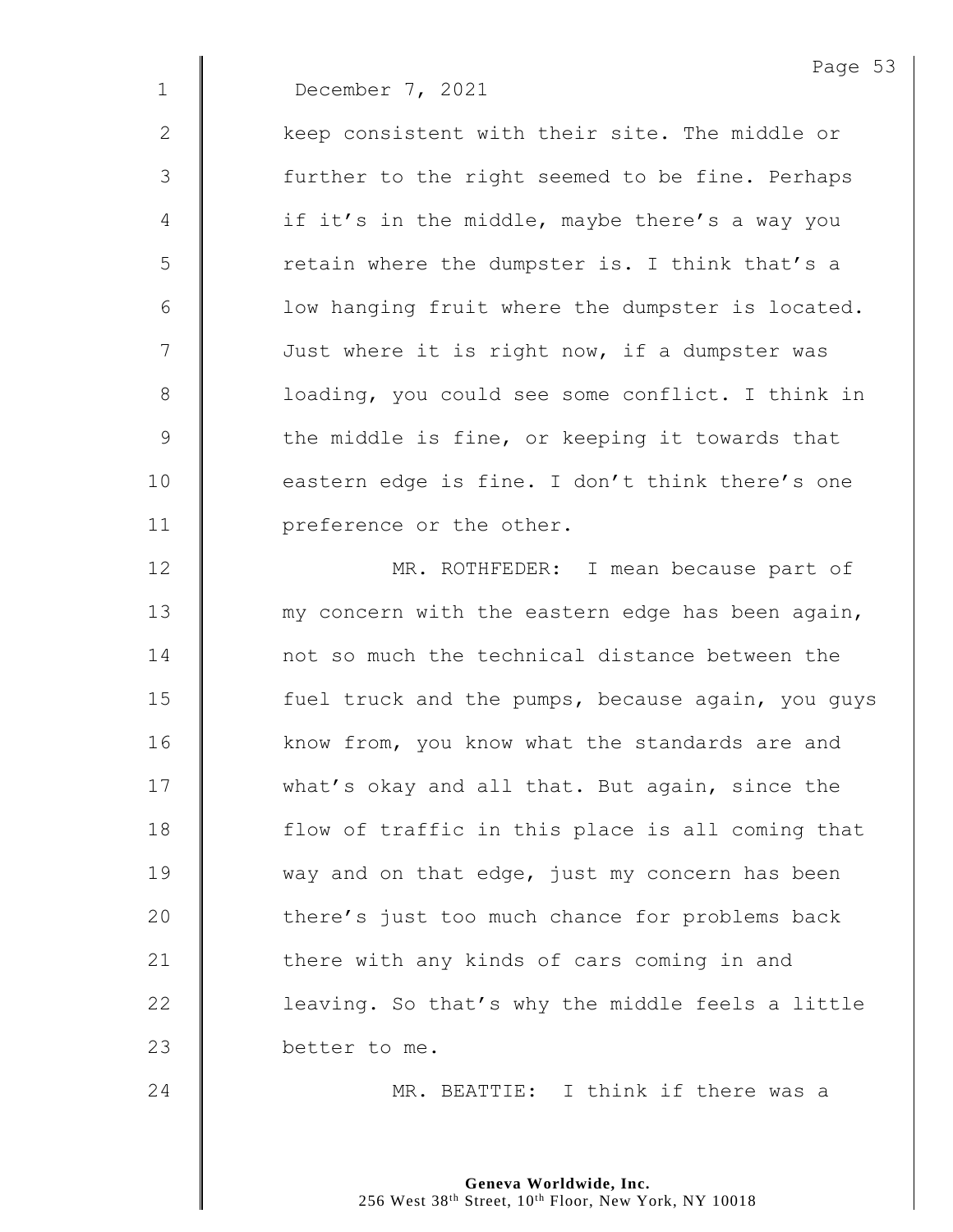December 7, 2021

keep consistent with their site. The middle or further to the right seemed to be fine. Perhaps if it's in the middle, maybe there's a way you retain where the dumpster is. I think that's a low hanging fruit where the dumpster is located. Just where it is right now, if a dumpster was loading, you could see some conflict. I think in the middle is fine, or keeping it towards that eastern edge is fine. I don't think there's one preference or the other.

MR. ROTHFEDER: I mean because part of my concern with the eastern edge has been again, not so much the technical distance between the fuel truck and the pumps, because again, you guys know from, you know what the standards are and what's okay and all that. But again, since the flow of traffic in this place is all coming that way and on that edge, just my concern has been there's just too much chance for problems back there with any kinds of cars coming in and leaving. So that's why the middle feels a little better to me.

MR. BEATTIE: I think if there was a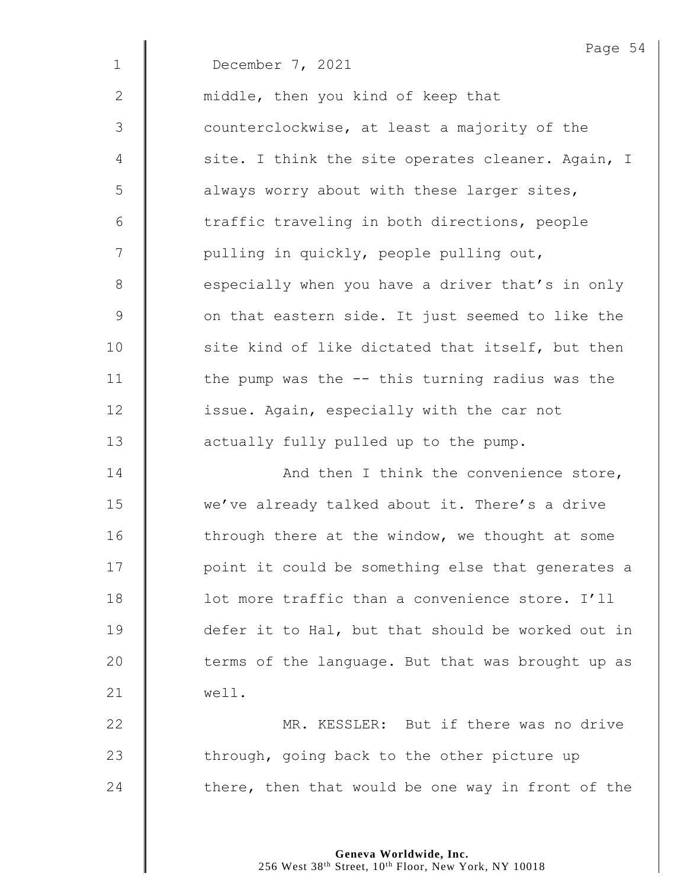December 7, 2021

middle, then you kind of keep that counterclockwise, at least a majority of the site. I think the site operates cleaner. Again, I always worry about with these larger sites, traffic traveling in both directions, people pulling in quickly, people pulling out, especially when you have a driver that's in only on that eastern side. It just seemed to like the site kind of like dictated that itself, but then the pump was the -- this turning radius was the issue. Again, especially with the car not actually fully pulled up to the pump.

And then I think the convenience store, we've already talked about it. There's a drive through there at the window, we thought at some point it could be something else that generates a lot more traffic than a convenience store. I'll defer it to Hal, but that should be worked out in terms of the language. But that was brought up as well.

MR. KESSLER: But if there was no drive through, going back to the other picture up there, then that would be one way in front of the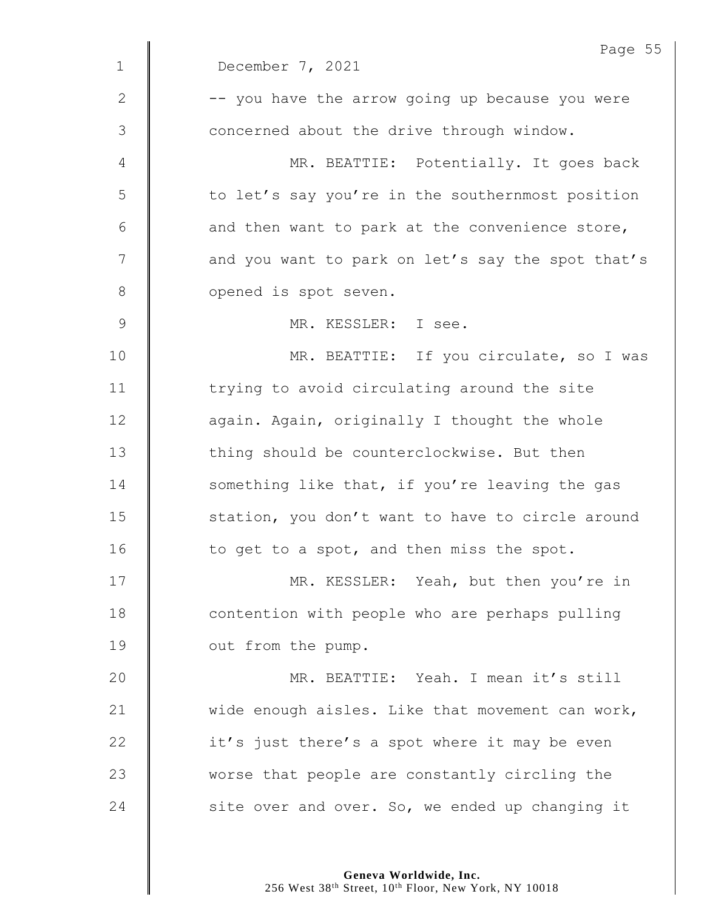December 7, 2021

-- you have the arrow going up because you were concerned about the drive through window.

MR. BEATTIE: Potentially. It goes back to let's say you're in the southernmost position and then want to park at the convenience store, and you want to park on let's say the spot that's opened is spot seven.

MR. KESSLER: I see.

MR. BEATTIE: If you circulate, so I was trying to avoid circulating around the site again. Again, originally I thought the whole thing should be counterclockwise. But then something like that, if you're leaving the gas station, you don't want to have to circle around to get to a spot, and then miss the spot.

MR. KESSLER: Yeah, but then you're in contention with people who are perhaps pulling out from the pump.

MR. BEATTIE: Yeah. I mean it's still wide enough aisles. Like that movement can work, it's just there's a spot where it may be even worse that people are constantly circling the site over and over. So, we ended up changing it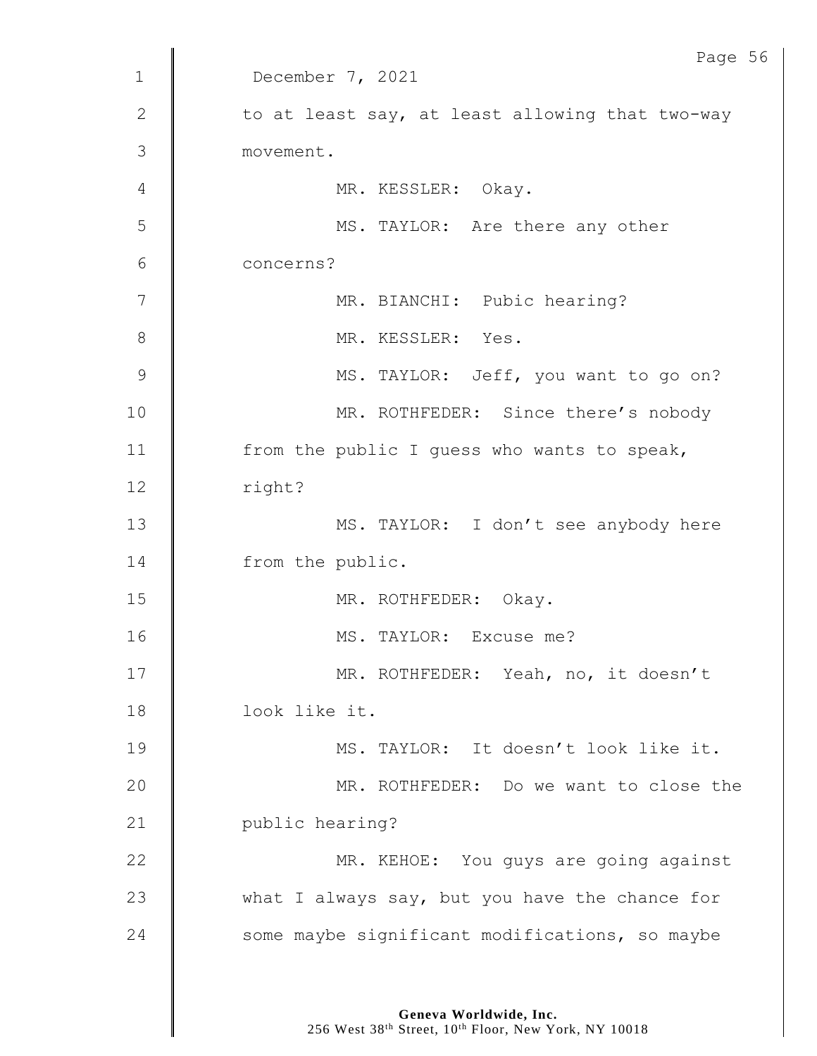December 7, 2021

to at least say, at least allowing that two-way movement.

MR. KESSLER: Okay.

MS. TAYLOR: Are there any other concerns?

MR. BIANCHI: Pubic hearing?

MR. KESSLER: Yes.

MS. TAYLOR: Jeff, you want to go on?

MR. ROTHFEDER: Since there's nobody from the public I guess who wants to speak, right?

MS. TAYLOR: I don't see anybody here from the public.

MR. ROTHFEDER: Okay.

MS. TAYLOR: Excuse me?

MR. ROTHFEDER: Yeah, no, it doesn't look like it.

MS. TAYLOR: It doesn't look like it.

MR. ROTHFEDER: Do we want to close the public hearing?

MR. KEHOE: You guys are going against what I always say, but you have the chance for some maybe significant modifications, so maybe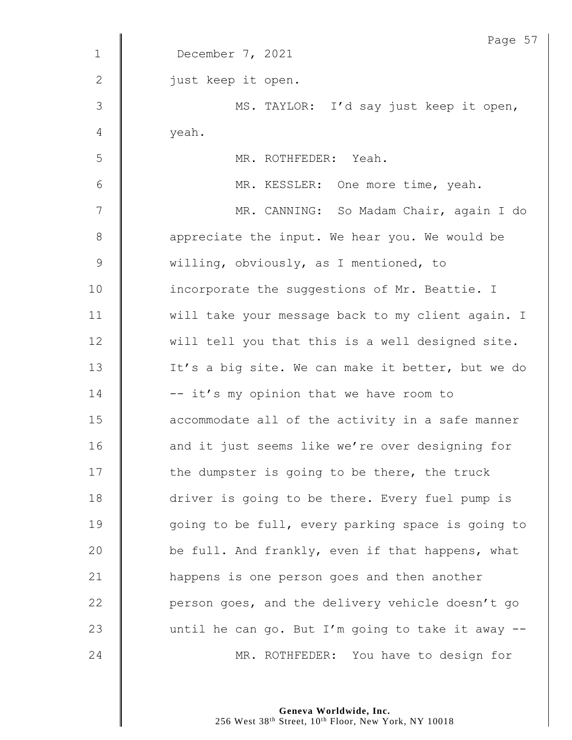December 7, 2021

just keep it open.

MS. TAYLOR: I'd say just keep it open, yeah.

MR. ROTHFEDER: Yeah.

MR. KESSLER: One more time, yeah.

MR. CANNING: So Madam Chair, again I do appreciate the input. We hear you. We would be willing, obviously, as I mentioned, to incorporate the suggestions of Mr. Beattie. I will take your message back to my client again. I will tell you that this is a well designed site. It's a big site. We can make it better, but we do -- it's my opinion that we have room to accommodate all of the activity in a safe manner and it just seems like we're over designing for the dumpster is going to be there, the truck driver is going to be there. Every fuel pump is going to be full, every parking space is going to be full. And frankly, even if that happens, what happens is one person goes and then another person goes, and the delivery vehicle doesn't go until he can go. But I'm going to take it away --

MR. ROTHFEDER: You have to design for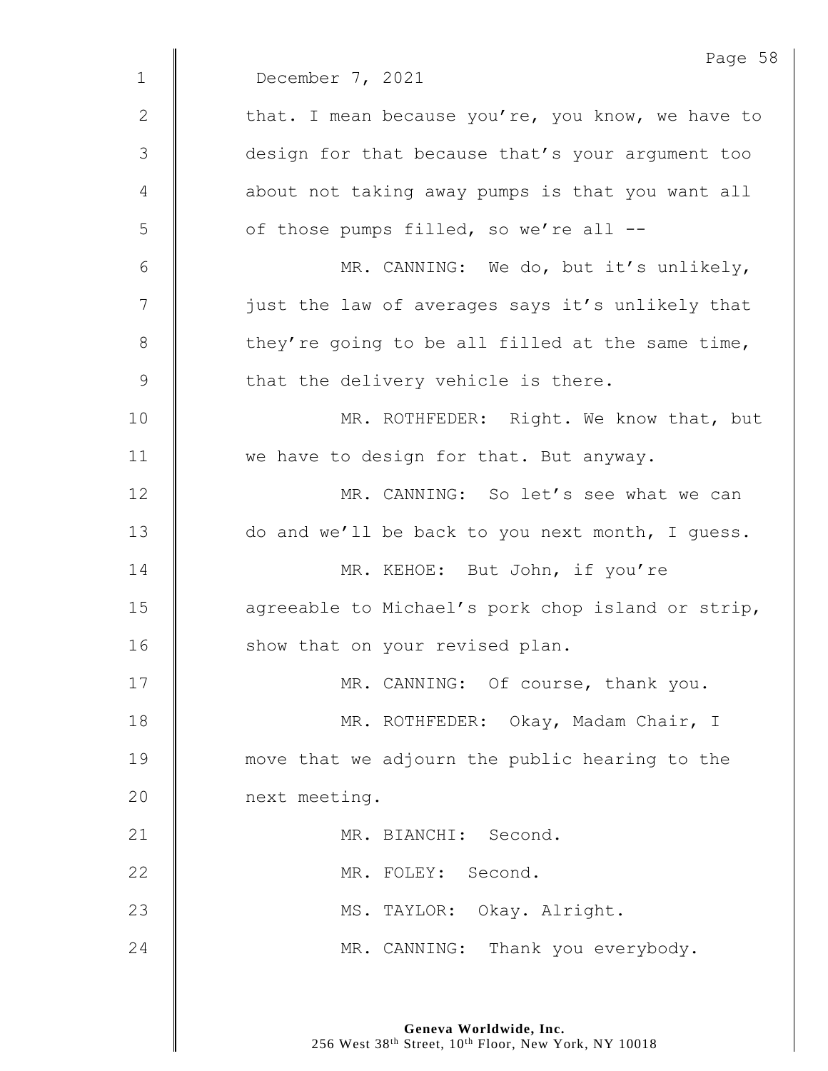December 7, 2021

that. I mean because you're, you know, we have to design for that because that's your argument too about not taking away pumps is that you want all of those pumps filled, so we're all --

MR. CANNING: We do, but it's unlikely, just the law of averages says it's unlikely that they're going to be all filled at the same time, that the delivery vehicle is there.

MR. ROTHFEDER: Right. We know that, but we have to design for that. But anyway.

MR. CANNING: So let's see what we can do and we'll be back to you next month, I guess.

MR. KEHOE: But John, if you're agreeable to Michael's pork chop island or strip, show that on your revised plan.

MR. CANNING: Of course, thank you.

MR. ROTHFEDER: Okay, Madam Chair, I move that we adjourn the public hearing to the next meeting.

MR. BIANCHI: Second.

MR. FOLEY: Second.

MS. TAYLOR: Okay. Alright.

MR. CANNING: Thank you everybody.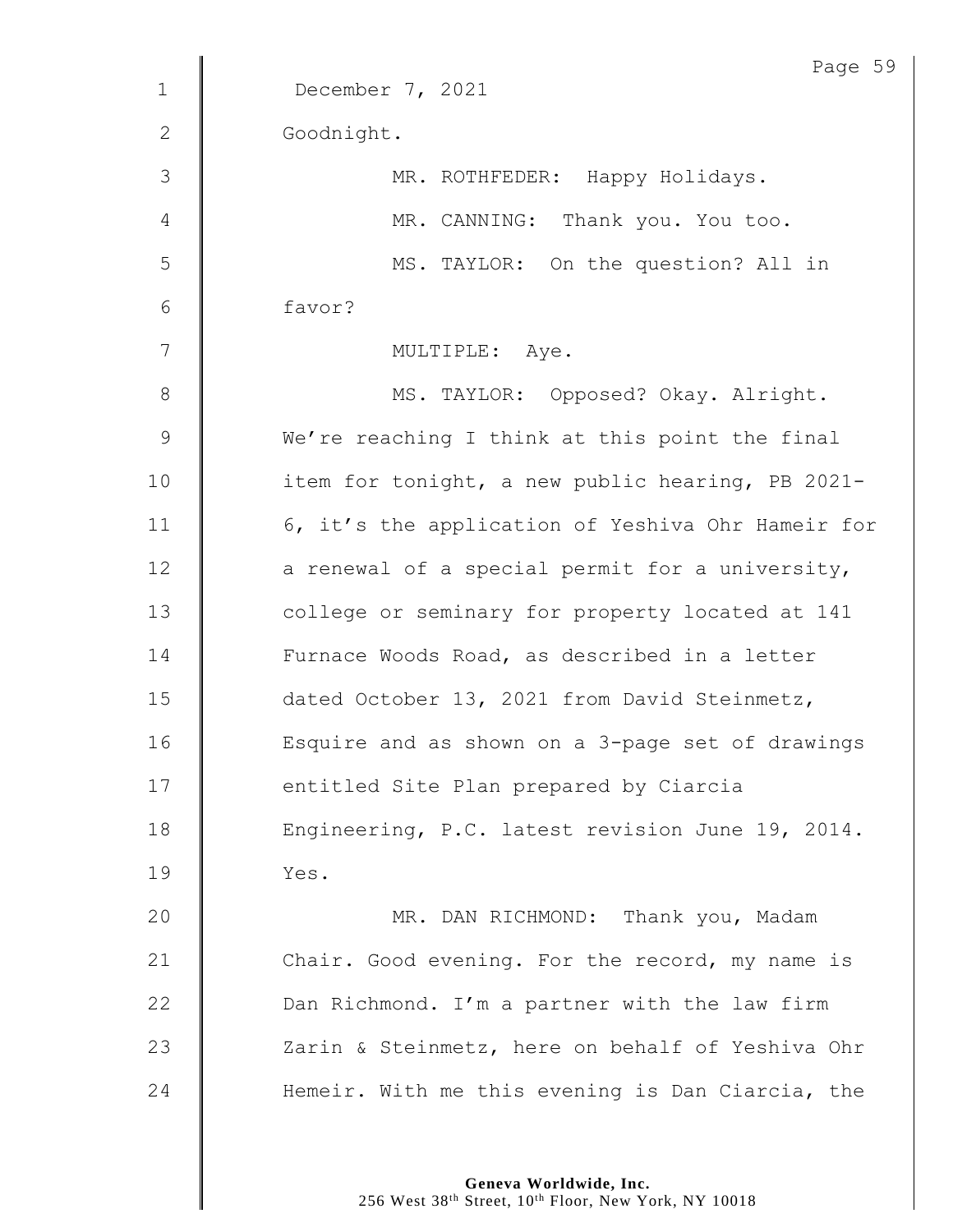December 7, 2021

Goodnight.

MR. ROTHFEDER: Happy Holidays.

MR. CANNING: Thank you. You too.

MS. TAYLOR: On the question? All in favor?

MULTIPLE: Aye.

MS. TAYLOR: Opposed? Okay. Alright. We're reaching I think at this point the final item for tonight, a new public hearing, PB 2021-6, it's the application of Yeshiva Ohr Hameir for a renewal of a special permit for a university, college or seminary for property located at 141 Furnace Woods Road, as described in a letter dated October 13, 2021 from David Steinmetz, Esquire and as shown on a 3-page set of drawings entitled Site Plan prepared by Ciarcia Engineering, P.C. latest revision June 19, 2014. Yes.

MR. DAN RICHMOND: Thank you, Madam Chair. Good evening. For the record, my name is Dan Richmond. I'm a partner with the law firm Zarin & Steinmetz, here on behalf of Yeshiva Ohr Hemeir. With me this evening is Dan Ciarcia, the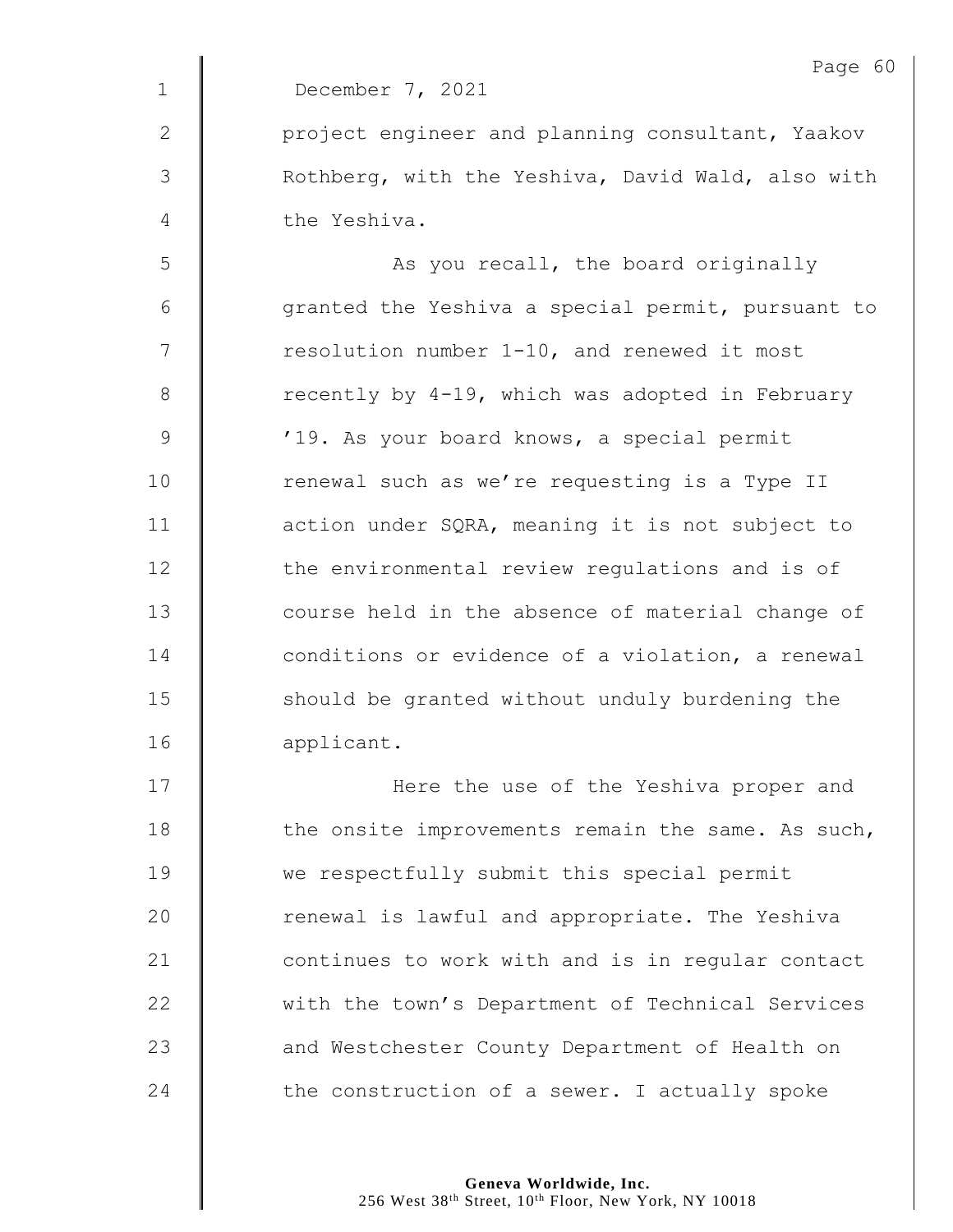December 7, 2021

project engineer and planning consultant, Yaakov Rothberg, with the Yeshiva, David Wald, also with the Yeshiva.

As you recall, the board originally granted the Yeshiva a special permit, pursuant to resolution number 1-10, and renewed it most recently by 4-19, which was adopted in February '19. As your board knows, a special permit renewal such as we're requesting is a Type II action under SQRA, meaning it is not subject to the environmental review regulations and is of course held in the absence of material change of conditions or evidence of a violation, a renewal should be granted without unduly burdening the applicant.

Here the use of the Yeshiva proper and the onsite improvements remain the same. As such, we respectfully submit this special permit renewal is lawful and appropriate. The Yeshiva continues to work with and is in regular contact with the town's Department of Technical Services and Westchester County Department of Health on the construction of a sewer. I actually spoke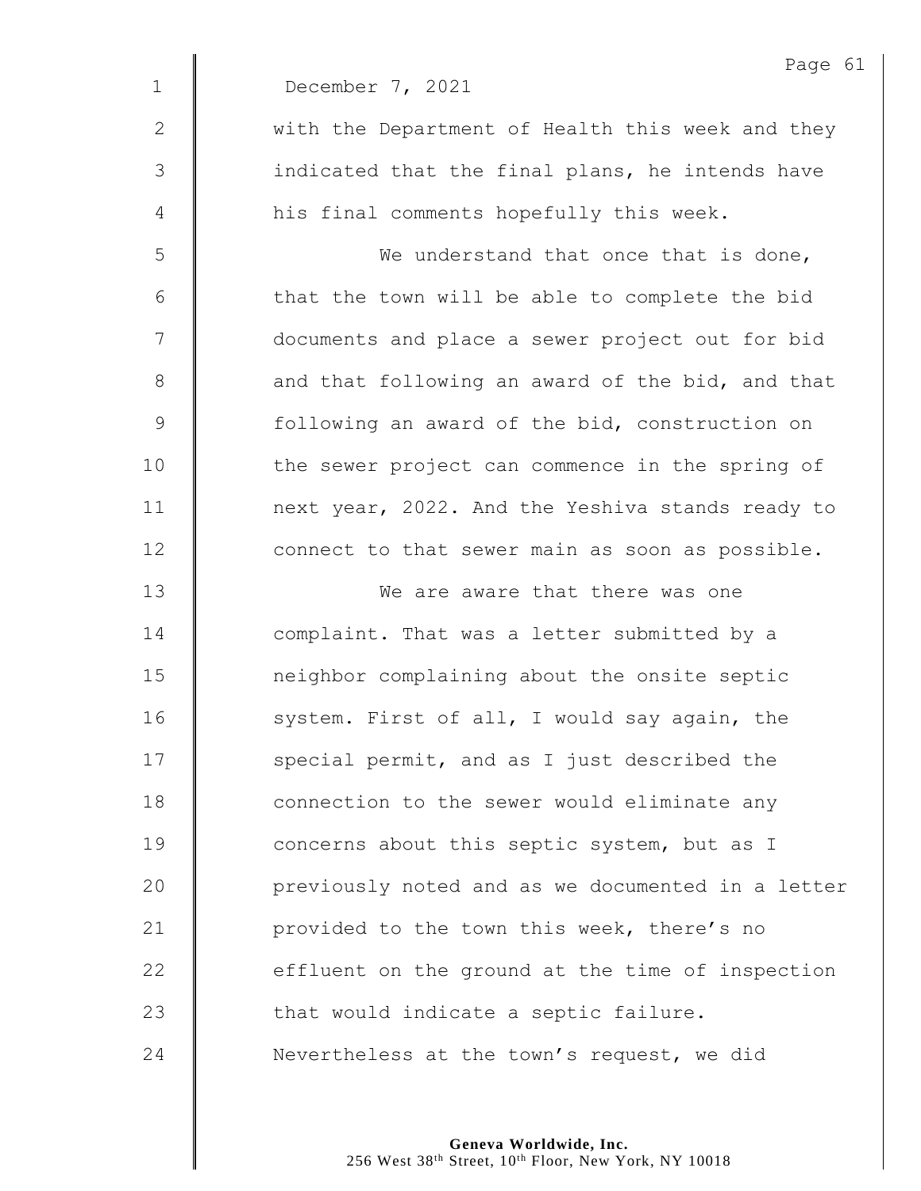December 7, 2021

with the Department of Health this week and they indicated that the final plans, he intends have his final comments hopefully this week.

We understand that once that is done, that the town will be able to complete the bid documents and place a sewer project out for bid and that following an award of the bid, and that following an award of the bid, construction on the sewer project can commence in the spring of next year, 2022. And the Yeshiva stands ready to connect to that sewer main as soon as possible.

We are aware that there was one complaint. That was a letter submitted by a neighbor complaining about the onsite septic system. First of all, I would say again, the special permit, and as I just described the connection to the sewer would eliminate any concerns about this septic system, but as I previously noted and as we documented in a letter provided to the town this week, there's no effluent on the ground at the time of inspection that would indicate a septic failure. Nevertheless at the town's request, we did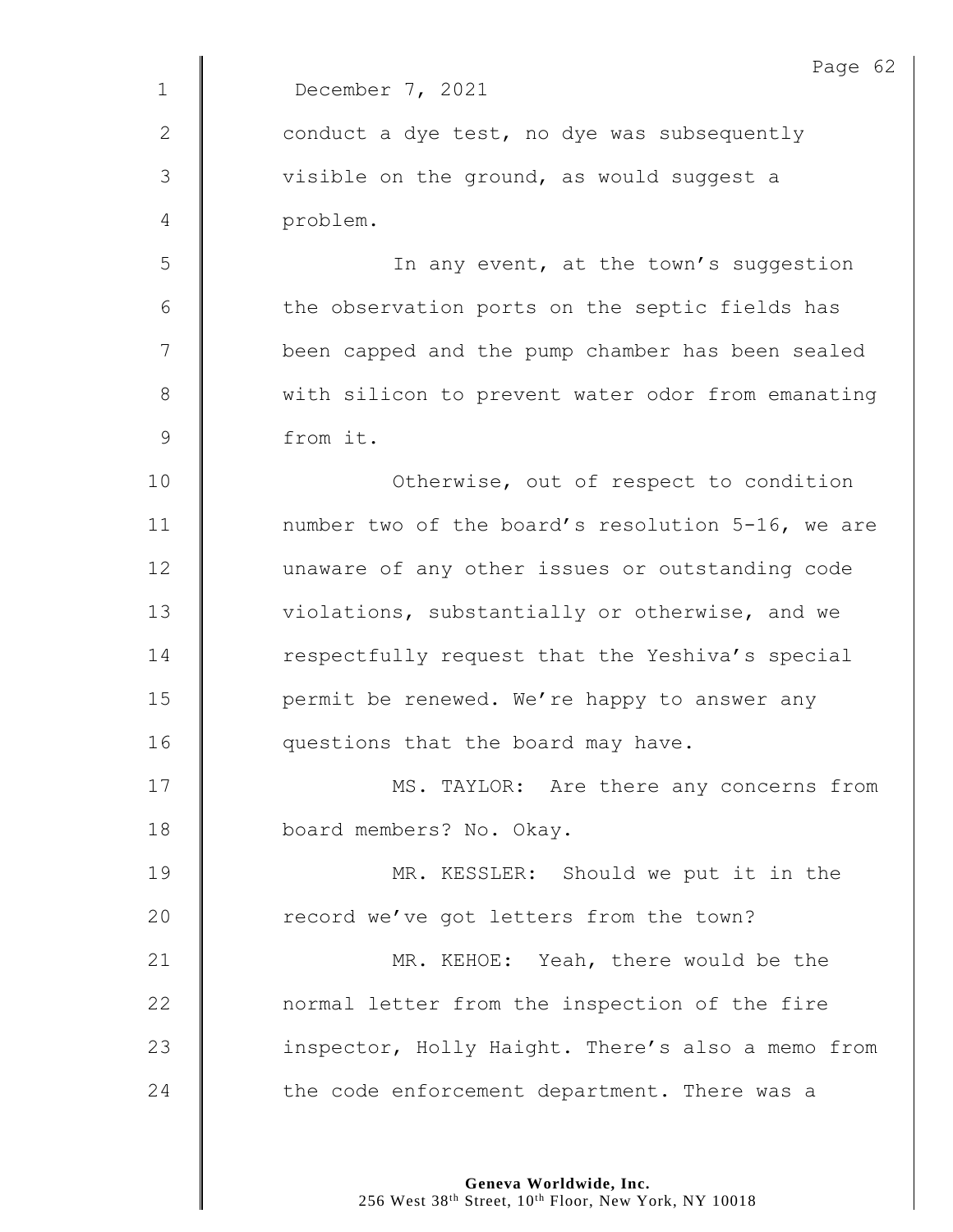December 7, 2021

conduct a dye test, no dye was subsequently visible on the ground, as would suggest a problem.

In any event, at the town's suggestion the observation ports on the septic fields has been capped and the pump chamber has been sealed with silicon to prevent water odor from emanating from it.

Otherwise, out of respect to condition number two of the board's resolution 5-16, we are unaware of any other issues or outstanding code violations, substantially or otherwise, and we respectfully request that the Yeshiva's special permit be renewed. We're happy to answer any questions that the board may have.

MS. TAYLOR: Are there any concerns from board members? No. Okay.

MR. KESSLER: Should we put it in the record we've got letters from the town?

MR. KEHOE: Yeah, there would be the normal letter from the inspection of the fire inspector, Holly Haight. There's also a memo from the code enforcement department. There was a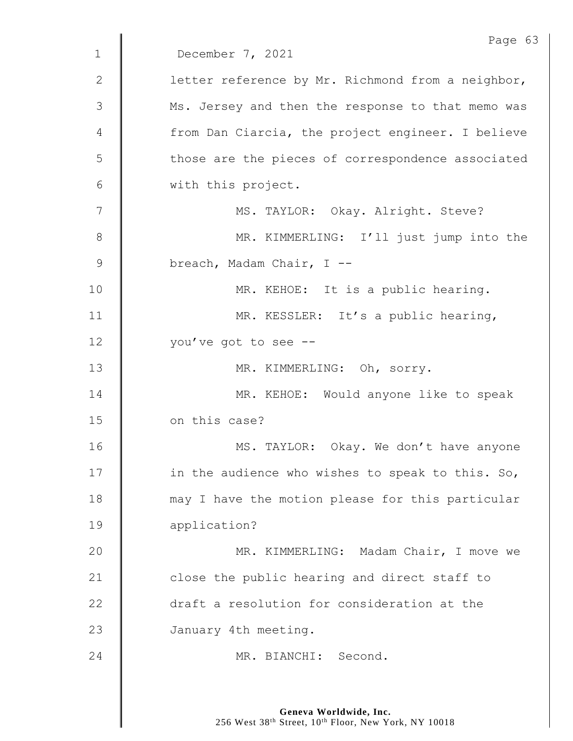December 7, 2021

letter reference by Mr. Richmond from a neighbor, Ms. Jersey and then the response to that memo was from Dan Ciarcia, the project engineer. I believe those are the pieces of correspondence associated with this project.

MS. TAYLOR: Okay. Alright. Steve?

MR. KIMMERLING: I'll just jump into the breach, Madam Chair, I --

MR. KEHOE: It is a public hearing.

MR. KESSLER: It's a public hearing, you've got to see --

MR. KIMMERLING: Oh, sorry.

MR. KEHOE: Would anyone like to speak on this case?

MS. TAYLOR: Okay. We don't have anyone in the audience who wishes to speak to this. So, may I have the motion please for this particular application?

MR. KIMMERLING: Madam Chair, I move we close the public hearing and direct staff to draft a resolution for consideration at the January 4th meeting.

MR. BIANCHI: Second.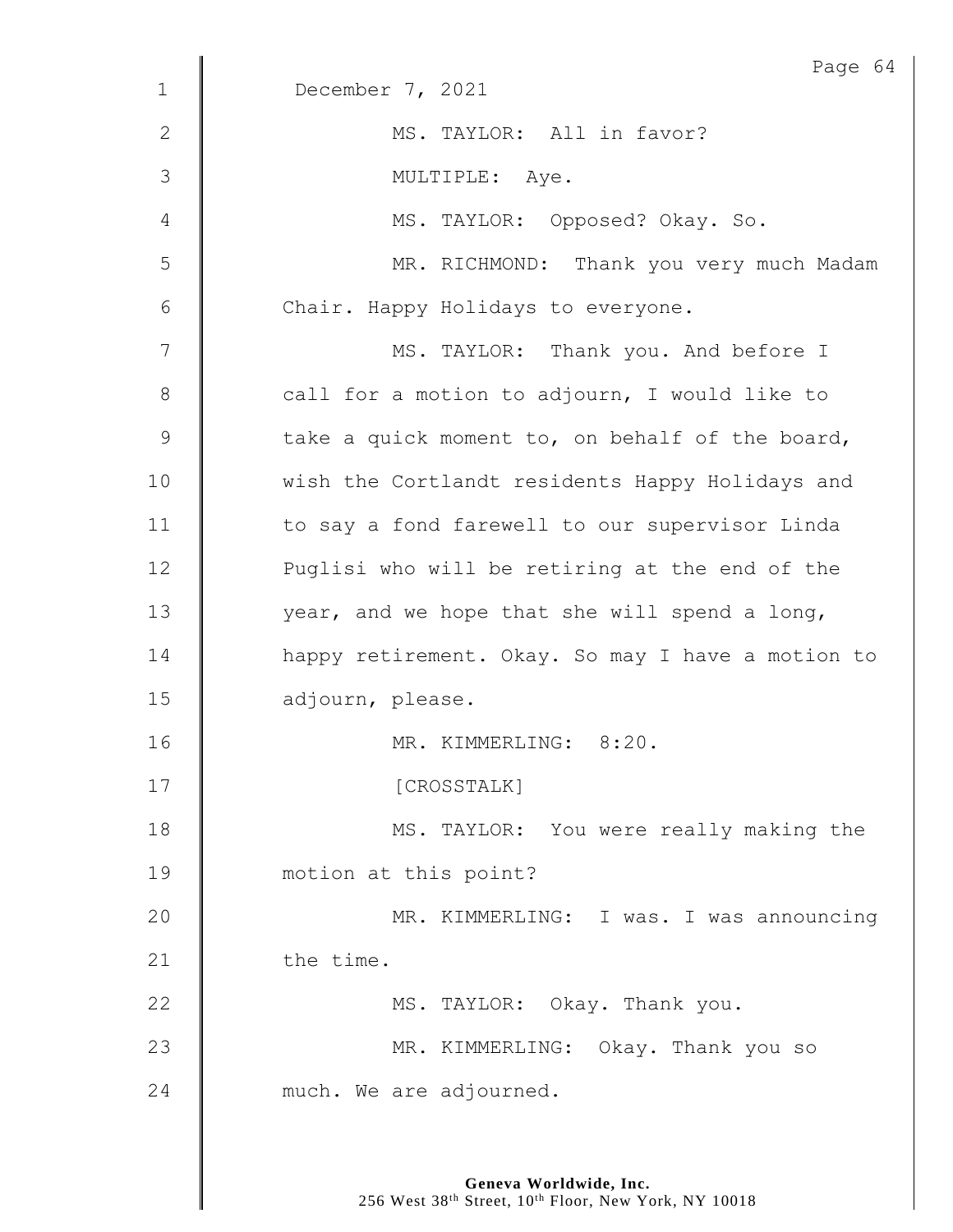December 7, 2021

MS. TAYLOR: All in favor?

MULTIPLE: Aye.

MS. TAYLOR: Opposed? Okay. So.

MR. RICHMOND: Thank you very much Madam Chair. Happy Holidays to everyone.

MS. TAYLOR: Thank you. And before I call for a motion to adjourn, I would like to take a quick moment to, on behalf of the board, wish the Cortlandt residents Happy Holidays and to say a fond farewell to our supervisor Linda Puglisi who will be retiring at the end of the year, and we hope that she will spend a long, happy retirement. Okay. So may I have a motion to adjourn, please.

MR. KIMMERLING: 8:20.

[CROSSTALK]

MS. TAYLOR: You were really making the motion at this point?

MR. KIMMERLING: I was. I was announcing the time.

MS. TAYLOR: Okay. Thank you.

MR. KIMMERLING: Okay. Thank you so much. We are adjourned.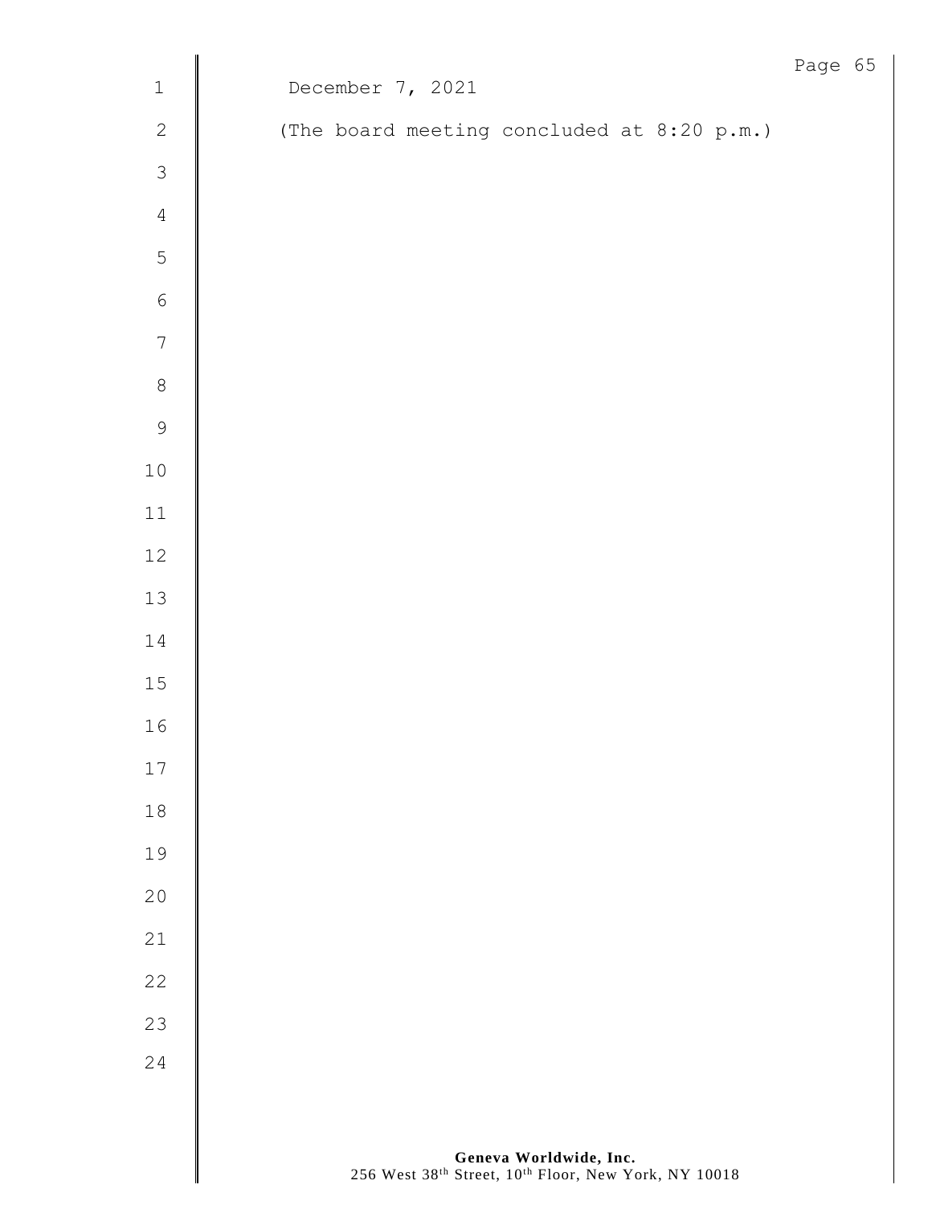December 7, 2021

(The board meeting concluded at 8:20 p.m.)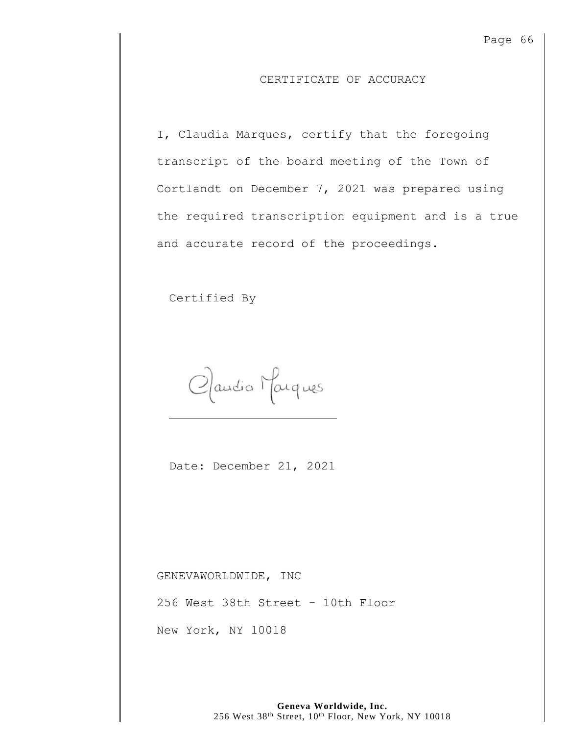# CERTIFICATE OF ACCURACY

I, Claudia Marques, certify that the foregoing transcript of the board meeting of the Town of Cortlandt on December 7, 2021 was prepared using the required transcription equipment and is a true and accurate record of the proceedings.

Certified By

Claudia Marques

\_\_\_\_\_\_\_\_\_\_\_\_\_\_\_\_\_\_\_\_\_\_\_\_\_\_\_\_

Date: December 21, 2021

GENEVAWORLDWIDE, INC

256 West 38th Street - 10th Floor

New York, NY 10018